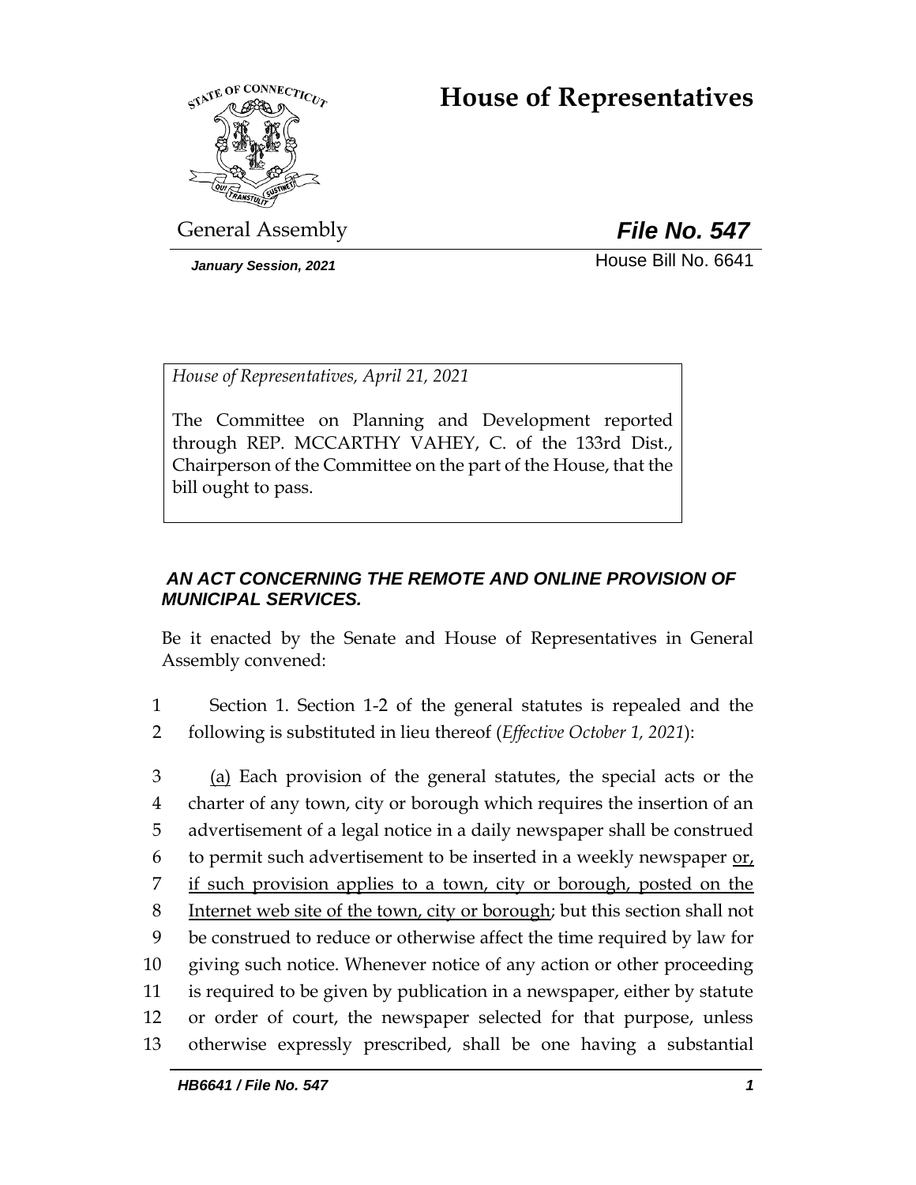# House of Representatives

General Assembly **File No. 547**

*January Session, 2021* House Bill No. 6641

*House of Representatives, April 21, 2021*

The Committee on Planning and Development reported through REP. MCCARTHY VAHEY, C. of the 133rd Dist., Chairperson of the Committee on the part of the House, that the bill ought to pass.

***AN ACT CONCERNING THE REMOTE AND ONLINE PROVISION OF MUNICIPAL SERVICES.***

Be it enacted by the Senate and House of Representatives in General Assembly convened:

1 Section 1. Section 1-2 of the general statutes is repealed and the
2 following is substituted in lieu thereof (*Effective October 1, 2021*):

3 <u>(a)</u> Each provision of the general statutes, the special acts or the
4 charter of any town, city or borough which requires the insertion of an
5 advertisement of a legal notice in a daily newspaper shall be construed
6 to permit such advertisement to be inserted in a weekly newspaper <u>or,</u>
7 <u>if such provision applies to a town, city or borough, posted on the</u>
8 <u>Internet web site of the town, city or borough</u>; but this section shall not
9 be construed to reduce or otherwise affect the time required by law for
10 giving such notice. Whenever notice of any action or other proceeding
11 is required to be given by publication in a newspaper, either by statute
12 or order of court, the newspaper selected for that purpose, unless
13 otherwise expressly prescribed, shall be one having a substantial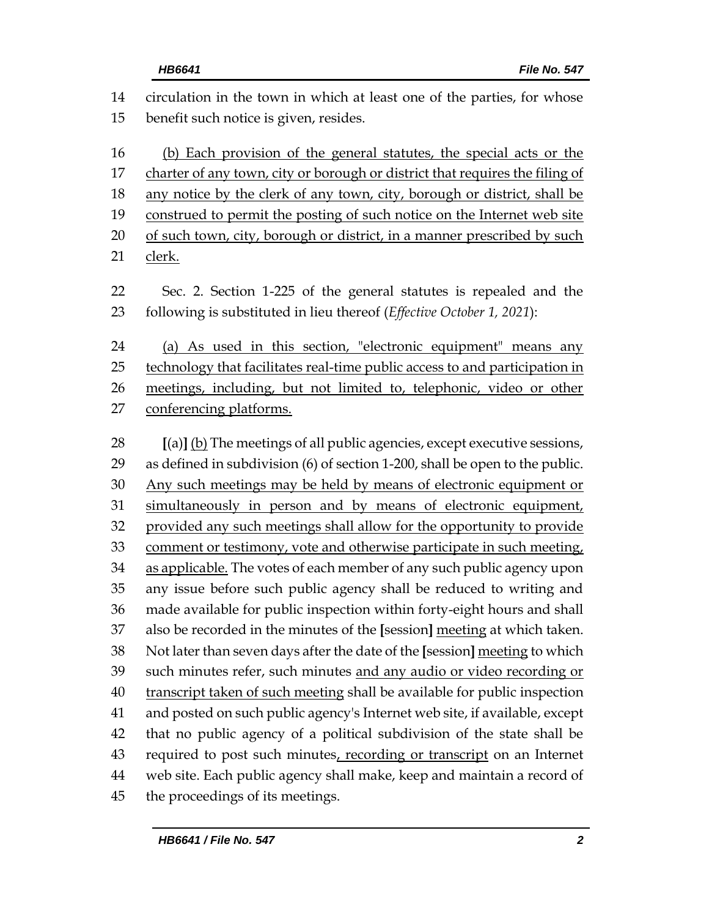circulation in the town in which at least one of the parties, for whose benefit such notice is given, resides.

<u>(b) Each provision of the general statutes, the special acts or the charter of any town, city or borough or district that requires the filing of any notice by the clerk of any town, city, borough or district, shall be construed to permit the posting of such notice on the Internet web site of such town, city, borough or district, in a manner prescribed by such clerk.</u>

Sec. 2. Section 1-225 of the general statutes is repealed and the following is substituted in lieu thereof (*Effective October 1, 2021*):

<u>(a) As used in this section, "electronic equipment" means any technology that facilitates real-time public access to and participation in meetings, including, but not limited to, telephonic, video or other conferencing platforms.</u>

**[**(a)**]** <u>(b)</u> The meetings of all public agencies, except executive sessions, as defined in subdivision (6) of section 1-200, shall be open to the public. <u>Any such meetings may be held by means of electronic equipment or simultaneously in person and by means of electronic equipment, provided any such meetings shall allow for the opportunity to provide comment or testimony, vote and otherwise participate in such meeting, as applicable.</u> The votes of each member of any such public agency upon any issue before such public agency shall be reduced to writing and made available for public inspection within forty-eight hours and shall also be recorded in the minutes of the **[**session**]** <u>meeting</u> at which taken. Not later than seven days after the date of the **[**session**]** <u>meeting</u> to which such minutes refer, such minutes <u>and any audio or video recording or transcript taken of such meeting</u> shall be available for public inspection and posted on such public agency's Internet web site, if available, except that no public agency of a political subdivision of the state shall be required to post such minutes<u>, recording or transcript</u> on an Internet web site. Each public agency shall make, keep and maintain a record of the proceedings of its meetings.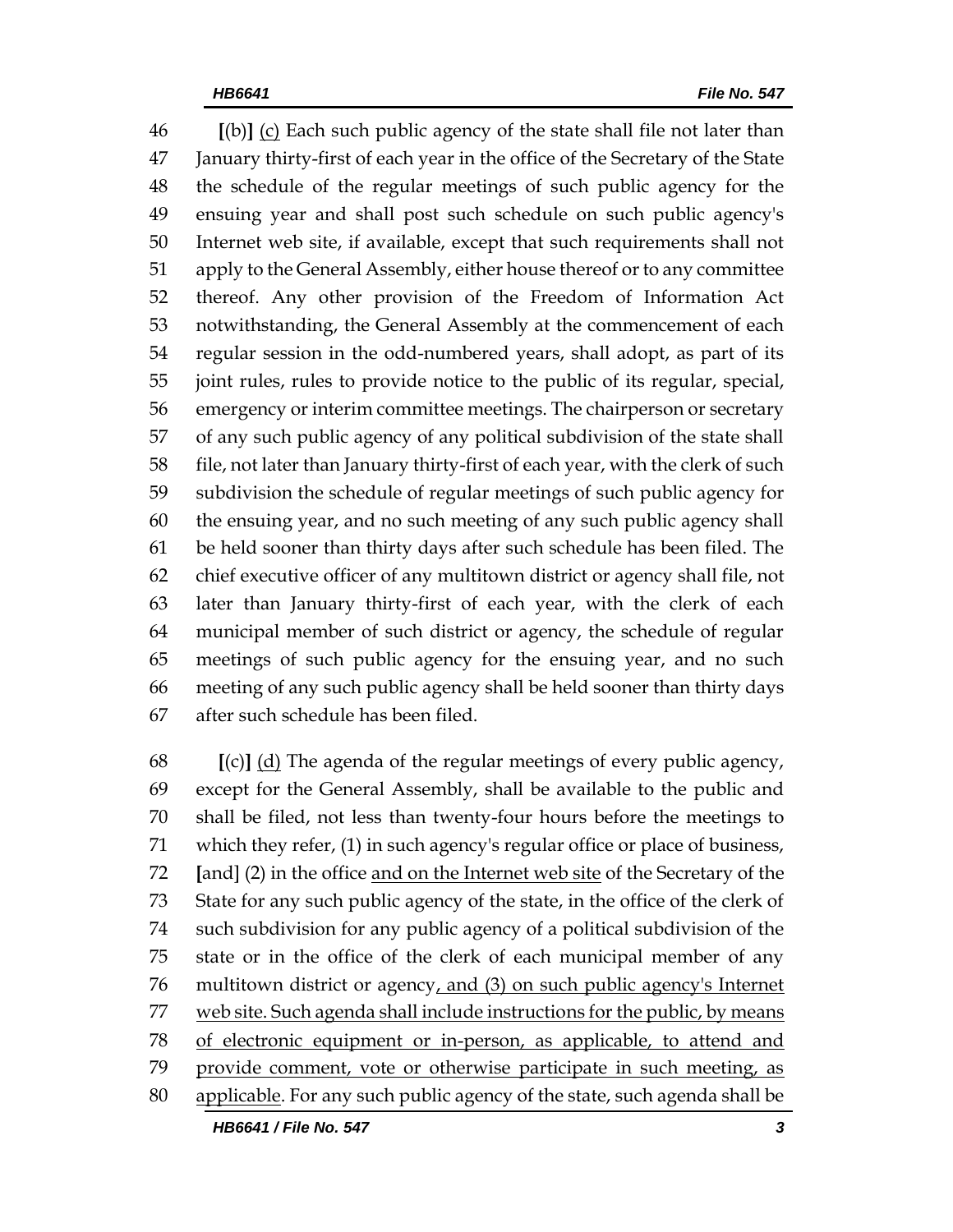[(b)] (c) Each such public agency of the state shall file not later than January thirty-first of each year in the office of the Secretary of the State the schedule of the regular meetings of such public agency for the ensuing year and shall post such schedule on such public agency's Internet web site, if available, except that such requirements shall not apply to the General Assembly, either house thereof or to any committee thereof. Any other provision of the Freedom of Information Act notwithstanding, the General Assembly at the commencement of each regular session in the odd-numbered years, shall adopt, as part of its joint rules, rules to provide notice to the public of its regular, special, emergency or interim committee meetings. The chairperson or secretary of any such public agency of any political subdivision of the state shall file, not later than January thirty-first of each year, with the clerk of such subdivision the schedule of regular meetings of such public agency for the ensuing year, and no such meeting of any such public agency shall be held sooner than thirty days after such schedule has been filed. The chief executive officer of any multitown district or agency shall file, not later than January thirty-first of each year, with the clerk of each municipal member of such district or agency, the schedule of regular meetings of such public agency for the ensuing year, and no such meeting of any such public agency shall be held sooner than thirty days after such schedule has been filed.

[(c)] (d) The agenda of the regular meetings of every public agency, except for the General Assembly, shall be available to the public and shall be filed, not less than twenty-four hours before the meetings to which they refer, (1) in such agency's regular office or place of business, [and] (2) in the office and on the Internet web site of the Secretary of the State for any such public agency of the state, in the office of the clerk of such subdivision for any public agency of a political subdivision of the state or in the office of the clerk of each municipal member of any multitown district or agency, and (3) on such public agency's Internet web site. Such agenda shall include instructions for the public, by means of electronic equipment or in-person, as applicable, to attend and provide comment, vote or otherwise participate in such meeting, as applicable. For any such public agency of the state, such agenda shall be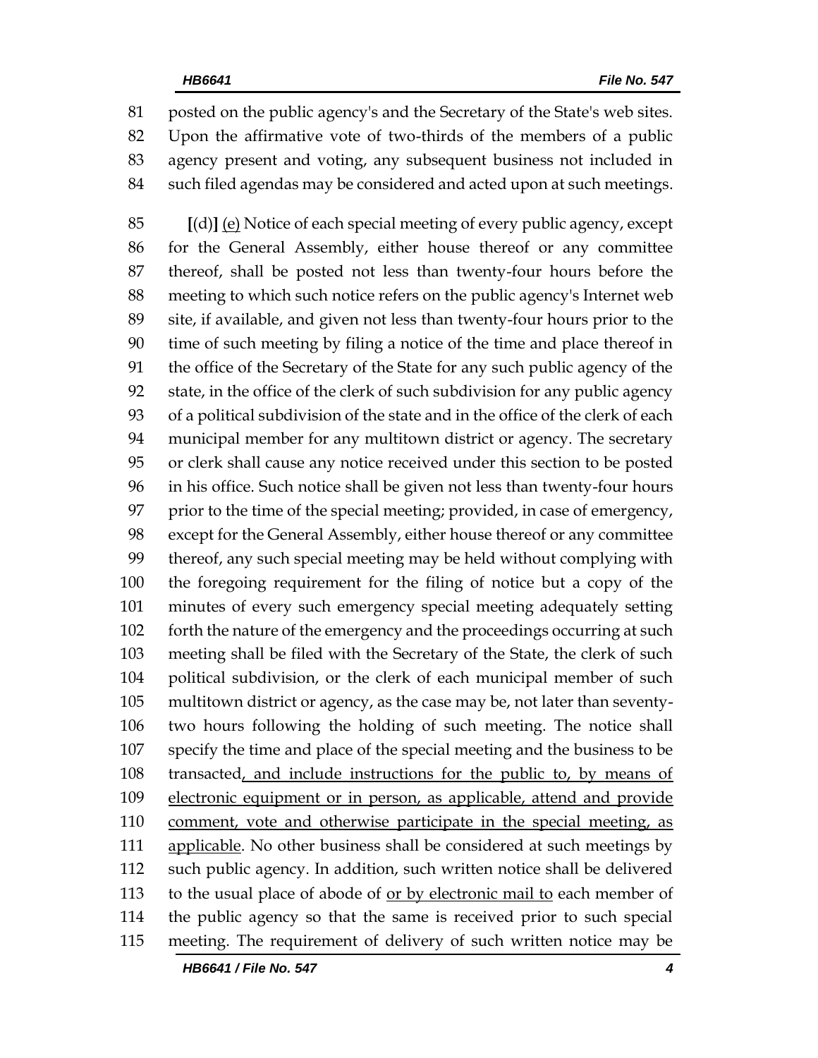81 posted on the public agency's and the Secretary of the State's web sites.
82 Upon the affirmative vote of two-thirds of the members of a public
83 agency present and voting, any subsequent business not included in
84 such filed agendas may be considered and acted upon at such meetings.

85 **[**(d)**]** <u>(e)</u> Notice of each special meeting of every public agency, except
86 for the General Assembly, either house thereof or any committee
87 thereof, shall be posted not less than twenty-four hours before the
88 meeting to which such notice refers on the public agency's Internet web
89 site, if available, and given not less than twenty-four hours prior to the
90 time of such meeting by filing a notice of the time and place thereof in
91 the office of the Secretary of the State for any such public agency of the
92 state, in the office of the clerk of such subdivision for any public agency
93 of a political subdivision of the state and in the office of the clerk of each
94 municipal member for any multitown district or agency. The secretary
95 or clerk shall cause any notice received under this section to be posted
96 in his office. Such notice shall be given not less than twenty-four hours
97 prior to the time of the special meeting; provided, in case of emergency,
98 except for the General Assembly, either house thereof or any committee
99 thereof, any such special meeting may be held without complying with
100 the foregoing requirement for the filing of notice but a copy of the
101 minutes of every such emergency special meeting adequately setting
102 forth the nature of the emergency and the proceedings occurring at such
103 meeting shall be filed with the Secretary of the State, the clerk of such
104 political subdivision, or the clerk of each municipal member of such
105 multitown district or agency, as the case may be, not later than seventy-
106 two hours following the holding of such meeting. The notice shall
107 specify the time and place of the special meeting and the business to be
108 transacted<u>, and include instructions for the public to, by means of</u>
109 <u>electronic equipment or in person, as applicable, attend and provide</u>
110 <u>comment, vote and otherwise participate in the special meeting, as</u>
111 <u>applicable</u>. No other business shall be considered at such meetings by
112 such public agency. In addition, such written notice shall be delivered
113 to the usual place of abode of <u>or by electronic mail to</u> each member of
114 the public agency so that the same is received prior to such special
115 meeting. The requirement of delivery of such written notice may be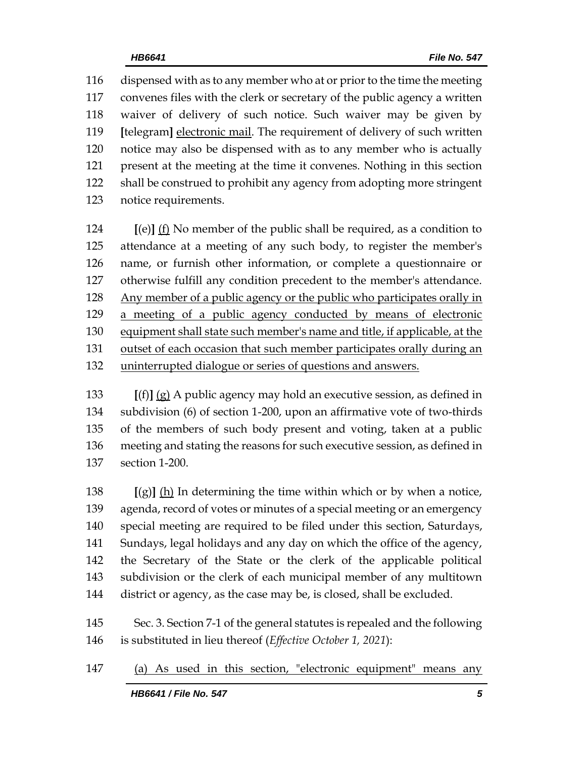116 dispensed with as to any member who at or prior to the time the meeting
117 convenes files with the clerk or secretary of the public agency a written
118 waiver of delivery of such notice. Such waiver may be given by
119 **[**telegram**]** <u>electronic mail</u>. The requirement of delivery of such written
120 notice may also be dispensed with as to any member who is actually
121 present at the meeting at the time it convenes. Nothing in this section
122 shall be construed to prohibit any agency from adopting more stringent
123 notice requirements.

124 **[**(e)**]** <u>(f)</u> No member of the public shall be required, as a condition to
125 attendance at a meeting of any such body, to register the member's
126 name, or furnish other information, or complete a questionnaire or
127 otherwise fulfill any condition precedent to the member's attendance.
128 <u>Any member of a public agency or the public who participates orally in</u>
129 <u>a meeting of a public agency conducted by means of electronic</u>
130 <u>equipment shall state such member's name and title, if applicable, at the</u>
131 <u>outset of each occasion that such member participates orally during an</u>
132 <u>uninterrupted dialogue or series of questions and answers.</u>

133 **[**(f)**]** <u>(g)</u> A public agency may hold an executive session, as defined in
134 subdivision (6) of section 1-200, upon an affirmative vote of two-thirds
135 of the members of such body present and voting, taken at a public
136 meeting and stating the reasons for such executive session, as defined in
137 section 1-200.

138 **[**(g)**]** <u>(h)</u> In determining the time within which or by when a notice,
139 agenda, record of votes or minutes of a special meeting or an emergency
140 special meeting are required to be filed under this section, Saturdays,
141 Sundays, legal holidays and any day on which the office of the agency,
142 the Secretary of the State or the clerk of the applicable political
143 subdivision or the clerk of each municipal member of any multitown
144 district or agency, as the case may be, is closed, shall be excluded.

145 Sec. 3. Section 7-1 of the general statutes is repealed and the following
146 is substituted in lieu thereof (*Effective October 1, 2021*):

147 <u>(a) As used in this section, "electronic equipment" means any</u>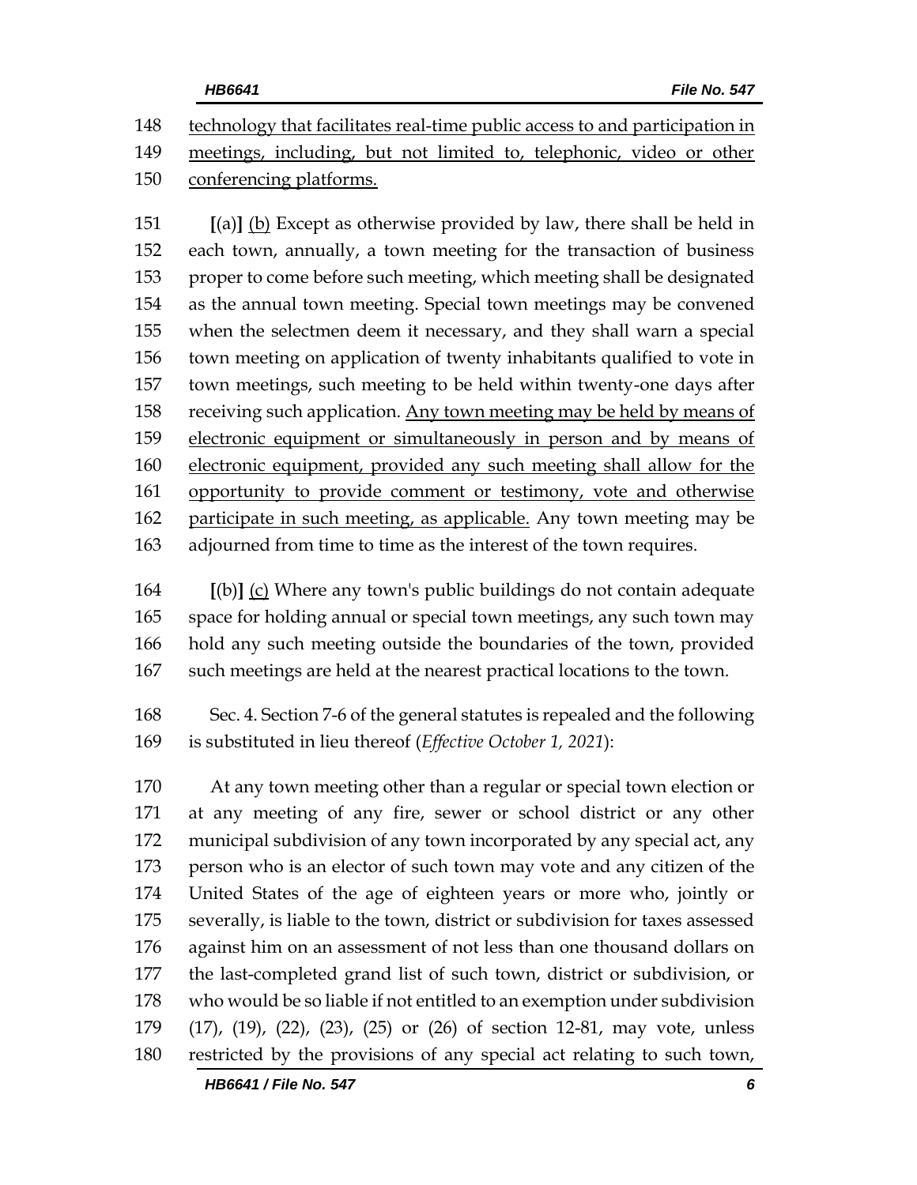148 technology that facilitates real-time public access to and participation in
149 meetings, including, but not limited to, telephonic, video or other
150 conferencing platforms.

151 **[**(a)**]** (b) Except as otherwise provided by law, there shall be held in
152 each town, annually, a town meeting for the transaction of business
153 proper to come before such meeting, which meeting shall be designated
154 as the annual town meeting. Special town meetings may be convened
155 when the selectmen deem it necessary, and they shall warn a special
156 town meeting on application of twenty inhabitants qualified to vote in
157 town meetings, such meeting to be held within twenty-one days after
158 receiving such application. Any town meeting may be held by means of
159 electronic equipment or simultaneously in person and by means of
160 electronic equipment, provided any such meeting shall allow for the
161 opportunity to provide comment or testimony, vote and otherwise
162 participate in such meeting, as applicable. Any town meeting may be
163 adjourned from time to time as the interest of the town requires.

164 **[**(b)**]** (c) Where any town's public buildings do not contain adequate
165 space for holding annual or special town meetings, any such town may
166 hold any such meeting outside the boundaries of the town, provided
167 such meetings are held at the nearest practical locations to the town.

168 Sec. 4. Section 7-6 of the general statutes is repealed and the following
169 is substituted in lieu thereof (*Effective October 1, 2021*):

170 At any town meeting other than a regular or special town election or
171 at any meeting of any fire, sewer or school district or any other
172 municipal subdivision of any town incorporated by any special act, any
173 person who is an elector of such town may vote and any citizen of the
174 United States of the age of eighteen years or more who, jointly or
175 severally, is liable to the town, district or subdivision for taxes assessed
176 against him on an assessment of not less than one thousand dollars on
177 the last-completed grand list of such town, district or subdivision, or
178 who would be so liable if not entitled to an exemption under subdivision
179 (17), (19), (22), (23), (25) or (26) of section 12-81, may vote, unless
180 restricted by the provisions of any special act relating to such town,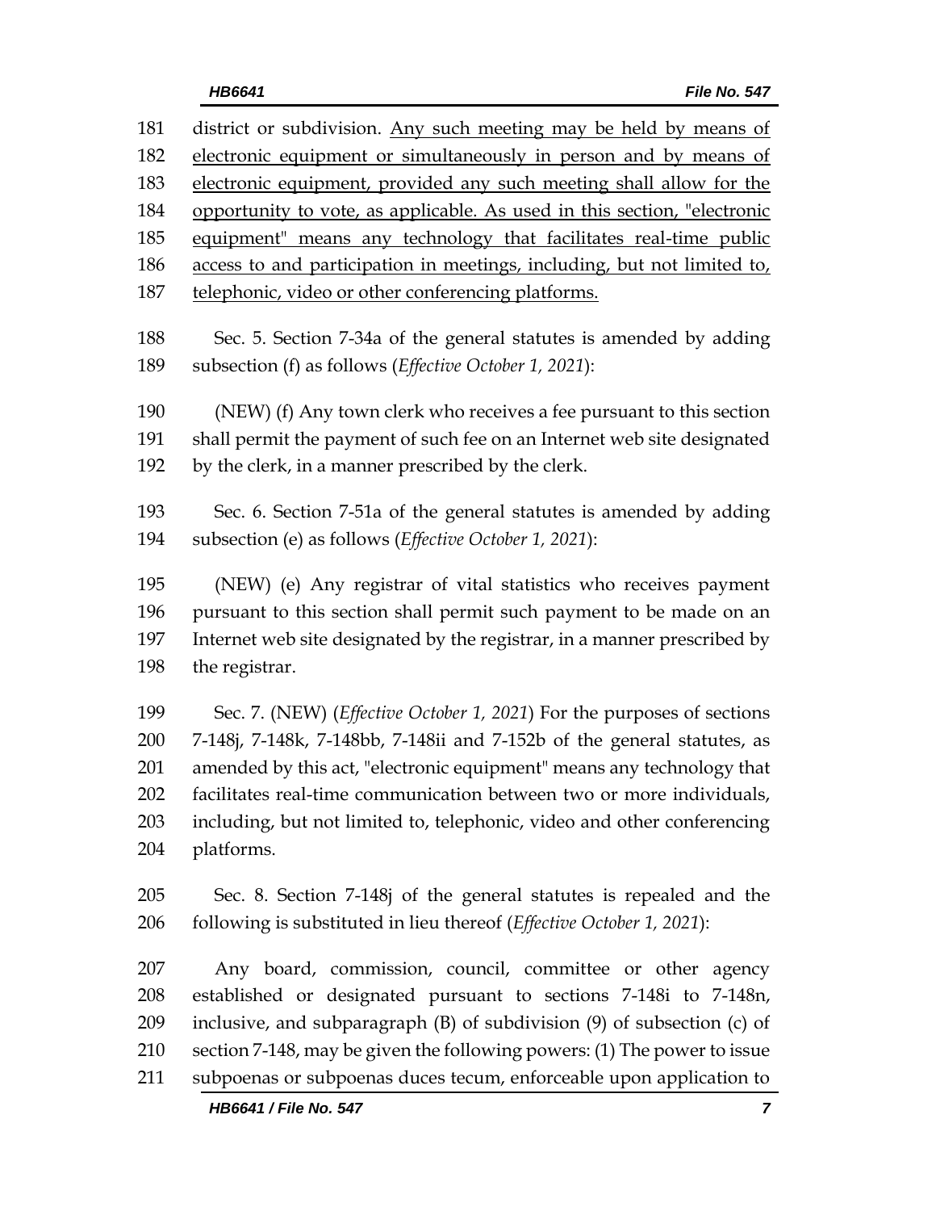181 district or subdivision. <u>Any such meeting may be held by means of</u>
182 <u>electronic equipment or simultaneously in person and by means of</u>
183 <u>electronic equipment, provided any such meeting shall allow for the</u>
184 <u>opportunity to vote, as applicable. As used in this section, "electronic</u>
185 <u>equipment" means any technology that facilitates real-time public</u>
186 <u>access to and participation in meetings, including, but not limited to,</u>
187 <u>telephonic, video or other conferencing platforms.</u>

188 Sec. 5. Section 7-34a of the general statutes is amended by adding
189 subsection (f) as follows (*Effective October 1, 2021*):

190 (NEW) (f) Any town clerk who receives a fee pursuant to this section
191 shall permit the payment of such fee on an Internet web site designated
192 by the clerk, in a manner prescribed by the clerk.

193 Sec. 6. Section 7-51a of the general statutes is amended by adding
194 subsection (e) as follows (*Effective October 1, 2021*):

195 (NEW) (e) Any registrar of vital statistics who receives payment
196 pursuant to this section shall permit such payment to be made on an
197 Internet web site designated by the registrar, in a manner prescribed by
198 the registrar.

199 Sec. 7. (NEW) (*Effective October 1, 2021*) For the purposes of sections
200 7-148j, 7-148k, 7-148bb, 7-148ii and 7-152b of the general statutes, as
201 amended by this act, "electronic equipment" means any technology that
202 facilitates real-time communication between two or more individuals,
203 including, but not limited to, telephonic, video and other conferencing
204 platforms.

205 Sec. 8. Section 7-148j of the general statutes is repealed and the
206 following is substituted in lieu thereof (*Effective October 1, 2021*):

207 Any board, commission, council, committee or other agency
208 established or designated pursuant to sections 7-148i to 7-148n,
209 inclusive, and subparagraph (B) of subdivision (9) of subsection (c) of
210 section 7-148, may be given the following powers: (1) The power to issue
211 subpoenas or subpoenas duces tecum, enforceable upon application to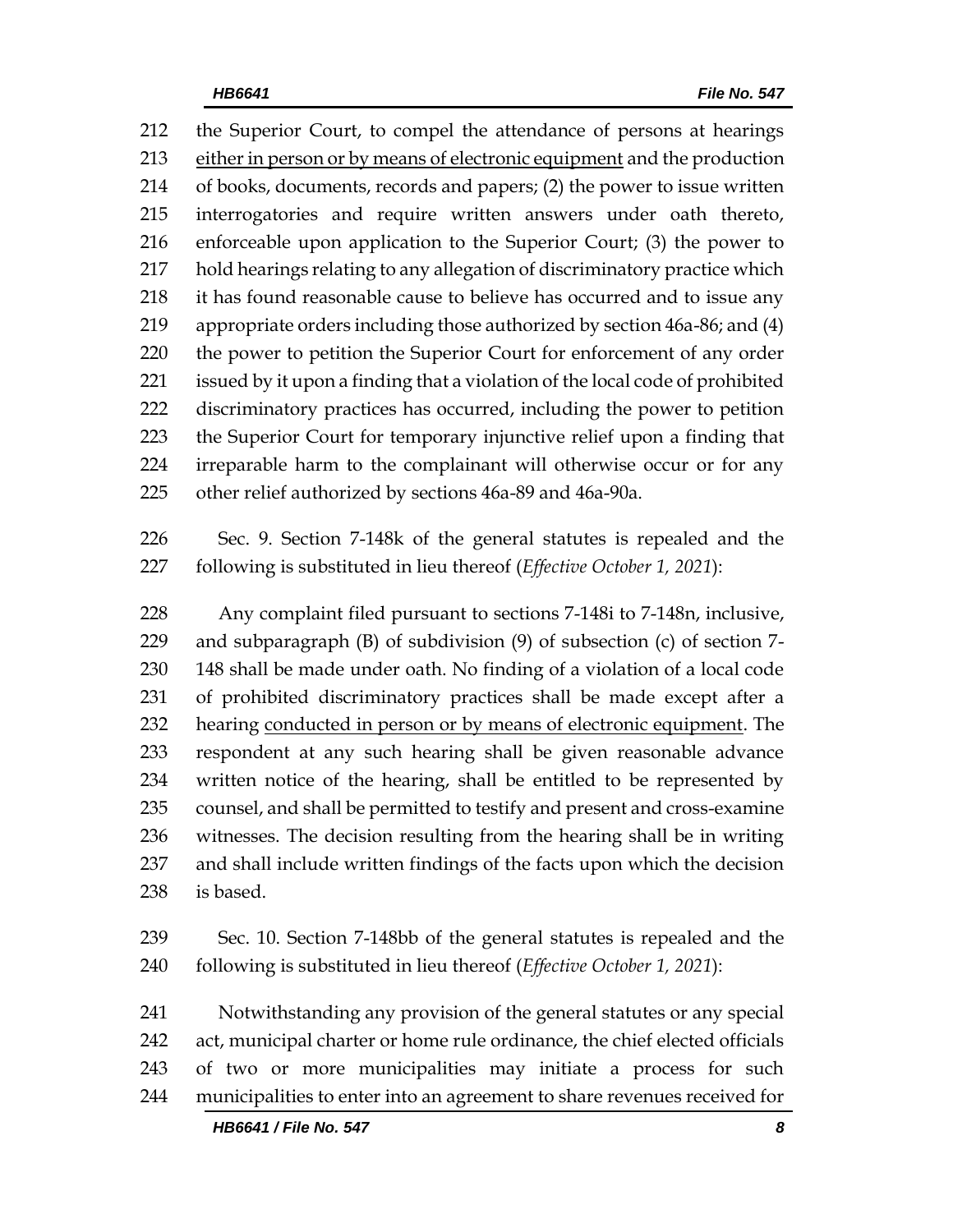the Superior Court, to compel the attendance of persons at hearings <u>either in person or by means of electronic equipment</u> and the production of books, documents, records and papers; (2) the power to issue written interrogatories and require written answers under oath thereto, enforceable upon application to the Superior Court; (3) the power to hold hearings relating to any allegation of discriminatory practice which it has found reasonable cause to believe has occurred and to issue any appropriate orders including those authorized by section 46a-86; and (4) the power to petition the Superior Court for enforcement of any order issued by it upon a finding that a violation of the local code of prohibited discriminatory practices has occurred, including the power to petition the Superior Court for temporary injunctive relief upon a finding that irreparable harm to the complainant will otherwise occur or for any other relief authorized by sections 46a-89 and 46a-90a.

Sec. 9. Section 7-148k of the general statutes is repealed and the following is substituted in lieu thereof (*Effective October 1, 2021*):

Any complaint filed pursuant to sections 7-148i to 7-148n, inclusive, and subparagraph (B) of subdivision (9) of subsection (c) of section 7-148 shall be made under oath. No finding of a violation of a local code of prohibited discriminatory practices shall be made except after a hearing <u>conducted in person or by means of electronic equipment</u>. The respondent at any such hearing shall be given reasonable advance written notice of the hearing, shall be entitled to be represented by counsel, and shall be permitted to testify and present and cross-examine witnesses. The decision resulting from the hearing shall be in writing and shall include written findings of the facts upon which the decision is based.

Sec. 10. Section 7-148bb of the general statutes is repealed and the following is substituted in lieu thereof (*Effective October 1, 2021*):

Notwithstanding any provision of the general statutes or any special act, municipal charter or home rule ordinance, the chief elected officials of two or more municipalities may initiate a process for such municipalities to enter into an agreement to share revenues received for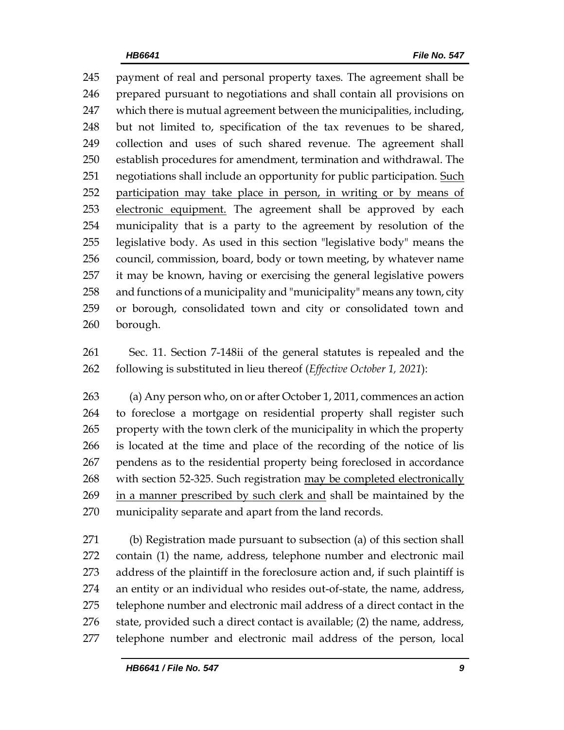payment of real and personal property taxes. The agreement shall be prepared pursuant to negotiations and shall contain all provisions on which there is mutual agreement between the municipalities, including, but not limited to, specification of the tax revenues to be shared, collection and uses of such shared revenue. The agreement shall establish procedures for amendment, termination and withdrawal. The negotiations shall include an opportunity for public participation. <u>Such participation may take place in person, in writing or by means of electronic equipment.</u> The agreement shall be approved by each municipality that is a party to the agreement by resolution of the legislative body. As used in this section "legislative body" means the council, commission, board, body or town meeting, by whatever name it may be known, having or exercising the general legislative powers and functions of a municipality and "municipality" means any town, city or borough, consolidated town and city or consolidated town and borough.

Sec. 11. Section 7-148ii of the general statutes is repealed and the following is substituted in lieu thereof (*Effective October 1, 2021*):

(a) Any person who, on or after October 1, 2011, commences an action to foreclose a mortgage on residential property shall register such property with the town clerk of the municipality in which the property is located at the time and place of the recording of the notice of lis pendens as to the residential property being foreclosed in accordance with section 52-325. Such registration <u>may be completed electronically in a manner prescribed by such clerk and</u> shall be maintained by the municipality separate and apart from the land records.

(b) Registration made pursuant to subsection (a) of this section shall contain (1) the name, address, telephone number and electronic mail address of the plaintiff in the foreclosure action and, if such plaintiff is an entity or an individual who resides out-of-state, the name, address, telephone number and electronic mail address of a direct contact in the state, provided such a direct contact is available; (2) the name, address, telephone number and electronic mail address of the person, local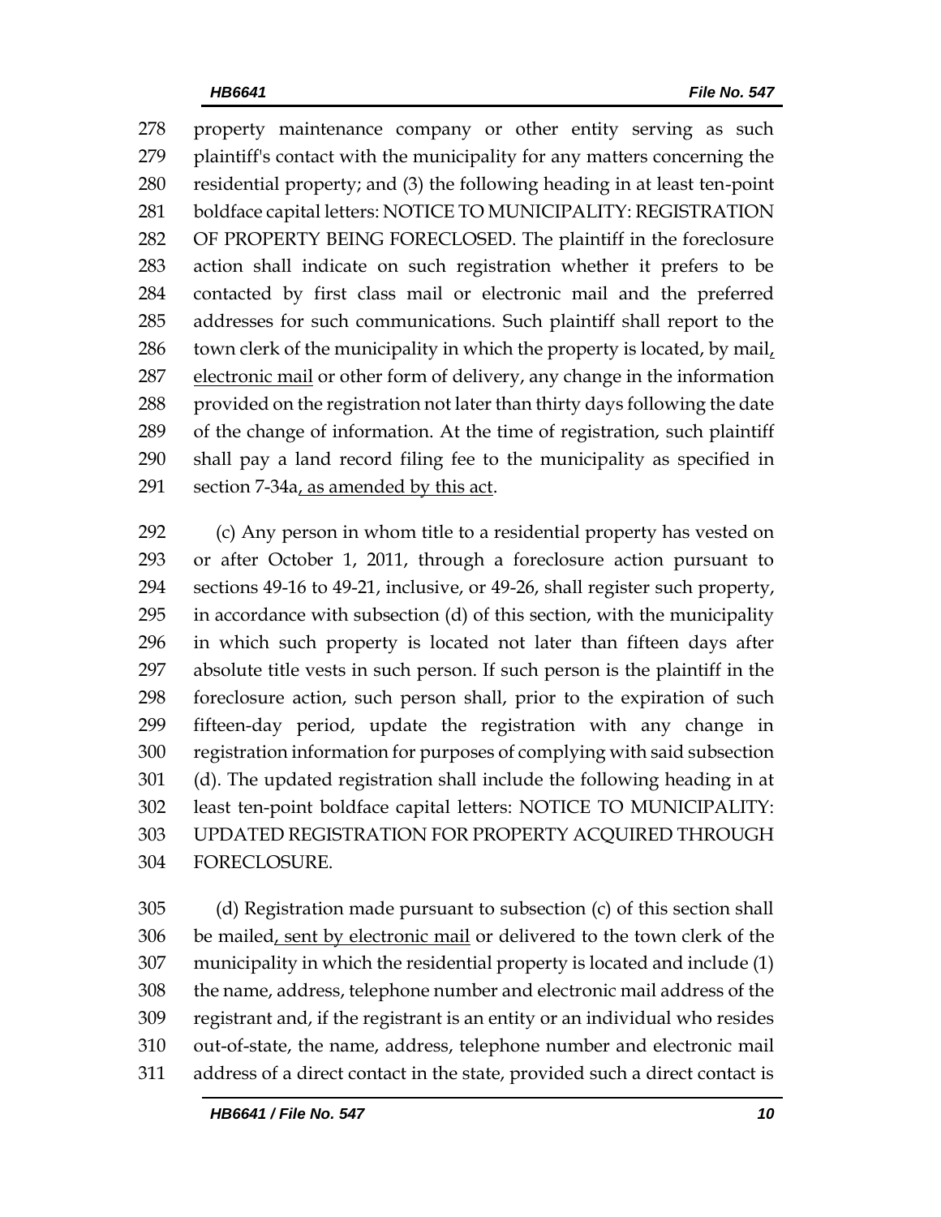property maintenance company or other entity serving as such plaintiff's contact with the municipality for any matters concerning the residential property; and (3) the following heading in at least ten-point boldface capital letters: NOTICE TO MUNICIPALITY: REGISTRATION OF PROPERTY BEING FORECLOSED. The plaintiff in the foreclosure action shall indicate on such registration whether it prefers to be contacted by first class mail or electronic mail and the preferred addresses for such communications. Such plaintiff shall report to the town clerk of the municipality in which the property is located, by mail, electronic mail or other form of delivery, any change in the information provided on the registration not later than thirty days following the date of the change of information. At the time of registration, such plaintiff shall pay a land record filing fee to the municipality as specified in section 7-34a, as amended by this act.

(c) Any person in whom title to a residential property has vested on or after October 1, 2011, through a foreclosure action pursuant to sections 49-16 to 49-21, inclusive, or 49-26, shall register such property, in accordance with subsection (d) of this section, with the municipality in which such property is located not later than fifteen days after absolute title vests in such person. If such person is the plaintiff in the foreclosure action, such person shall, prior to the expiration of such fifteen-day period, update the registration with any change in registration information for purposes of complying with said subsection (d). The updated registration shall include the following heading in at least ten-point boldface capital letters: NOTICE TO MUNICIPALITY: UPDATED REGISTRATION FOR PROPERTY ACQUIRED THROUGH FORECLOSURE.

(d) Registration made pursuant to subsection (c) of this section shall be mailed, sent by electronic mail or delivered to the town clerk of the municipality in which the residential property is located and include (1) the name, address, telephone number and electronic mail address of the registrant and, if the registrant is an entity or an individual who resides out-of-state, the name, address, telephone number and electronic mail address of a direct contact in the state, provided such a direct contact is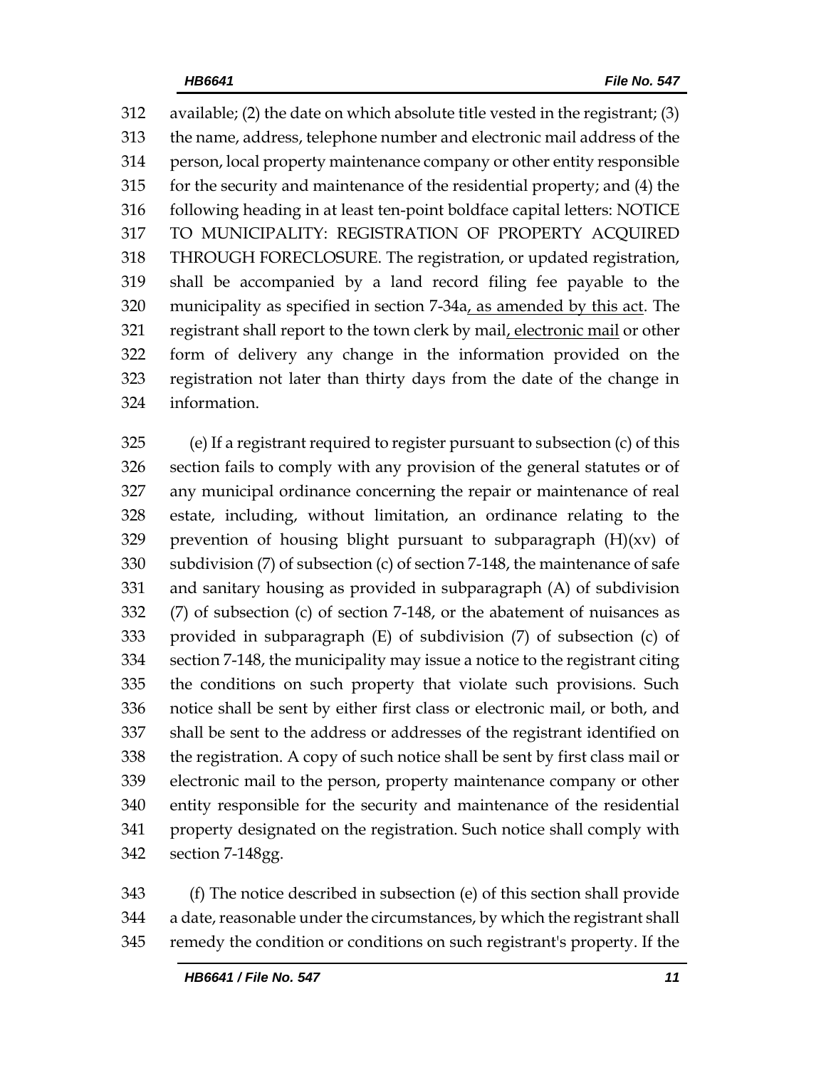available; (2) the date on which absolute title vested in the registrant; (3) the name, address, telephone number and electronic mail address of the person, local property maintenance company or other entity responsible for the security and maintenance of the residential property; and (4) the following heading in at least ten-point boldface capital letters: NOTICE TO MUNICIPALITY: REGISTRATION OF PROPERTY ACQUIRED THROUGH FORECLOSURE. The registration, or updated registration, shall be accompanied by a land record filing fee payable to the municipality as specified in section 7-34a, as amended by this act. The registrant shall report to the town clerk by mail, electronic mail or other form of delivery any change in the information provided on the registration not later than thirty days from the date of the change in information.

(e) If a registrant required to register pursuant to subsection (c) of this section fails to comply with any provision of the general statutes or of any municipal ordinance concerning the repair or maintenance of real estate, including, without limitation, an ordinance relating to the prevention of housing blight pursuant to subparagraph (H)(xv) of subdivision (7) of subsection (c) of section 7-148, the maintenance of safe and sanitary housing as provided in subparagraph (A) of subdivision (7) of subsection (c) of section 7-148, or the abatement of nuisances as provided in subparagraph (E) of subdivision (7) of subsection (c) of section 7-148, the municipality may issue a notice to the registrant citing the conditions on such property that violate such provisions. Such notice shall be sent by either first class or electronic mail, or both, and shall be sent to the address or addresses of the registrant identified on the registration. A copy of such notice shall be sent by first class mail or electronic mail to the person, property maintenance company or other entity responsible for the security and maintenance of the residential property designated on the registration. Such notice shall comply with section 7-148gg.

(f) The notice described in subsection (e) of this section shall provide a date, reasonable under the circumstances, by which the registrant shall remedy the condition or conditions on such registrant's property. If the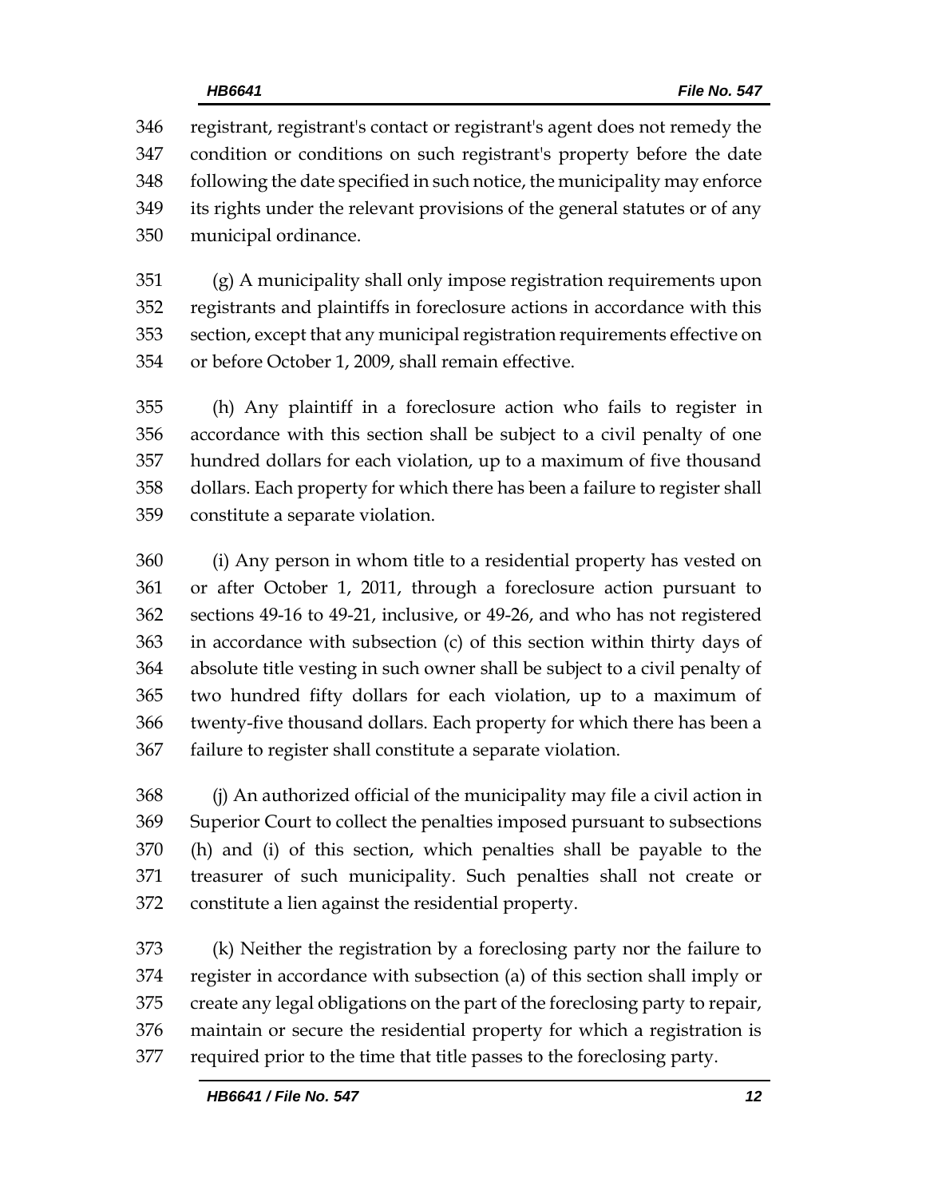registrant, registrant's contact or registrant's agent does not remedy the condition or conditions on such registrant's property before the date following the date specified in such notice, the municipality may enforce its rights under the relevant provisions of the general statutes or of any municipal ordinance.

(g) A municipality shall only impose registration requirements upon registrants and plaintiffs in foreclosure actions in accordance with this section, except that any municipal registration requirements effective on or before October 1, 2009, shall remain effective.

(h) Any plaintiff in a foreclosure action who fails to register in accordance with this section shall be subject to a civil penalty of one hundred dollars for each violation, up to a maximum of five thousand dollars. Each property for which there has been a failure to register shall constitute a separate violation.

(i) Any person in whom title to a residential property has vested on or after October 1, 2011, through a foreclosure action pursuant to sections 49-16 to 49-21, inclusive, or 49-26, and who has not registered in accordance with subsection (c) of this section within thirty days of absolute title vesting in such owner shall be subject to a civil penalty of two hundred fifty dollars for each violation, up to a maximum of twenty-five thousand dollars. Each property for which there has been a failure to register shall constitute a separate violation.

(j) An authorized official of the municipality may file a civil action in Superior Court to collect the penalties imposed pursuant to subsections (h) and (i) of this section, which penalties shall be payable to the treasurer of such municipality. Such penalties shall not create or constitute a lien against the residential property.

(k) Neither the registration by a foreclosing party nor the failure to register in accordance with subsection (a) of this section shall imply or create any legal obligations on the part of the foreclosing party to repair, maintain or secure the residential property for which a registration is required prior to the time that title passes to the foreclosing party.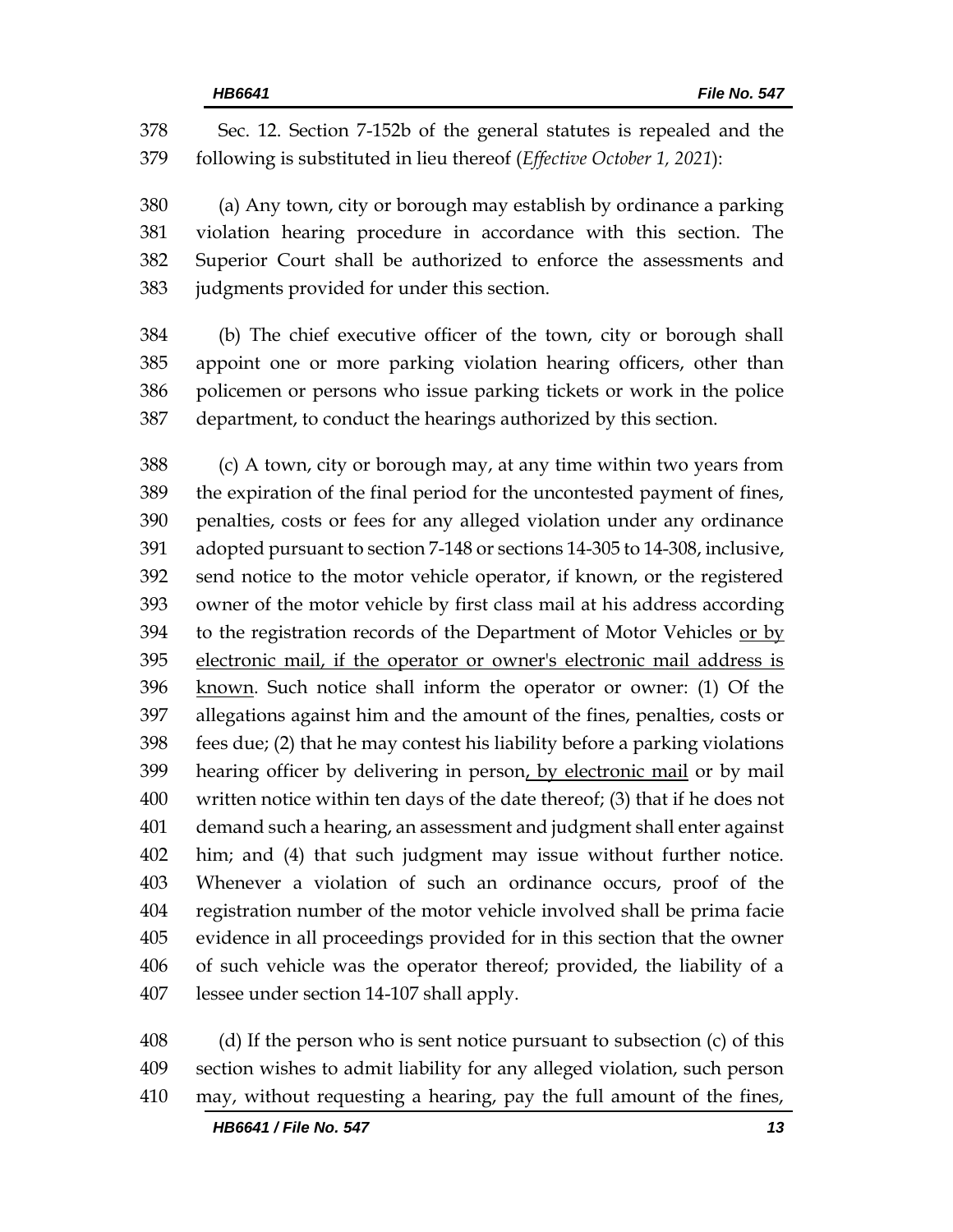Sec. 12. Section 7-152b of the general statutes is repealed and the following is substituted in lieu thereof (*Effective October 1, 2021*):

(a) Any town, city or borough may establish by ordinance a parking violation hearing procedure in accordance with this section. The Superior Court shall be authorized to enforce the assessments and judgments provided for under this section.

(b) The chief executive officer of the town, city or borough shall appoint one or more parking violation hearing officers, other than policemen or persons who issue parking tickets or work in the police department, to conduct the hearings authorized by this section.

(c) A town, city or borough may, at any time within two years from the expiration of the final period for the uncontested payment of fines, penalties, costs or fees for any alleged violation under any ordinance adopted pursuant to section 7-148 or sections 14-305 to 14-308, inclusive, send notice to the motor vehicle operator, if known, or the registered owner of the motor vehicle by first class mail at his address according to the registration records of the Department of Motor Vehicles <u>or by electronic mail, if the operator or owner's electronic mail address is known</u>. Such notice shall inform the operator or owner: (1) Of the allegations against him and the amount of the fines, penalties, costs or fees due; (2) that he may contest his liability before a parking violations hearing officer by delivering in person<u>, by electronic mail</u> or by mail written notice within ten days of the date thereof; (3) that if he does not demand such a hearing, an assessment and judgment shall enter against him; and (4) that such judgment may issue without further notice. Whenever a violation of such an ordinance occurs, proof of the registration number of the motor vehicle involved shall be prima facie evidence in all proceedings provided for in this section that the owner of such vehicle was the operator thereof; provided, the liability of a lessee under section 14-107 shall apply.

(d) If the person who is sent notice pursuant to subsection (c) of this section wishes to admit liability for any alleged violation, such person may, without requesting a hearing, pay the full amount of the fines,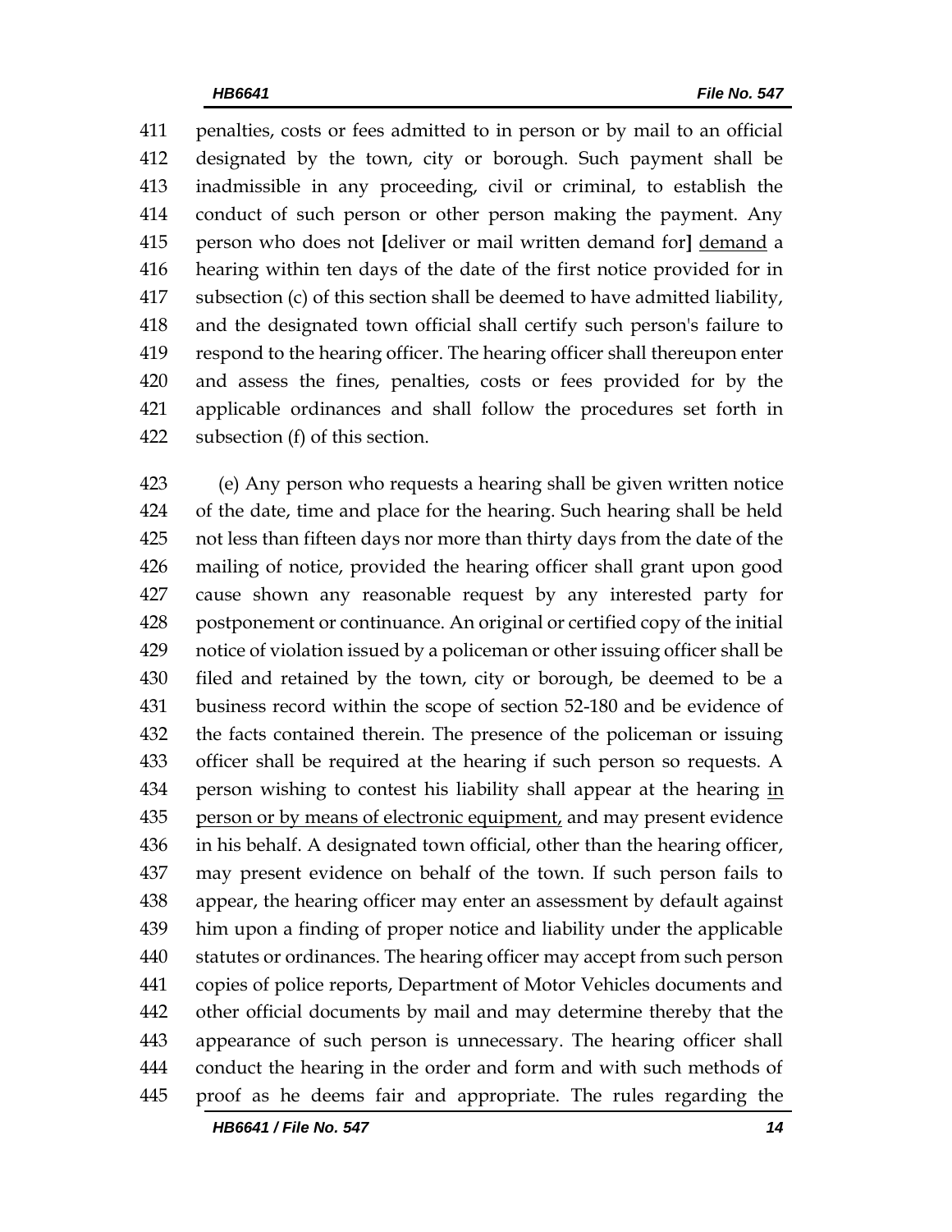411 penalties, costs or fees admitted to in person or by mail to an official
412 designated by the town, city or borough. Such payment shall be
413 inadmissible in any proceeding, civil or criminal, to establish the
414 conduct of such person or other person making the payment. Any
415 person who does not **[**deliver or mail written demand for**]** <u>demand</u> a
416 hearing within ten days of the date of the first notice provided for in
417 subsection (c) of this section shall be deemed to have admitted liability,
418 and the designated town official shall certify such person's failure to
419 respond to the hearing officer. The hearing officer shall thereupon enter
420 and assess the fines, penalties, costs or fees provided for by the
421 applicable ordinances and shall follow the procedures set forth in
422 subsection (f) of this section.

423 (e) Any person who requests a hearing shall be given written notice
424 of the date, time and place for the hearing. Such hearing shall be held
425 not less than fifteen days nor more than thirty days from the date of the
426 mailing of notice, provided the hearing officer shall grant upon good
427 cause shown any reasonable request by any interested party for
428 postponement or continuance. An original or certified copy of the initial
429 notice of violation issued by a policeman or other issuing officer shall be
430 filed and retained by the town, city or borough, be deemed to be a
431 business record within the scope of section 52-180 and be evidence of
432 the facts contained therein. The presence of the policeman or issuing
433 officer shall be required at the hearing if such person so requests. A
434 person wishing to contest his liability shall appear at the hearing <u>in</u>
435 <u>person or by means of electronic equipment,</u> and may present evidence
436 in his behalf. A designated town official, other than the hearing officer,
437 may present evidence on behalf of the town. If such person fails to
438 appear, the hearing officer may enter an assessment by default against
439 him upon a finding of proper notice and liability under the applicable
440 statutes or ordinances. The hearing officer may accept from such person
441 copies of police reports, Department of Motor Vehicles documents and
442 other official documents by mail and may determine thereby that the
443 appearance of such person is unnecessary. The hearing officer shall
444 conduct the hearing in the order and form and with such methods of
445 proof as he deems fair and appropriate. The rules regarding the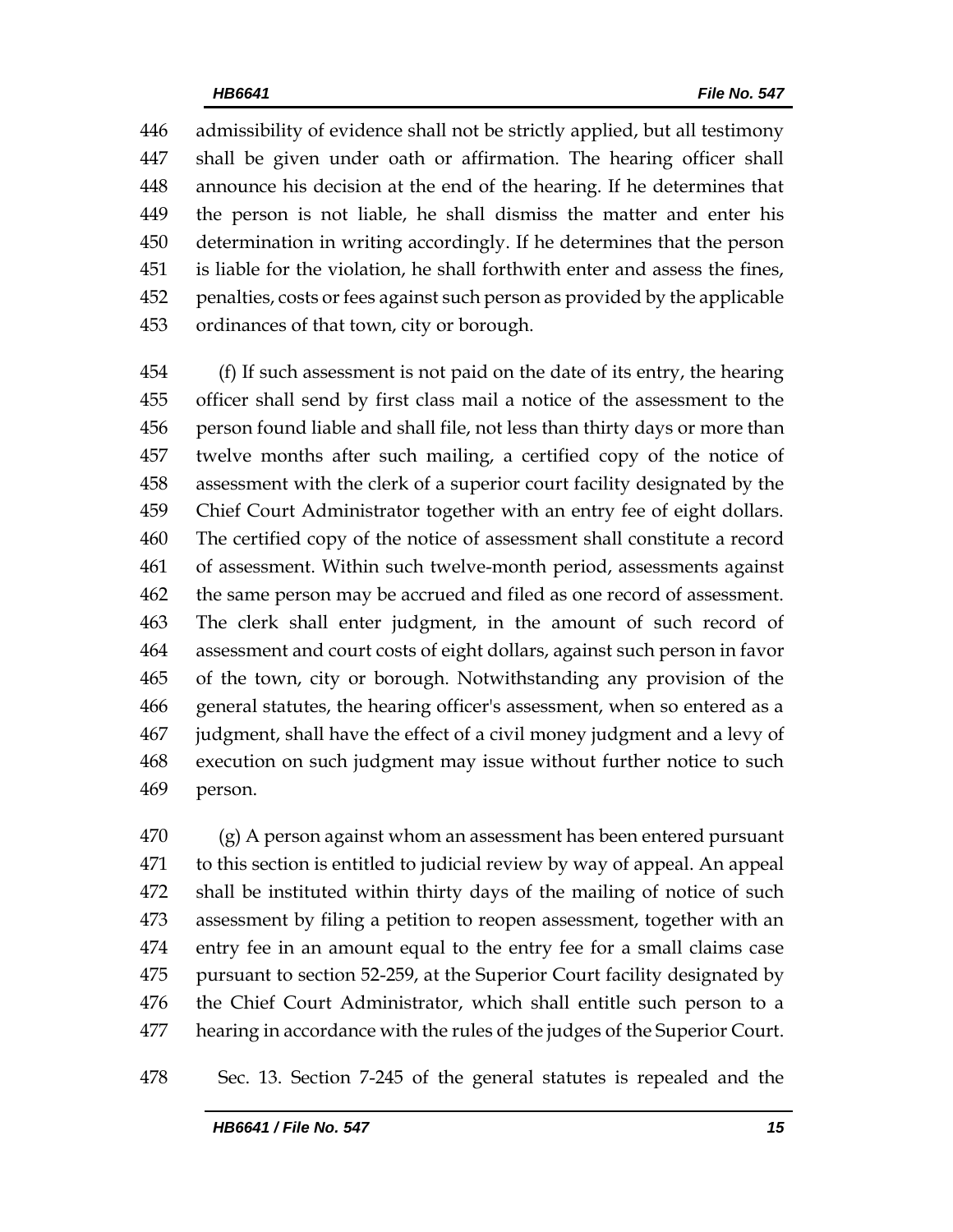admissibility of evidence shall not be strictly applied, but all testimony shall be given under oath or affirmation. The hearing officer shall announce his decision at the end of the hearing. If he determines that the person is not liable, he shall dismiss the matter and enter his determination in writing accordingly. If he determines that the person is liable for the violation, he shall forthwith enter and assess the fines, penalties, costs or fees against such person as provided by the applicable ordinances of that town, city or borough.

(f) If such assessment is not paid on the date of its entry, the hearing officer shall send by first class mail a notice of the assessment to the person found liable and shall file, not less than thirty days or more than twelve months after such mailing, a certified copy of the notice of assessment with the clerk of a superior court facility designated by the Chief Court Administrator together with an entry fee of eight dollars. The certified copy of the notice of assessment shall constitute a record of assessment. Within such twelve-month period, assessments against the same person may be accrued and filed as one record of assessment. The clerk shall enter judgment, in the amount of such record of assessment and court costs of eight dollars, against such person in favor of the town, city or borough. Notwithstanding any provision of the general statutes, the hearing officer's assessment, when so entered as a judgment, shall have the effect of a civil money judgment and a levy of execution on such judgment may issue without further notice to such person.

(g) A person against whom an assessment has been entered pursuant to this section is entitled to judicial review by way of appeal. An appeal shall be instituted within thirty days of the mailing of notice of such assessment by filing a petition to reopen assessment, together with an entry fee in an amount equal to the entry fee for a small claims case pursuant to section 52-259, at the Superior Court facility designated by the Chief Court Administrator, which shall entitle such person to a hearing in accordance with the rules of the judges of the Superior Court.

Sec. 13. Section 7-245 of the general statutes is repealed and the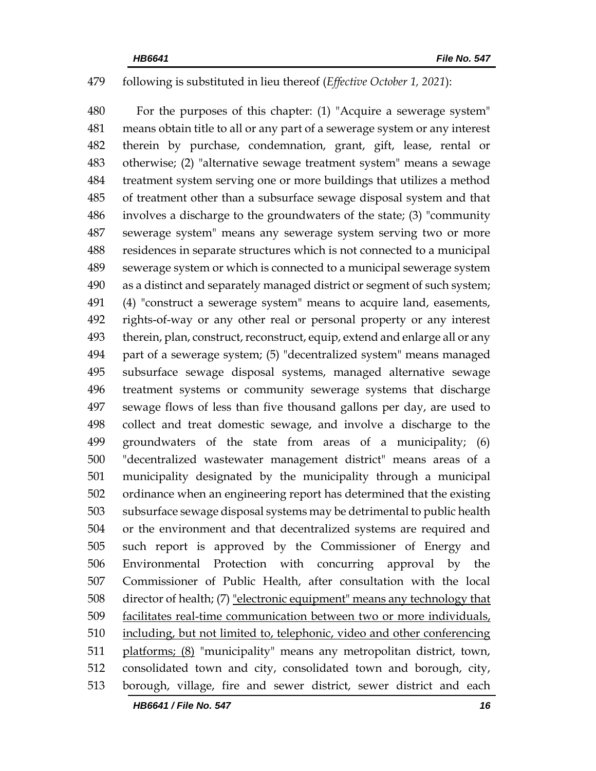479 following is substituted in lieu thereof (*Effective October 1, 2021*):

480 For the purposes of this chapter: (1) "Acquire a sewerage system"
481 means obtain title to all or any part of a sewerage system or any interest
482 therein by purchase, condemnation, grant, gift, lease, rental or
483 otherwise; (2) "alternative sewage treatment system" means a sewage
484 treatment system serving one or more buildings that utilizes a method
485 of treatment other than a subsurface sewage disposal system and that
486 involves a discharge to the groundwaters of the state; (3) "community
487 sewerage system" means any sewerage system serving two or more
488 residences in separate structures which is not connected to a municipal
489 sewerage system or which is connected to a municipal sewerage system
490 as a distinct and separately managed district or segment of such system;
491 (4) "construct a sewerage system" means to acquire land, easements,
492 rights-of-way or any other real or personal property or any interest
493 therein, plan, construct, reconstruct, equip, extend and enlarge all or any
494 part of a sewerage system; (5) "decentralized system" means managed
495 subsurface sewage disposal systems, managed alternative sewage
496 treatment systems or community sewerage systems that discharge
497 sewage flows of less than five thousand gallons per day, are used to
498 collect and treat domestic sewage, and involve a discharge to the
499 groundwaters of the state from areas of a municipality; (6)
500 "decentralized wastewater management district" means areas of a
501 municipality designated by the municipality through a municipal
502 ordinance when an engineering report has determined that the existing
503 subsurface sewage disposal systems may be detrimental to public health
504 or the environment and that decentralized systems are required and
505 such report is approved by the Commissioner of Energy and
506 Environmental Protection with concurring approval by the
507 Commissioner of Public Health, after consultation with the local
508 director of health; (7) <u>"electronic equipment" means any technology that</u>
509 <u>facilitates real-time communication between two or more individuals,</u>
510 <u>including, but not limited to, telephonic, video and other conferencing</u>
511 <u>platforms; (8)</u> "municipality" means any metropolitan district, town,
512 consolidated town and city, consolidated town and borough, city,
513 borough, village, fire and sewer district, sewer district and each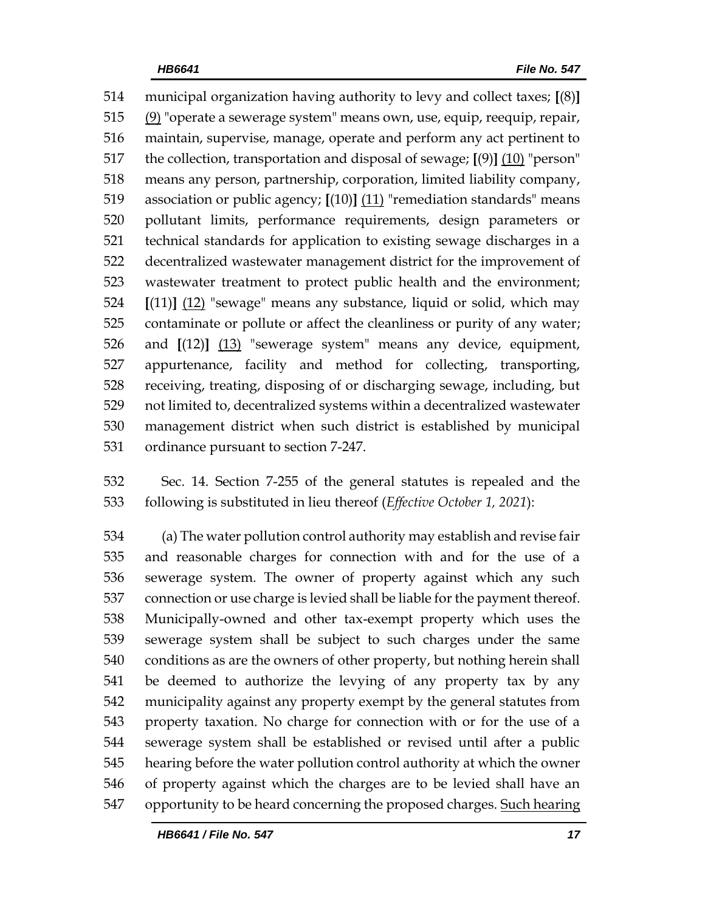municipal organization having authority to levy and collect taxes; [(8)] (9) "operate a sewerage system" means own, use, equip, reequip, repair, maintain, supervise, manage, operate and perform any act pertinent to the collection, transportation and disposal of sewage; [(9)] (10) "person" means any person, partnership, corporation, limited liability company, association or public agency; [(10)] (11) "remediation standards" means pollutant limits, performance requirements, design parameters or technical standards for application to existing sewage discharges in a decentralized wastewater management district for the improvement of wastewater treatment to protect public health and the environment; [(11)] (12) "sewage" means any substance, liquid or solid, which may contaminate or pollute or affect the cleanliness or purity of any water; and [(12)] (13) "sewerage system" means any device, equipment, appurtenance, facility and method for collecting, transporting, receiving, treating, disposing of or discharging sewage, including, but not limited to, decentralized systems within a decentralized wastewater management district when such district is established by municipal ordinance pursuant to section 7-247.

Sec. 14. Section 7-255 of the general statutes is repealed and the following is substituted in lieu thereof (*Effective October 1, 2021*):

(a) The water pollution control authority may establish and revise fair and reasonable charges for connection with and for the use of a sewerage system. The owner of property against which any such connection or use charge is levied shall be liable for the payment thereof. Municipally-owned and other tax-exempt property which uses the sewerage system shall be subject to such charges under the same conditions as are the owners of other property, but nothing herein shall be deemed to authorize the levying of any property tax by any municipality against any property exempt by the general statutes from property taxation. No charge for connection with or for the use of a sewerage system shall be established or revised until after a public hearing before the water pollution control authority at which the owner of property against which the charges are to be levied shall have an opportunity to be heard concerning the proposed charges. Such hearing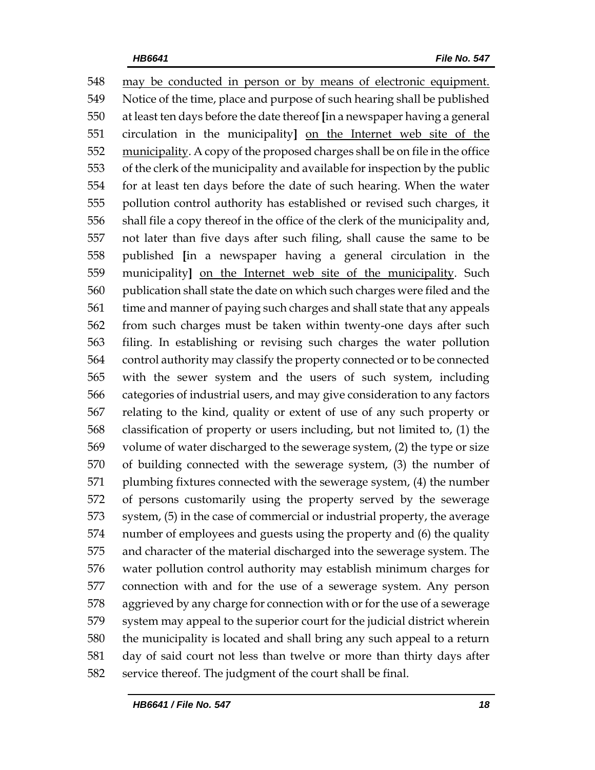548 <u>may be conducted in person or by means of electronic equipment.</u>
549 Notice of the time, place and purpose of such hearing shall be published
550 at least ten days before the date thereof **[**in a newspaper having a general
551 circulation in the municipality**]** <u>on the Internet web site of the</u>
552 <u>municipality</u>. A copy of the proposed charges shall be on file in the office
553 of the clerk of the municipality and available for inspection by the public
554 for at least ten days before the date of such hearing. When the water
555 pollution control authority has established or revised such charges, it
556 shall file a copy thereof in the office of the clerk of the municipality and,
557 not later than five days after such filing, shall cause the same to be
558 published **[**in a newspaper having a general circulation in the
559 municipality**]** <u>on the Internet web site of the municipality</u>. Such
560 publication shall state the date on which such charges were filed and the
561 time and manner of paying such charges and shall state that any appeals
562 from such charges must be taken within twenty-one days after such
563 filing. In establishing or revising such charges the water pollution
564 control authority may classify the property connected or to be connected
565 with the sewer system and the users of such system, including
566 categories of industrial users, and may give consideration to any factors
567 relating to the kind, quality or extent of use of any such property or
568 classification of property or users including, but not limited to, (1) the
569 volume of water discharged to the sewerage system, (2) the type or size
570 of building connected with the sewerage system, (3) the number of
571 plumbing fixtures connected with the sewerage system, (4) the number
572 of persons customarily using the property served by the sewerage
573 system, (5) in the case of commercial or industrial property, the average
574 number of employees and guests using the property and (6) the quality
575 and character of the material discharged into the sewerage system. The
576 water pollution control authority may establish minimum charges for
577 connection with and for the use of a sewerage system. Any person
578 aggrieved by any charge for connection with or for the use of a sewerage
579 system may appeal to the superior court for the judicial district wherein
580 the municipality is located and shall bring any such appeal to a return
581 day of said court not less than twelve or more than thirty days after
582 service thereof. The judgment of the court shall be final.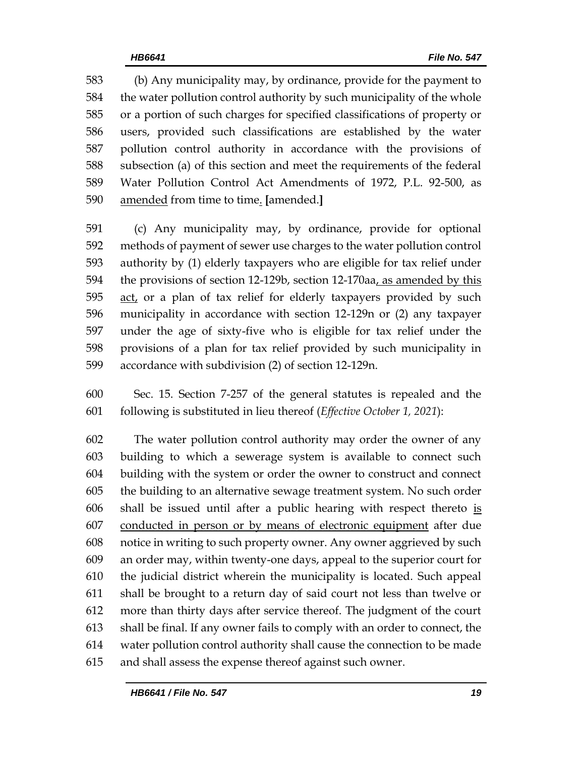583 (b) Any municipality may, by ordinance, provide for the payment to
584 the water pollution control authority by such municipality of the whole
585 or a portion of such charges for specified classifications of property or
586 users, provided such classifications are established by the water
587 pollution control authority in accordance with the provisions of
588 subsection (a) of this section and meet the requirements of the federal
589 Water Pollution Control Act Amendments of 1972, P.L. 92-500, as
590 amended from time to time. [amended.]

591 (c) Any municipality may, by ordinance, provide for optional
592 methods of payment of sewer use charges to the water pollution control
593 authority by (1) elderly taxpayers who are eligible for tax relief under
594 the provisions of section 12-129b, section 12-170aa, as amended by this
595 act, or a plan of tax relief for elderly taxpayers provided by such
596 municipality in accordance with section 12-129n or (2) any taxpayer
597 under the age of sixty-five who is eligible for tax relief under the
598 provisions of a plan for tax relief provided by such municipality in
599 accordance with subdivision (2) of section 12-129n.

600 Sec. 15. Section 7-257 of the general statutes is repealed and the
601 following is substituted in lieu thereof (*Effective October 1, 2021*):

602 The water pollution control authority may order the owner of any
603 building to which a sewerage system is available to connect such
604 building with the system or order the owner to construct and connect
605 the building to an alternative sewage treatment system. No such order
606 shall be issued until after a public hearing with respect thereto is
607 conducted in person or by means of electronic equipment after due
608 notice in writing to such property owner. Any owner aggrieved by such
609 an order may, within twenty-one days, appeal to the superior court for
610 the judicial district wherein the municipality is located. Such appeal
611 shall be brought to a return day of said court not less than twelve or
612 more than thirty days after service thereof. The judgment of the court
613 shall be final. If any owner fails to comply with an order to connect, the
614 water pollution control authority shall cause the connection to be made
615 and shall assess the expense thereof against such owner.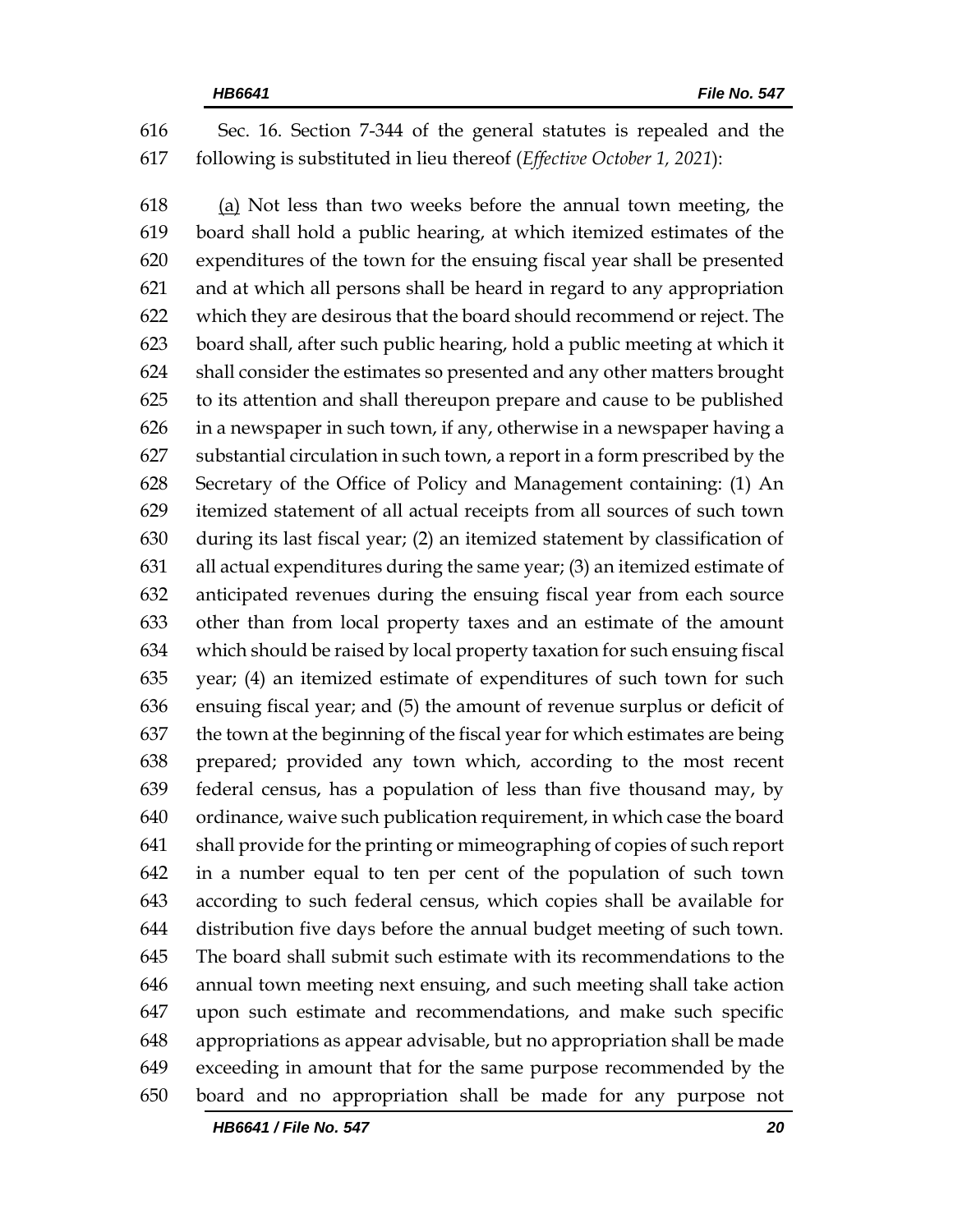Sec. 16. Section 7-344 of the general statutes is repealed and the following is substituted in lieu thereof (*Effective October 1, 2021*):

(a) Not less than two weeks before the annual town meeting, the board shall hold a public hearing, at which itemized estimates of the expenditures of the town for the ensuing fiscal year shall be presented and at which all persons shall be heard in regard to any appropriation which they are desirous that the board should recommend or reject. The board shall, after such public hearing, hold a public meeting at which it shall consider the estimates so presented and any other matters brought to its attention and shall thereupon prepare and cause to be published in a newspaper in such town, if any, otherwise in a newspaper having a substantial circulation in such town, a report in a form prescribed by the Secretary of the Office of Policy and Management containing: (1) An itemized statement of all actual receipts from all sources of such town during its last fiscal year; (2) an itemized statement by classification of all actual expenditures during the same year; (3) an itemized estimate of anticipated revenues during the ensuing fiscal year from each source other than from local property taxes and an estimate of the amount which should be raised by local property taxation for such ensuing fiscal year; (4) an itemized estimate of expenditures of such town for such ensuing fiscal year; and (5) the amount of revenue surplus or deficit of the town at the beginning of the fiscal year for which estimates are being prepared; provided any town which, according to the most recent federal census, has a population of less than five thousand may, by ordinance, waive such publication requirement, in which case the board shall provide for the printing or mimeographing of copies of such report in a number equal to ten per cent of the population of such town according to such federal census, which copies shall be available for distribution five days before the annual budget meeting of such town. The board shall submit such estimate with its recommendations to the annual town meeting next ensuing, and such meeting shall take action upon such estimate and recommendations, and make such specific appropriations as appear advisable, but no appropriation shall be made exceeding in amount that for the same purpose recommended by the board and no appropriation shall be made for any purpose not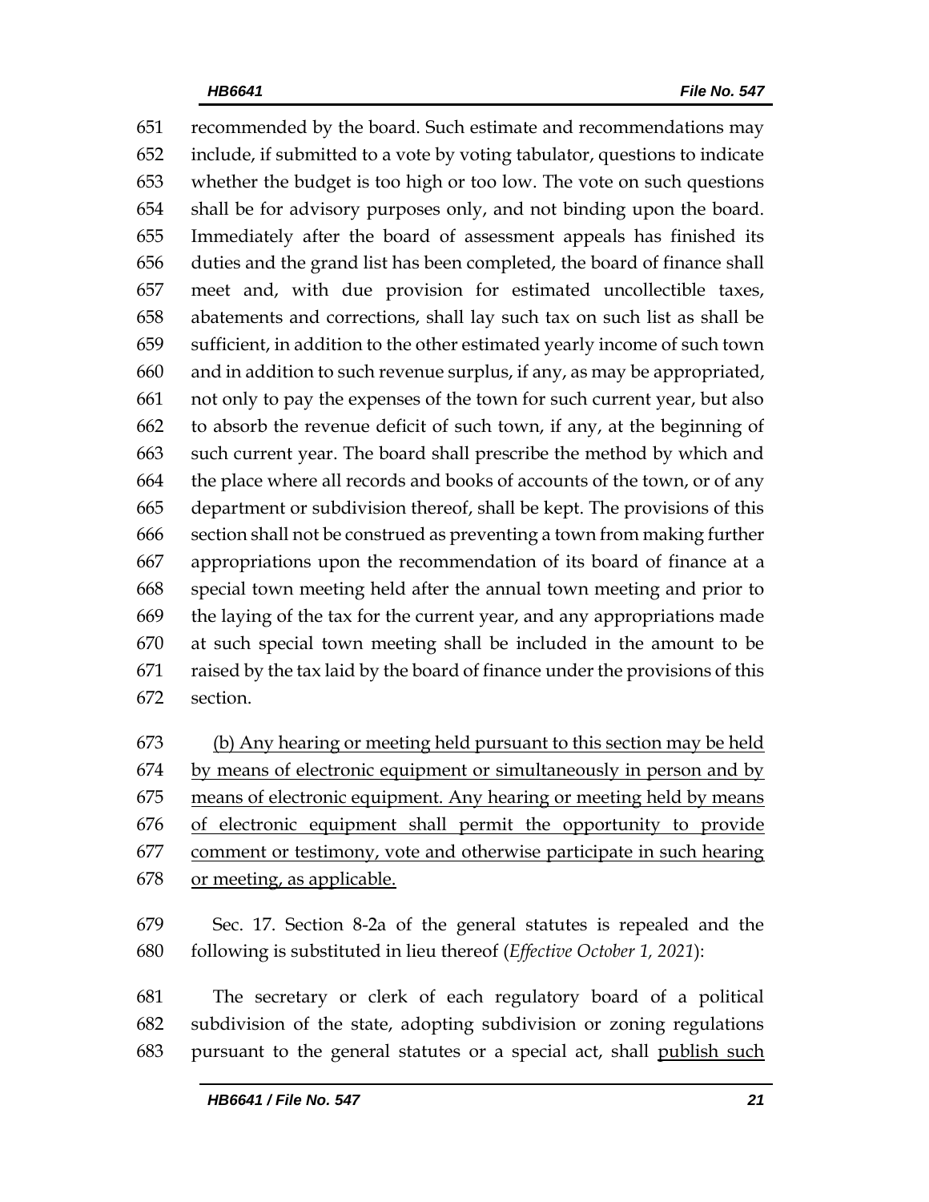651 recommended by the board. Such estimate and recommendations may
652 include, if submitted to a vote by voting tabulator, questions to indicate
653 whether the budget is too high or too low. The vote on such questions
654 shall be for advisory purposes only, and not binding upon the board.
655 Immediately after the board of assessment appeals has finished its
656 duties and the grand list has been completed, the board of finance shall
657 meet and, with due provision for estimated uncollectible taxes,
658 abatements and corrections, shall lay such tax on such list as shall be
659 sufficient, in addition to the other estimated yearly income of such town
660 and in addition to such revenue surplus, if any, as may be appropriated,
661 not only to pay the expenses of the town for such current year, but also
662 to absorb the revenue deficit of such town, if any, at the beginning of
663 such current year. The board shall prescribe the method by which and
664 the place where all records and books of accounts of the town, or of any
665 department or subdivision thereof, shall be kept. The provisions of this
666 section shall not be construed as preventing a town from making further
667 appropriations upon the recommendation of its board of finance at a
668 special town meeting held after the annual town meeting and prior to
669 the laying of the tax for the current year, and any appropriations made
670 at such special town meeting shall be included in the amount to be
671 raised by the tax laid by the board of finance under the provisions of this
672 section.

673 <u>(b) Any hearing or meeting held pursuant to this section may be held</u>
674 <u>by means of electronic equipment or simultaneously in person and by</u>
675 <u>means of electronic equipment. Any hearing or meeting held by means</u>
676 <u>of electronic equipment shall permit the opportunity to provide</u>
677 <u>comment or testimony, vote and otherwise participate in such hearing</u>
678 <u>or meeting, as applicable.</u>

679 Sec. 17. Section 8-2a of the general statutes is repealed and the
680 following is substituted in lieu thereof (*Effective October 1, 2021*):

681 The secretary or clerk of each regulatory board of a political
682 subdivision of the state, adopting subdivision or zoning regulations
683 pursuant to the general statutes or a special act, shall <u>publish such</u>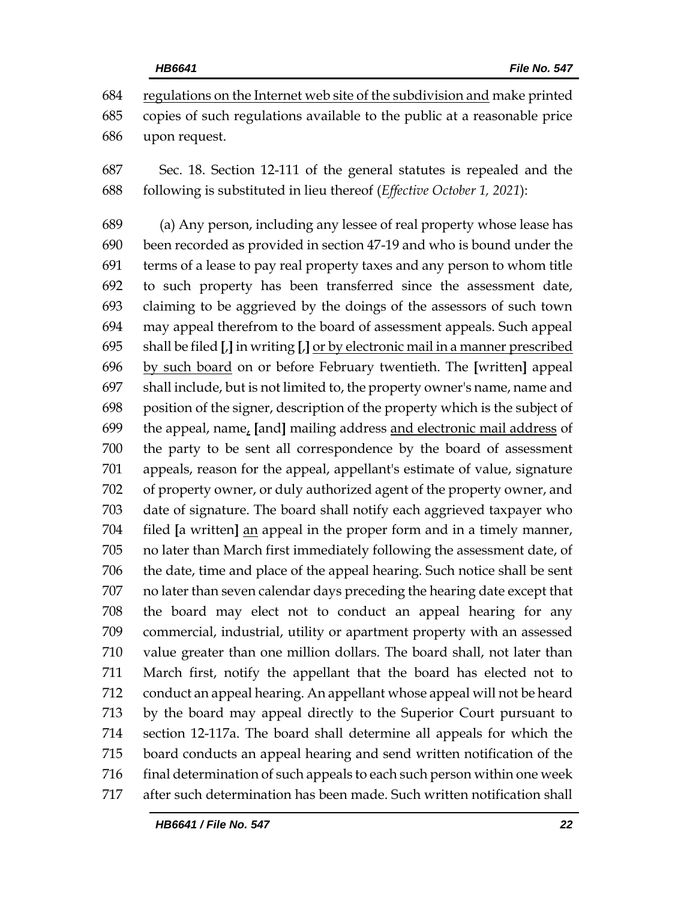684 regulations on the Internet web site of the subdivision and make printed
685 copies of such regulations available to the public at a reasonable price
686 upon request.

687 Sec. 18. Section 12-111 of the general statutes is repealed and the
688 following is substituted in lieu thereof (*Effective October 1, 2021*):

689 (a) Any person, including any lessee of real property whose lease has
690 been recorded as provided in section 47-19 and who is bound under the
691 terms of a lease to pay real property taxes and any person to whom title
692 to such property has been transferred since the assessment date,
693 claiming to be aggrieved by the doings of the assessors of such town
694 may appeal therefrom to the board of assessment appeals. Such appeal
695 shall be filed [,] in writing [,] or by electronic mail in a manner prescribed
696 by such board on or before February twentieth. The [written] appeal
697 shall include, but is not limited to, the property owner's name, name and
698 position of the signer, description of the property which is the subject of
699 the appeal, name, [and] mailing address and electronic mail address of
700 the party to be sent all correspondence by the board of assessment
701 appeals, reason for the appeal, appellant's estimate of value, signature
702 of property owner, or duly authorized agent of the property owner, and
703 date of signature. The board shall notify each aggrieved taxpayer who
704 filed [a written] an appeal in the proper form and in a timely manner,
705 no later than March first immediately following the assessment date, of
706 the date, time and place of the appeal hearing. Such notice shall be sent
707 no later than seven calendar days preceding the hearing date except that
708 the board may elect not to conduct an appeal hearing for any
709 commercial, industrial, utility or apartment property with an assessed
710 value greater than one million dollars. The board shall, not later than
711 March first, notify the appellant that the board has elected not to
712 conduct an appeal hearing. An appellant whose appeal will not be heard
713 by the board may appeal directly to the Superior Court pursuant to
714 section 12-117a. The board shall determine all appeals for which the
715 board conducts an appeal hearing and send written notification of the
716 final determination of such appeals to each such person within one week
717 after such determination has been made. Such written notification shall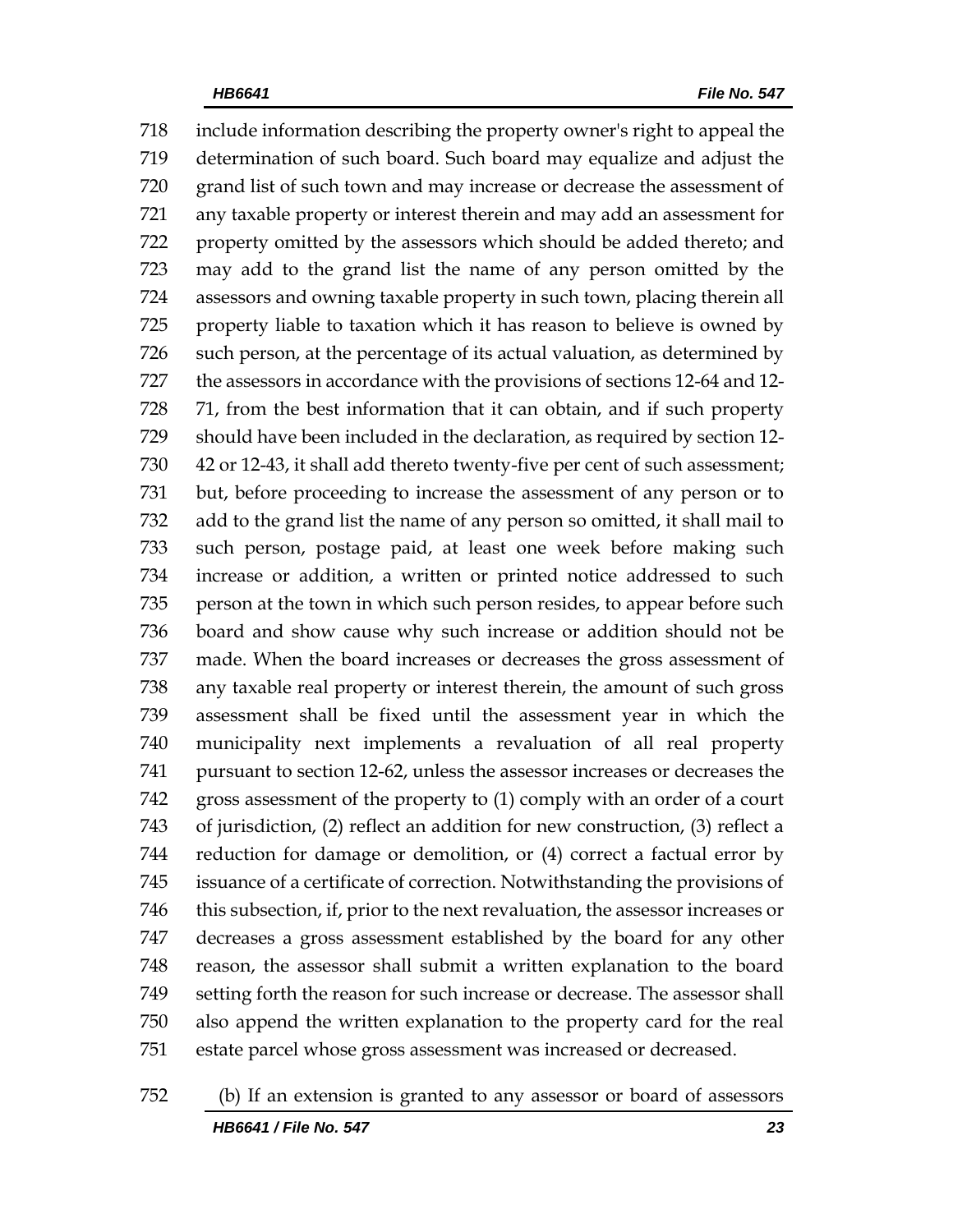include information describing the property owner's right to appeal the determination of such board. Such board may equalize and adjust the grand list of such town and may increase or decrease the assessment of any taxable property or interest therein and may add an assessment for property omitted by the assessors which should be added thereto; and may add to the grand list the name of any person omitted by the assessors and owning taxable property in such town, placing therein all property liable to taxation which it has reason to believe is owned by such person, at the percentage of its actual valuation, as determined by the assessors in accordance with the provisions of sections 12-64 and 12-71, from the best information that it can obtain, and if such property should have been included in the declaration, as required by section 12-42 or 12-43, it shall add thereto twenty-five per cent of such assessment; but, before proceeding to increase the assessment of any person or to add to the grand list the name of any person so omitted, it shall mail to such person, postage paid, at least one week before making such increase or addition, a written or printed notice addressed to such person at the town in which such person resides, to appear before such board and show cause why such increase or addition should not be made. When the board increases or decreases the gross assessment of any taxable real property or interest therein, the amount of such gross assessment shall be fixed until the assessment year in which the municipality next implements a revaluation of all real property pursuant to section 12-62, unless the assessor increases or decreases the gross assessment of the property to (1) comply with an order of a court of jurisdiction, (2) reflect an addition for new construction, (3) reflect a reduction for damage or demolition, or (4) correct a factual error by issuance of a certificate of correction. Notwithstanding the provisions of this subsection, if, prior to the next revaluation, the assessor increases or decreases a gross assessment established by the board for any other reason, the assessor shall submit a written explanation to the board setting forth the reason for such increase or decrease. The assessor shall also append the written explanation to the property card for the real estate parcel whose gross assessment was increased or decreased.

(b) If an extension is granted to any assessor or board of assessors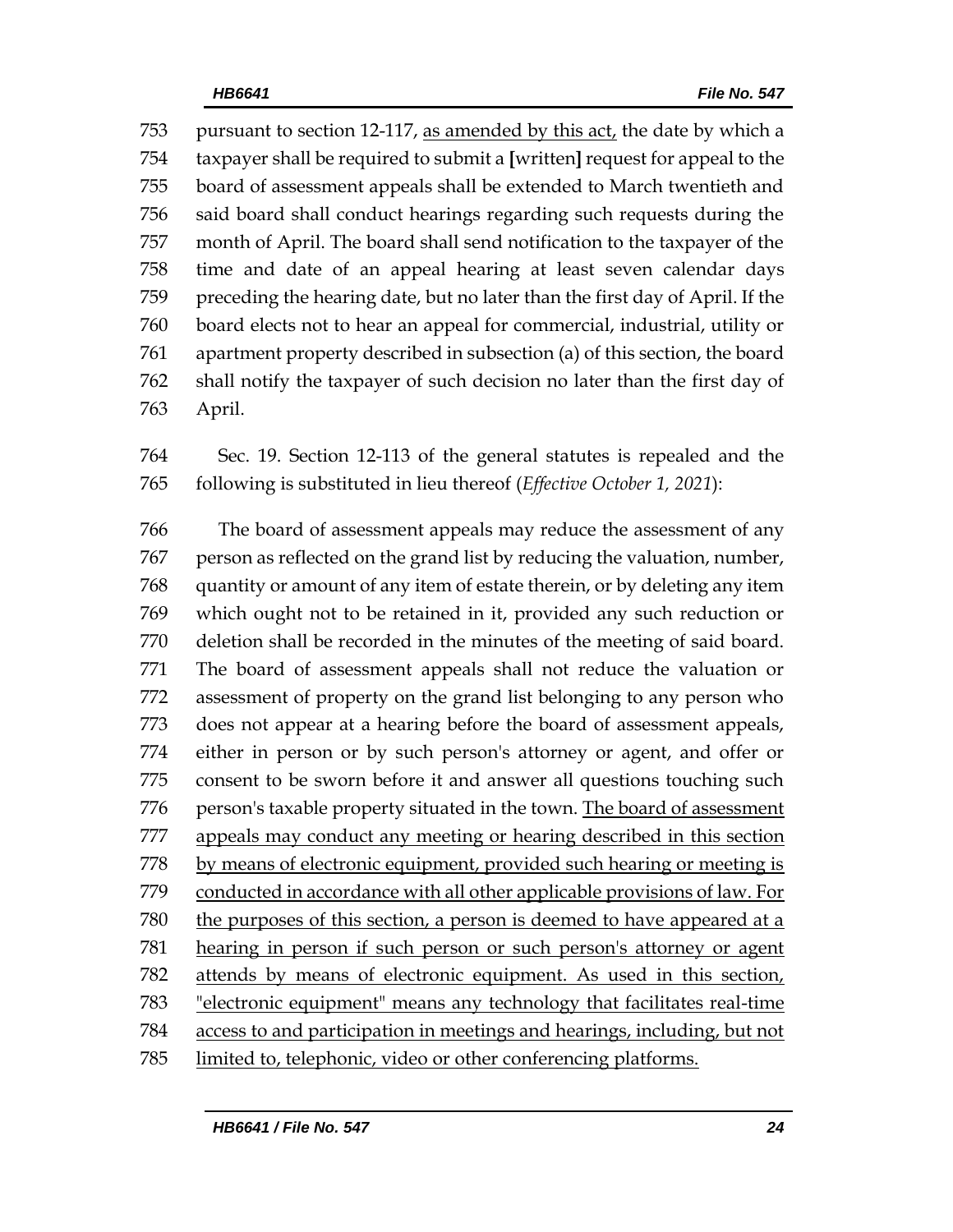753 pursuant to section 12-117, <u>as amended by this act,</u> the date by which a
754 taxpayer shall be required to submit a **[**written**]** request for appeal to the
755 board of assessment appeals shall be extended to March twentieth and
756 said board shall conduct hearings regarding such requests during the
757 month of April. The board shall send notification to the taxpayer of the
758 time and date of an appeal hearing at least seven calendar days
759 preceding the hearing date, but no later than the first day of April. If the
760 board elects not to hear an appeal for commercial, industrial, utility or
761 apartment property described in subsection (a) of this section, the board
762 shall notify the taxpayer of such decision no later than the first day of
763 April.

764 Sec. 19. Section 12-113 of the general statutes is repealed and the
765 following is substituted in lieu thereof (*Effective October 1, 2021*):

766 The board of assessment appeals may reduce the assessment of any
767 person as reflected on the grand list by reducing the valuation, number,
768 quantity or amount of any item of estate therein, or by deleting any item
769 which ought not to be retained in it, provided any such reduction or
770 deletion shall be recorded in the minutes of the meeting of said board.
771 The board of assessment appeals shall not reduce the valuation or
772 assessment of property on the grand list belonging to any person who
773 does not appear at a hearing before the board of assessment appeals,
774 either in person or by such person's attorney or agent, and offer or
775 consent to be sworn before it and answer all questions touching such
776 person's taxable property situated in the town. <u>The board of assessment</u>
777 <u>appeals may conduct any meeting or hearing described in this section</u>
778 <u>by means of electronic equipment, provided such hearing or meeting is</u>
779 <u>conducted in accordance with all other applicable provisions of law. For</u>
780 <u>the purposes of this section, a person is deemed to have appeared at a</u>
781 <u>hearing in person if such person or such person's attorney or agent</u>
782 <u>attends by means of electronic equipment. As used in this section,</u>
783 <u>"electronic equipment" means any technology that facilitates real-time</u>
784 <u>access to and participation in meetings and hearings, including, but not</u>
785 <u>limited to, telephonic, video or other conferencing platforms.</u>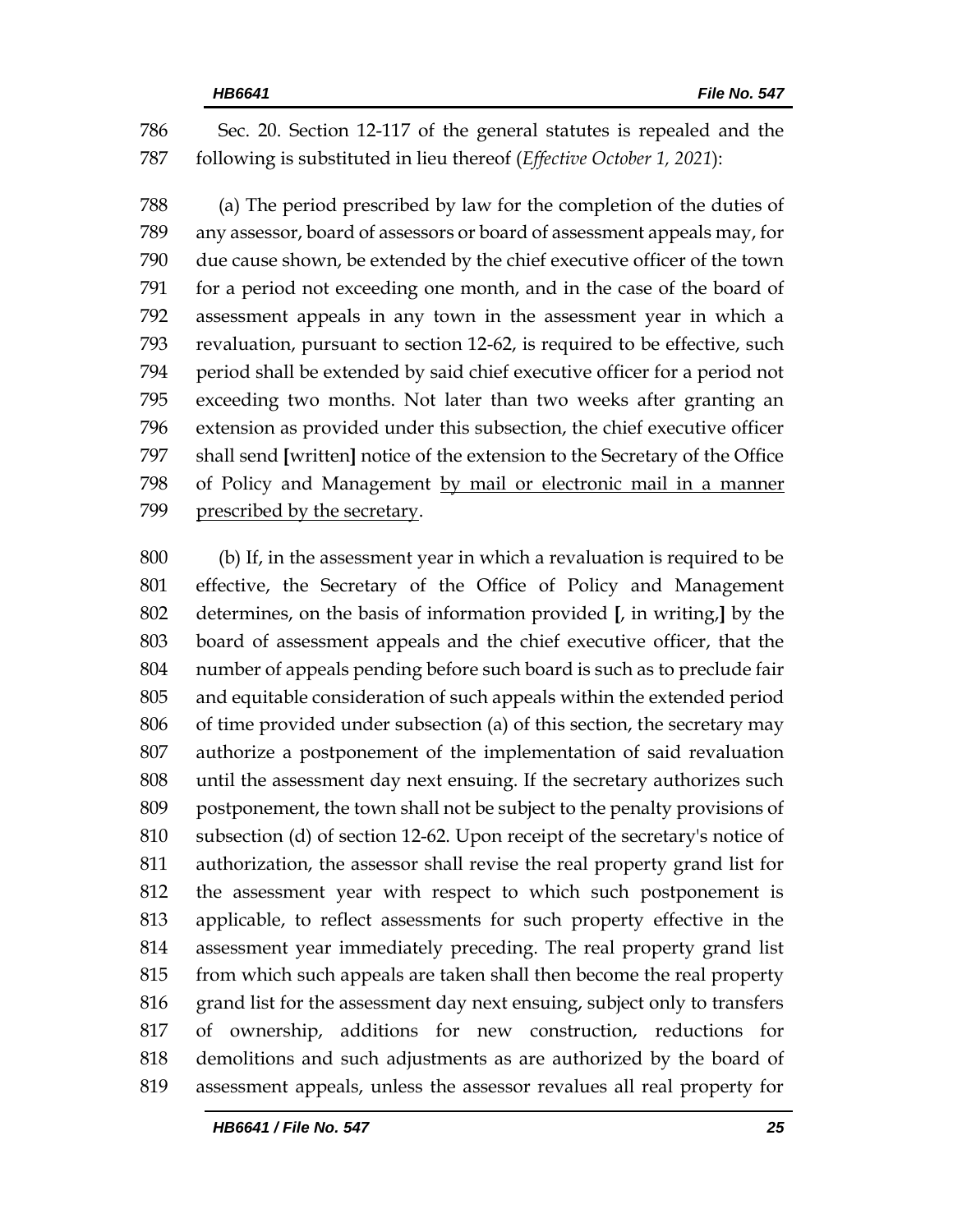Sec. 20. Section 12-117 of the general statutes is repealed and the following is substituted in lieu thereof (*Effective October 1, 2021*):

(a) The period prescribed by law for the completion of the duties of any assessor, board of assessors or board of assessment appeals may, for due cause shown, be extended by the chief executive officer of the town for a period not exceeding one month, and in the case of the board of assessment appeals in any town in the assessment year in which a revaluation, pursuant to section 12-62, is required to be effective, such period shall be extended by said chief executive officer for a period not exceeding two months. Not later than two weeks after granting an extension as provided under this subsection, the chief executive officer shall send **[**written**]** notice of the extension to the Secretary of the Office of Policy and Management <u>by mail or electronic mail in a manner prescribed by the secretary</u>.

(b) If, in the assessment year in which a revaluation is required to be effective, the Secretary of the Office of Policy and Management determines, on the basis of information provided **[**, in writing,**]** by the board of assessment appeals and the chief executive officer, that the number of appeals pending before such board is such as to preclude fair and equitable consideration of such appeals within the extended period of time provided under subsection (a) of this section, the secretary may authorize a postponement of the implementation of said revaluation until the assessment day next ensuing. If the secretary authorizes such postponement, the town shall not be subject to the penalty provisions of subsection (d) of section 12-62. Upon receipt of the secretary's notice of authorization, the assessor shall revise the real property grand list for the assessment year with respect to which such postponement is applicable, to reflect assessments for such property effective in the assessment year immediately preceding. The real property grand list from which such appeals are taken shall then become the real property grand list for the assessment day next ensuing, subject only to transfers of ownership, additions for new construction, reductions for demolitions and such adjustments as are authorized by the board of assessment appeals, unless the assessor revalues all real property for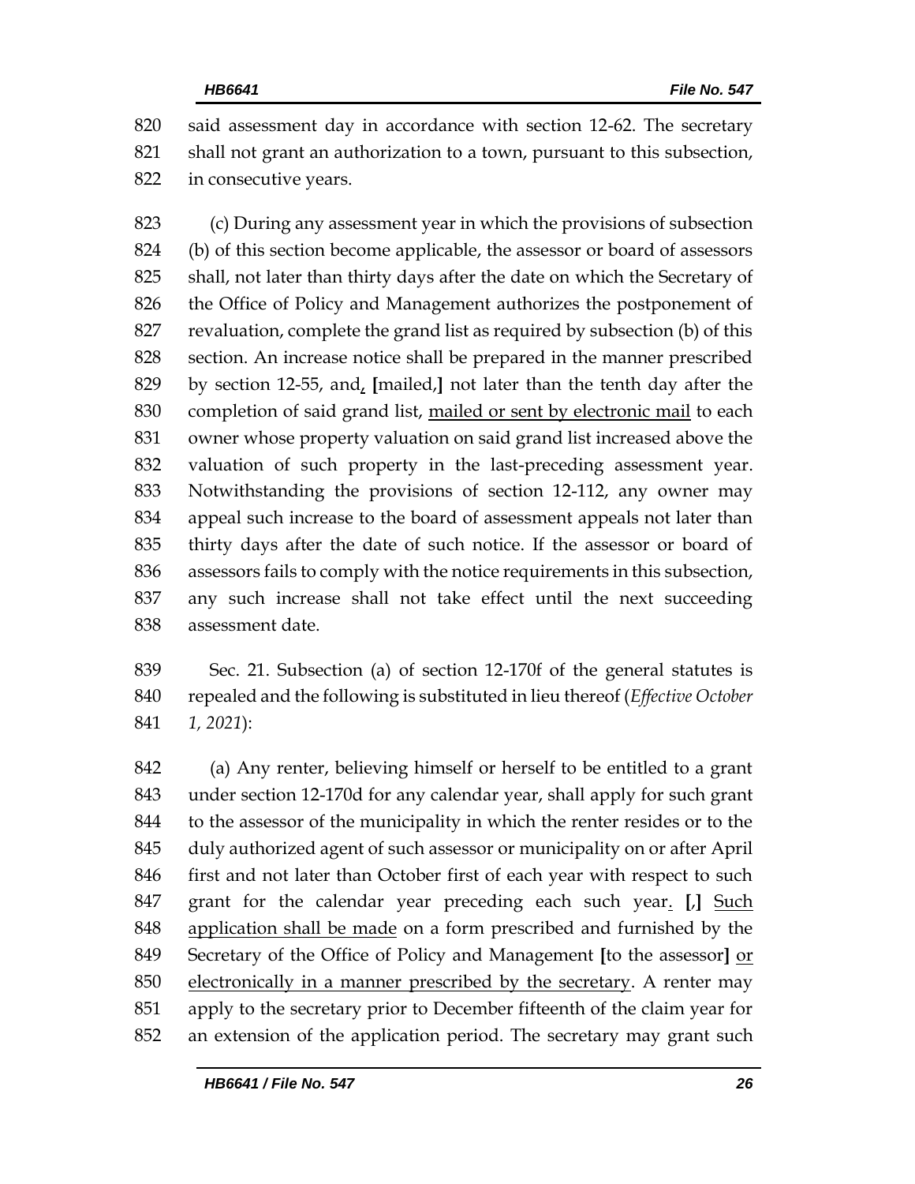said assessment day in accordance with section 12-62. The secretary shall not grant an authorization to a town, pursuant to this subsection, in consecutive years.

(c) During any assessment year in which the provisions of subsection (b) of this section become applicable, the assessor or board of assessors shall, not later than thirty days after the date on which the Secretary of the Office of Policy and Management authorizes the postponement of revaluation, complete the grand list as required by subsection (b) of this section. An increase notice shall be prepared in the manner prescribed by section 12-55, and, [mailed,] not later than the tenth day after the completion of said grand list, mailed or sent by electronic mail to each owner whose property valuation on said grand list increased above the valuation of such property in the last-preceding assessment year. Notwithstanding the provisions of section 12-112, any owner may appeal such increase to the board of assessment appeals not later than thirty days after the date of such notice. If the assessor or board of assessors fails to comply with the notice requirements in this subsection, any such increase shall not take effect until the next succeeding assessment date.

Sec. 21. Subsection (a) of section 12-170f of the general statutes is repealed and the following is substituted in lieu thereof (*Effective October 1, 2021*):

(a) Any renter, believing himself or herself to be entitled to a grant under section 12-170d for any calendar year, shall apply for such grant to the assessor of the municipality in which the renter resides or to the duly authorized agent of such assessor or municipality on or after April first and not later than October first of each year with respect to such grant for the calendar year preceding each such year. [,] Such application shall be made on a form prescribed and furnished by the Secretary of the Office of Policy and Management [to the assessor] or electronically in a manner prescribed by the secretary. A renter may apply to the secretary prior to December fifteenth of the claim year for an extension of the application period. The secretary may grant such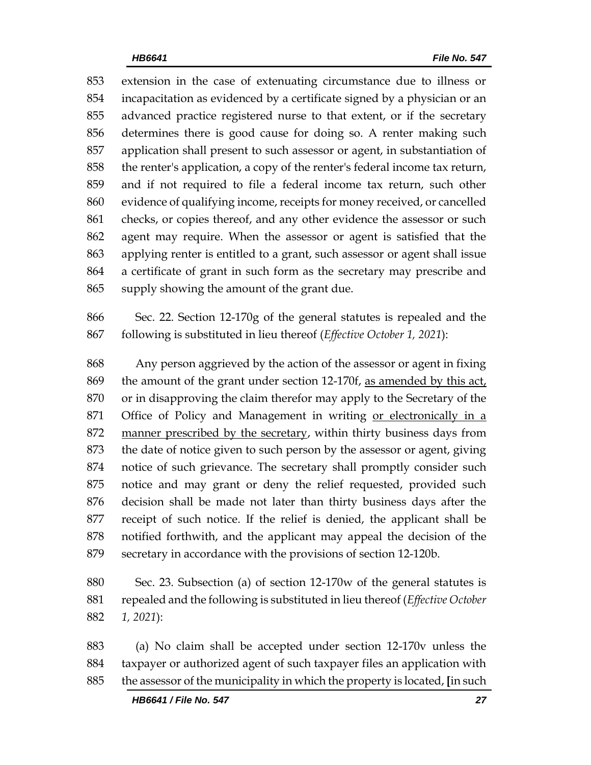extension in the case of extenuating circumstance due to illness or incapacitation as evidenced by a certificate signed by a physician or an advanced practice registered nurse to that extent, or if the secretary determines there is good cause for doing so. A renter making such application shall present to such assessor or agent, in substantiation of the renter's application, a copy of the renter's federal income tax return, and if not required to file a federal income tax return, such other evidence of qualifying income, receipts for money received, or cancelled checks, or copies thereof, and any other evidence the assessor or such agent may require. When the assessor or agent is satisfied that the applying renter is entitled to a grant, such assessor or agent shall issue a certificate of grant in such form as the secretary may prescribe and supply showing the amount of the grant due.

Sec. 22. Section 12-170g of the general statutes is repealed and the following is substituted in lieu thereof (*Effective October 1, 2021*):

Any person aggrieved by the action of the assessor or agent in fixing the amount of the grant under section 12-170f, <u>as amended by this act,</u> or in disapproving the claim therefor may apply to the Secretary of the Office of Policy and Management in writing <u>or electronically in a manner prescribed by the secretary</u>, within thirty business days from the date of notice given to such person by the assessor or agent, giving notice of such grievance. The secretary shall promptly consider such notice and may grant or deny the relief requested, provided such decision shall be made not later than thirty business days after the receipt of such notice. If the relief is denied, the applicant shall be notified forthwith, and the applicant may appeal the decision of the secretary in accordance with the provisions of section 12-120b.

Sec. 23. Subsection (a) of section 12-170w of the general statutes is repealed and the following is substituted in lieu thereof (*Effective October 1, 2021*):

(a) No claim shall be accepted under section 12-170v unless the taxpayer or authorized agent of such taxpayer files an application with the assessor of the municipality in which the property is located, **[**in such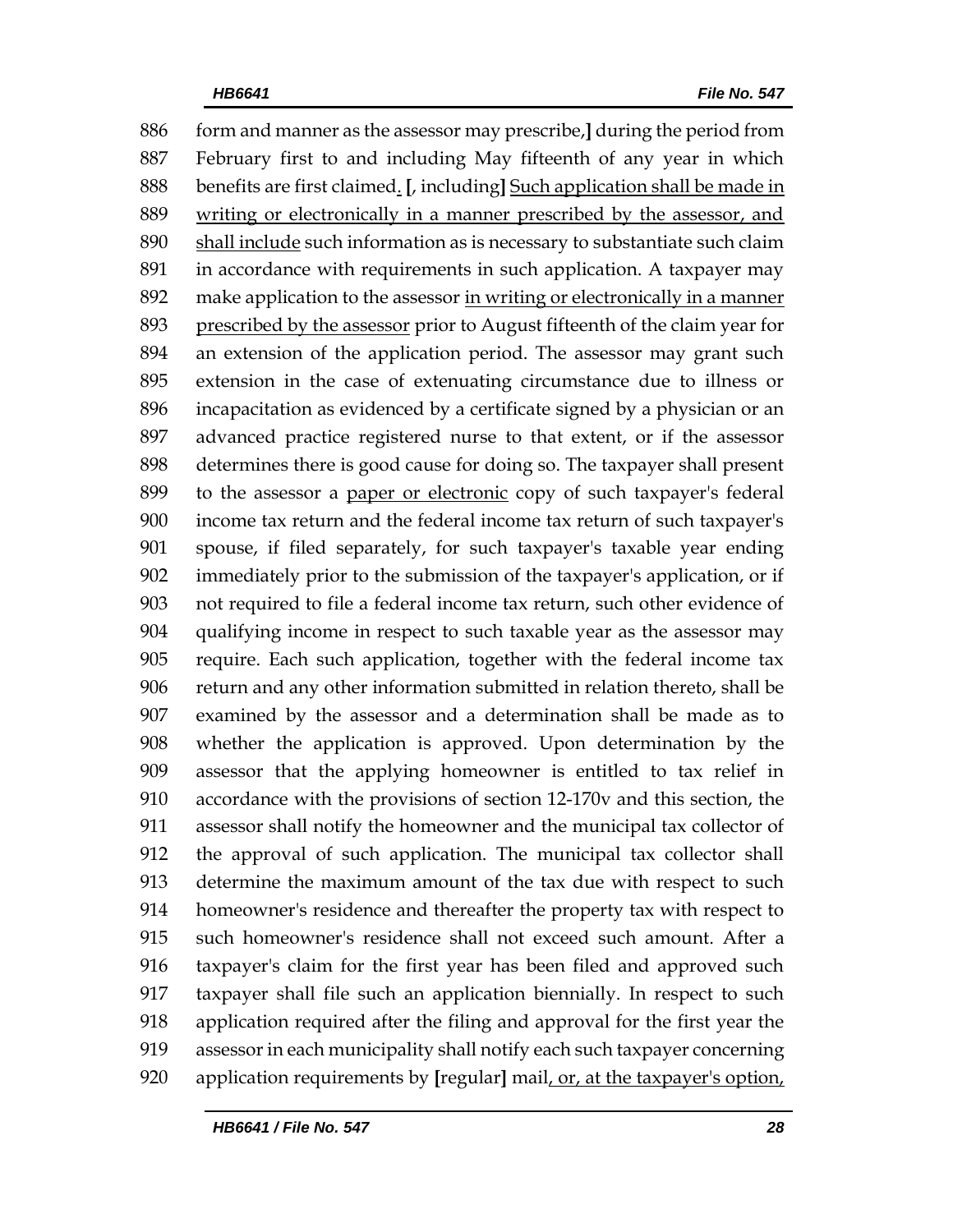886 form and manner as the assessor may prescribe,**]** during the period from
887 February first to and including May fifteenth of any year in which
888 benefits are first claimed<u>.</u> **[**, including**]** <u>Such application shall be made in</u>
889 <u>writing or electronically in a manner prescribed by the assessor, and</u>
890 <u>shall include</u> such information as is necessary to substantiate such claim
891 in accordance with requirements in such application. A taxpayer may
892 make application to the assessor <u>in writing or electronically in a manner</u>
893 <u>prescribed by the assessor</u> prior to August fifteenth of the claim year for
894 an extension of the application period. The assessor may grant such
895 extension in the case of extenuating circumstance due to illness or
896 incapacitation as evidenced by a certificate signed by a physician or an
897 advanced practice registered nurse to that extent, or if the assessor
898 determines there is good cause for doing so. The taxpayer shall present
899 to the assessor a <u>paper or electronic</u> copy of such taxpayer's federal
900 income tax return and the federal income tax return of such taxpayer's
901 spouse, if filed separately, for such taxpayer's taxable year ending
902 immediately prior to the submission of the taxpayer's application, or if
903 not required to file a federal income tax return, such other evidence of
904 qualifying income in respect to such taxable year as the assessor may
905 require. Each such application, together with the federal income tax
906 return and any other information submitted in relation thereto, shall be
907 examined by the assessor and a determination shall be made as to
908 whether the application is approved. Upon determination by the
909 assessor that the applying homeowner is entitled to tax relief in
910 accordance with the provisions of section 12-170v and this section, the
911 assessor shall notify the homeowner and the municipal tax collector of
912 the approval of such application. The municipal tax collector shall
913 determine the maximum amount of the tax due with respect to such
914 homeowner's residence and thereafter the property tax with respect to
915 such homeowner's residence shall not exceed such amount. After a
916 taxpayer's claim for the first year has been filed and approved such
917 taxpayer shall file such an application biennially. In respect to such
918 application required after the filing and approval for the first year the
919 assessor in each municipality shall notify each such taxpayer concerning
920 application requirements by **[**regular**]** mail<u>, or, at the taxpayer's option,</u>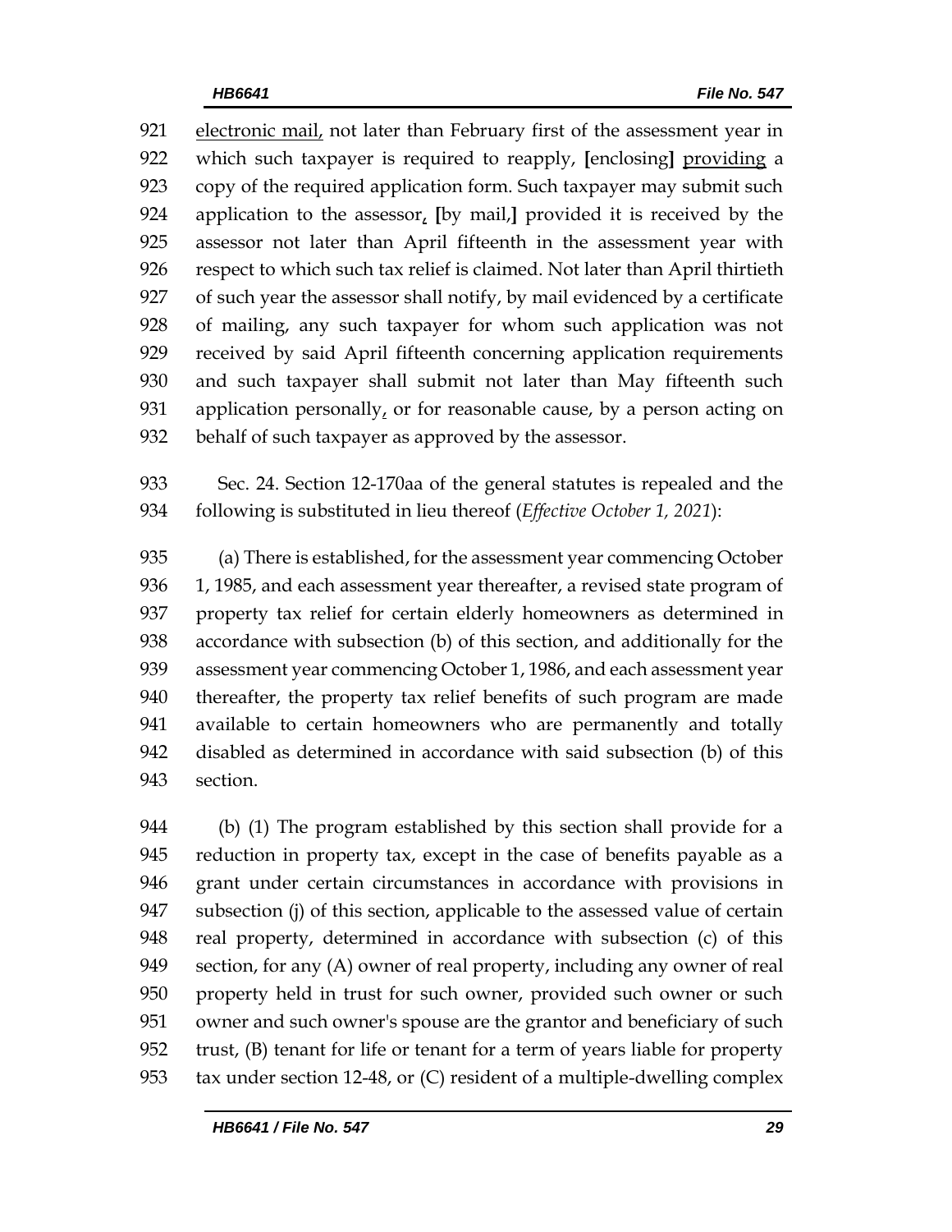921 electronic mail, not later than February first of the assessment year in
922 which such taxpayer is required to reapply, [enclosing] providing a
923 copy of the required application form. Such taxpayer may submit such
924 application to the assessor, [by mail,] provided it is received by the
925 assessor not later than April fifteenth in the assessment year with
926 respect to which such tax relief is claimed. Not later than April thirtieth
927 of such year the assessor shall notify, by mail evidenced by a certificate
928 of mailing, any such taxpayer for whom such application was not
929 received by said April fifteenth concerning application requirements
930 and such taxpayer shall submit not later than May fifteenth such
931 application personally, or for reasonable cause, by a person acting on
932 behalf of such taxpayer as approved by the assessor.

933 Sec. 24. Section 12-170aa of the general statutes is repealed and the
934 following is substituted in lieu thereof (*Effective October 1, 2021*):

935 (a) There is established, for the assessment year commencing October
936 1, 1985, and each assessment year thereafter, a revised state program of
937 property tax relief for certain elderly homeowners as determined in
938 accordance with subsection (b) of this section, and additionally for the
939 assessment year commencing October 1, 1986, and each assessment year
940 thereafter, the property tax relief benefits of such program are made
941 available to certain homeowners who are permanently and totally
942 disabled as determined in accordance with said subsection (b) of this
943 section.

944 (b) (1) The program established by this section shall provide for a
945 reduction in property tax, except in the case of benefits payable as a
946 grant under certain circumstances in accordance with provisions in
947 subsection (j) of this section, applicable to the assessed value of certain
948 real property, determined in accordance with subsection (c) of this
949 section, for any (A) owner of real property, including any owner of real
950 property held in trust for such owner, provided such owner or such
951 owner and such owner's spouse are the grantor and beneficiary of such
952 trust, (B) tenant for life or tenant for a term of years liable for property
953 tax under section 12-48, or (C) resident of a multiple-dwelling complex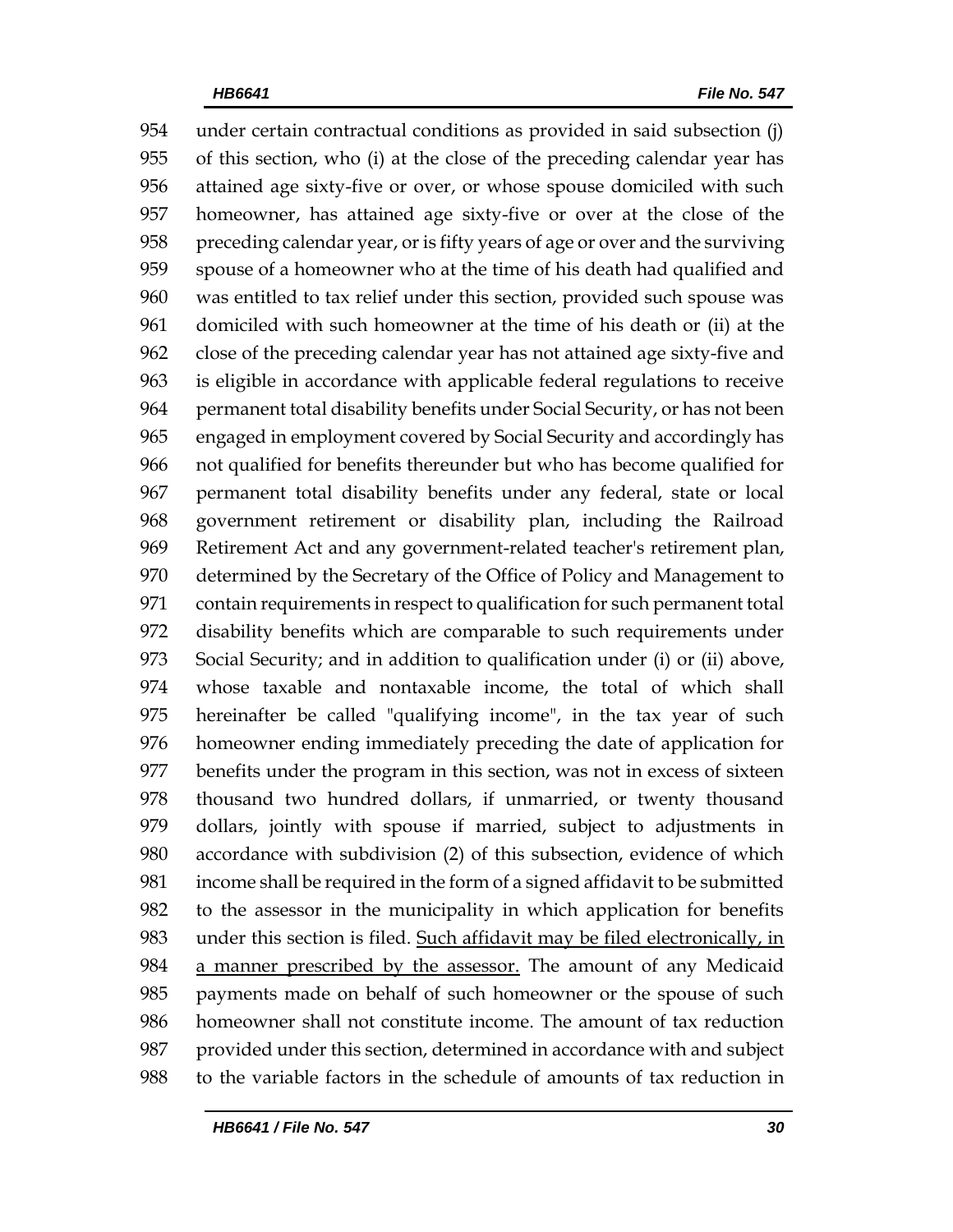954 under certain contractual conditions as provided in said subsection (j)
955 of this section, who (i) at the close of the preceding calendar year has
956 attained age sixty-five or over, or whose spouse domiciled with such
957 homeowner, has attained age sixty-five or over at the close of the
958 preceding calendar year, or is fifty years of age or over and the surviving
959 spouse of a homeowner who at the time of his death had qualified and
960 was entitled to tax relief under this section, provided such spouse was
961 domiciled with such homeowner at the time of his death or (ii) at the
962 close of the preceding calendar year has not attained age sixty-five and
963 is eligible in accordance with applicable federal regulations to receive
964 permanent total disability benefits under Social Security, or has not been
965 engaged in employment covered by Social Security and accordingly has
966 not qualified for benefits thereunder but who has become qualified for
967 permanent total disability benefits under any federal, state or local
968 government retirement or disability plan, including the Railroad
969 Retirement Act and any government-related teacher's retirement plan,
970 determined by the Secretary of the Office of Policy and Management to
971 contain requirements in respect to qualification for such permanent total
972 disability benefits which are comparable to such requirements under
973 Social Security; and in addition to qualification under (i) or (ii) above,
974 whose taxable and nontaxable income, the total of which shall
975 hereinafter be called "qualifying income", in the tax year of such
976 homeowner ending immediately preceding the date of application for
977 benefits under the program in this section, was not in excess of sixteen
978 thousand two hundred dollars, if unmarried, or twenty thousand
979 dollars, jointly with spouse if married, subject to adjustments in
980 accordance with subdivision (2) of this subsection, evidence of which
981 income shall be required in the form of a signed affidavit to be submitted
982 to the assessor in the municipality in which application for benefits
983 under this section is filed. <u>Such affidavit may be filed electronically, in</u>
984 <u>a manner prescribed by the assessor.</u> The amount of any Medicaid
985 payments made on behalf of such homeowner or the spouse of such
986 homeowner shall not constitute income. The amount of tax reduction
987 provided under this section, determined in accordance with and subject
988 to the variable factors in the schedule of amounts of tax reduction in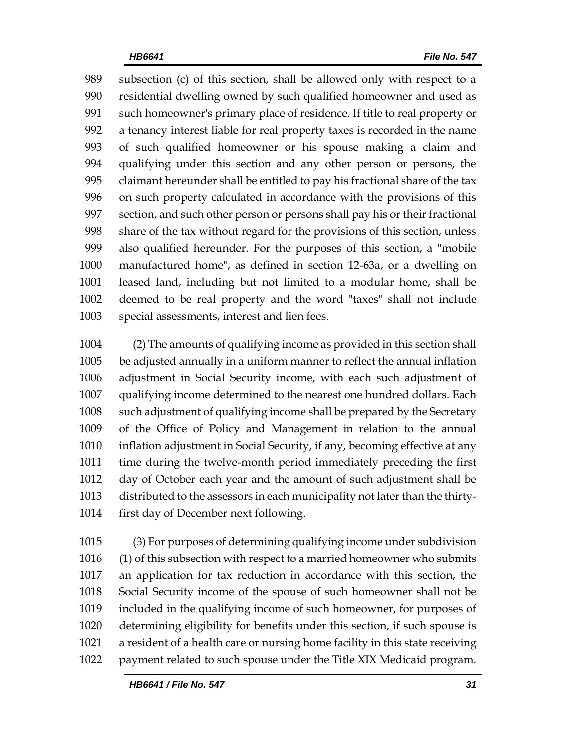subsection (c) of this section, shall be allowed only with respect to a residential dwelling owned by such qualified homeowner and used as such homeowner's primary place of residence. If title to real property or a tenancy interest liable for real property taxes is recorded in the name of such qualified homeowner or his spouse making a claim and qualifying under this section and any other person or persons, the claimant hereunder shall be entitled to pay his fractional share of the tax on such property calculated in accordance with the provisions of this section, and such other person or persons shall pay his or their fractional share of the tax without regard for the provisions of this section, unless also qualified hereunder. For the purposes of this section, a "mobile manufactured home", as defined in section 12-63a, or a dwelling on leased land, including but not limited to a modular home, shall be deemed to be real property and the word "taxes" shall not include special assessments, interest and lien fees.

(2) The amounts of qualifying income as provided in this section shall be adjusted annually in a uniform manner to reflect the annual inflation adjustment in Social Security income, with each such adjustment of qualifying income determined to the nearest one hundred dollars. Each such adjustment of qualifying income shall be prepared by the Secretary of the Office of Policy and Management in relation to the annual inflation adjustment in Social Security, if any, becoming effective at any time during the twelve-month period immediately preceding the first day of October each year and the amount of such adjustment shall be distributed to the assessors in each municipality not later than the thirty-first day of December next following.

(3) For purposes of determining qualifying income under subdivision (1) of this subsection with respect to a married homeowner who submits an application for tax reduction in accordance with this section, the Social Security income of the spouse of such homeowner shall not be included in the qualifying income of such homeowner, for purposes of determining eligibility for benefits under this section, if such spouse is a resident of a health care or nursing home facility in this state receiving payment related to such spouse under the Title XIX Medicaid program.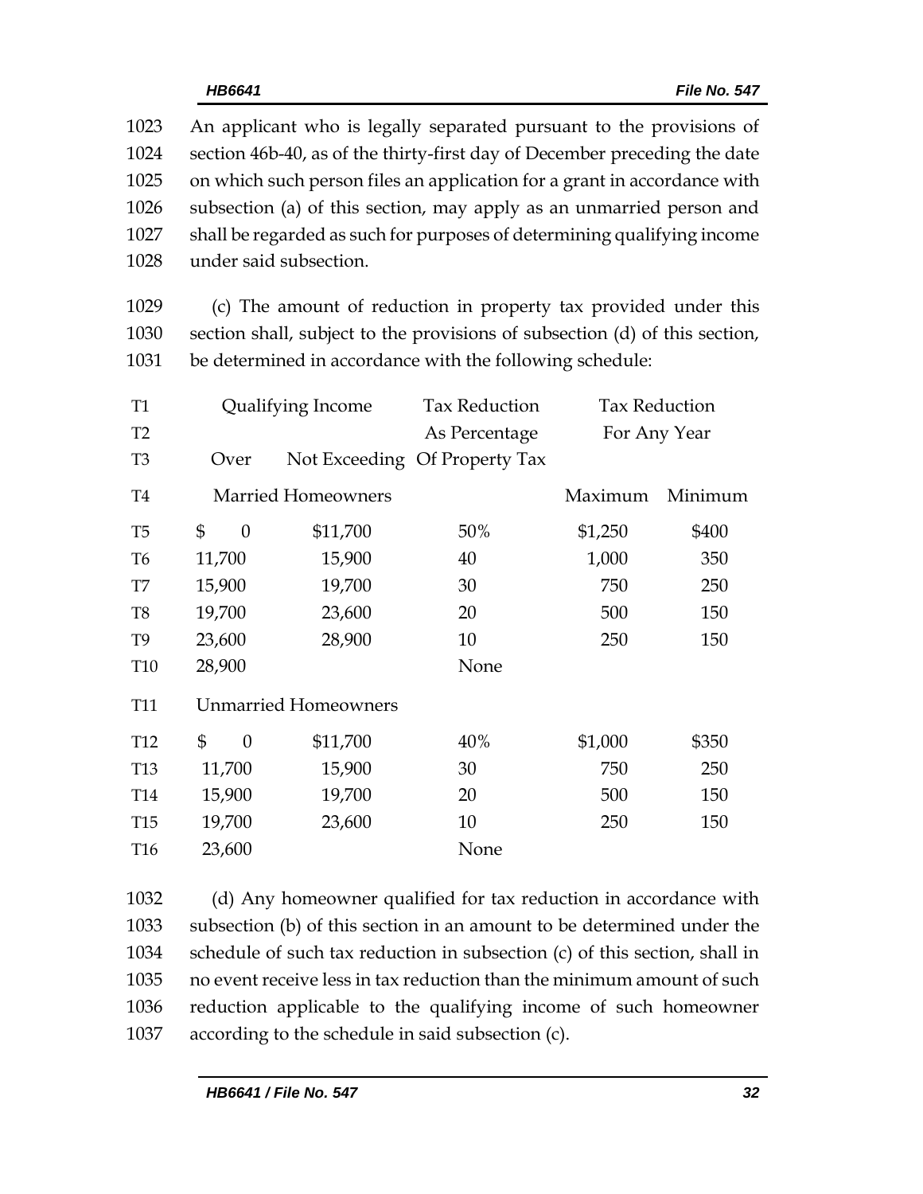1023 An applicant who is legally separated pursuant to the provisions of
1024 section 46b-40, as of the thirty-first day of December preceding the date
1025 on which such person files an application for a grant in accordance with
1026 subsection (a) of this section, may apply as an unmarried person and
1027 shall be regarded as such for purposes of determining qualifying income
1028 under said subsection.

1029 (c) The amount of reduction in property tax provided under this
1030 section shall, subject to the provisions of subsection (d) of this section,
1031 be determined in accordance with the following schedule:

| | Qualifying Income | | Tax Reduction | Tax Reduction | |
|---|---|---|---|---|---|
| T2 | | | As Percentage | For Any Year | |
| T3 | Over | Not Exceeding | Of Property Tax | | |
| T4 | Married Homeowners | | | Maximum | Minimum |
| T5 | $ 0 | $11,700 | 50% | $1,250 | $400 |
| T6 | 11,700 | 15,900 | 40 | 1,000 | 350 |
| T7 | 15,900 | 19,700 | 30 | 750 | 250 |
| T8 | 19,700 | 23,600 | 20 | 500 | 150 |
| T9 | 23,600 | 28,900 | 10 | 250 | 150 |
| T10 | 28,900 | | None | | |
| T11 | Unmarried Homeowners | | | | |
| T12 | $ 0 | $11,700 | 40% | $1,000 | $350 |
| T13 | 11,700 | 15,900 | 30 | 750 | 250 |
| T14 | 15,900 | 19,700 | 20 | 500 | 150 |
| T15 | 19,700 | 23,600 | 10 | 250 | 150 |
| T16 | 23,600 | | None | | |

1032 (d) Any homeowner qualified for tax reduction in accordance with
1033 subsection (b) of this section in an amount to be determined under the
1034 schedule of such tax reduction in subsection (c) of this section, shall in
1035 no event receive less in tax reduction than the minimum amount of such
1036 reduction applicable to the qualifying income of such homeowner
1037 according to the schedule in said subsection (c).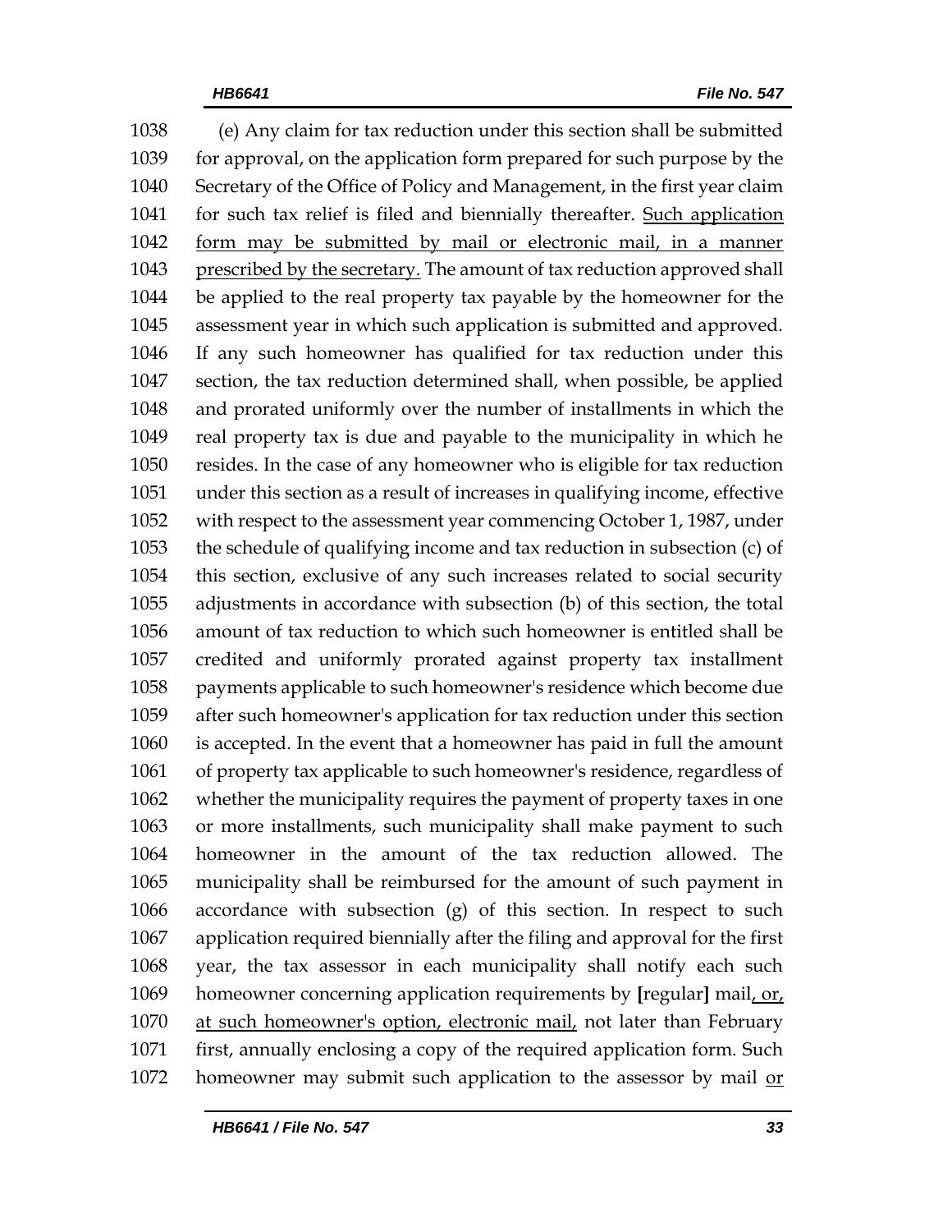1038 (e) Any claim for tax reduction under this section shall be submitted
1039 for approval, on the application form prepared for such purpose by the
1040 Secretary of the Office of Policy and Management, in the first year claim
1041 for such tax relief is filed and biennially thereafter. <u>Such application</u>
1042 <u>form may be submitted by mail or electronic mail, in a manner</u>
1043 <u>prescribed by the secretary.</u> The amount of tax reduction approved shall
1044 be applied to the real property tax payable by the homeowner for the
1045 assessment year in which such application is submitted and approved.
1046 If any such homeowner has qualified for tax reduction under this
1047 section, the tax reduction determined shall, when possible, be applied
1048 and prorated uniformly over the number of installments in which the
1049 real property tax is due and payable to the municipality in which he
1050 resides. In the case of any homeowner who is eligible for tax reduction
1051 under this section as a result of increases in qualifying income, effective
1052 with respect to the assessment year commencing October 1, 1987, under
1053 the schedule of qualifying income and tax reduction in subsection (c) of
1054 this section, exclusive of any such increases related to social security
1055 adjustments in accordance with subsection (b) of this section, the total
1056 amount of tax reduction to which such homeowner is entitled shall be
1057 credited and uniformly prorated against property tax installment
1058 payments applicable to such homeowner's residence which become due
1059 after such homeowner's application for tax reduction under this section
1060 is accepted. In the event that a homeowner has paid in full the amount
1061 of property tax applicable to such homeowner's residence, regardless of
1062 whether the municipality requires the payment of property taxes in one
1063 or more installments, such municipality shall make payment to such
1064 homeowner in the amount of the tax reduction allowed. The
1065 municipality shall be reimbursed for the amount of such payment in
1066 accordance with subsection (g) of this section. In respect to such
1067 application required biennially after the filing and approval for the first
1068 year, the tax assessor in each municipality shall notify each such
1069 homeowner concerning application requirements by **[**regular**]** mail<u>, or,</u>
1070 <u>at such homeowner's option, electronic mail,</u> not later than February
1071 first, annually enclosing a copy of the required application form. Such
1072 homeowner may submit such application to the assessor by mail <u>or</u>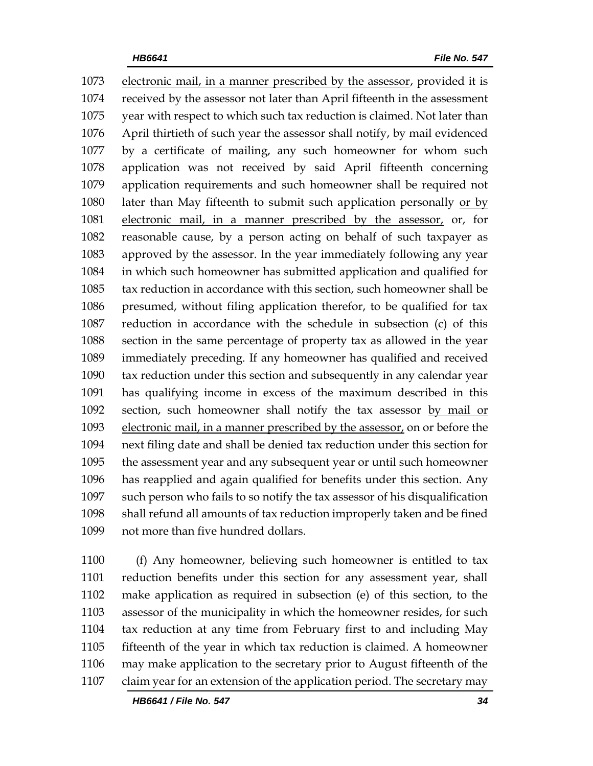electronic mail, in a manner prescribed by the assessor, provided it is received by the assessor not later than April fifteenth in the assessment year with respect to which such tax reduction is claimed. Not later than April thirtieth of such year the assessor shall notify, by mail evidenced by a certificate of mailing, any such homeowner for whom such application was not received by said April fifteenth concerning application requirements and such homeowner shall be required not later than May fifteenth to submit such application personally or by electronic mail, in a manner prescribed by the assessor, or, for reasonable cause, by a person acting on behalf of such taxpayer as approved by the assessor. In the year immediately following any year in which such homeowner has submitted application and qualified for tax reduction in accordance with this section, such homeowner shall be presumed, without filing application therefor, to be qualified for tax reduction in accordance with the schedule in subsection (c) of this section in the same percentage of property tax as allowed in the year immediately preceding. If any homeowner has qualified and received tax reduction under this section and subsequently in any calendar year has qualifying income in excess of the maximum described in this section, such homeowner shall notify the tax assessor by mail or electronic mail, in a manner prescribed by the assessor, on or before the next filing date and shall be denied tax reduction under this section for the assessment year and any subsequent year or until such homeowner has reapplied and again qualified for benefits under this section. Any such person who fails to so notify the tax assessor of his disqualification shall refund all amounts of tax reduction improperly taken and be fined not more than five hundred dollars.

(f) Any homeowner, believing such homeowner is entitled to tax reduction benefits under this section for any assessment year, shall make application as required in subsection (e) of this section, to the assessor of the municipality in which the homeowner resides, for such tax reduction at any time from February first to and including May fifteenth of the year in which tax reduction is claimed. A homeowner may make application to the secretary prior to August fifteenth of the claim year for an extension of the application period. The secretary may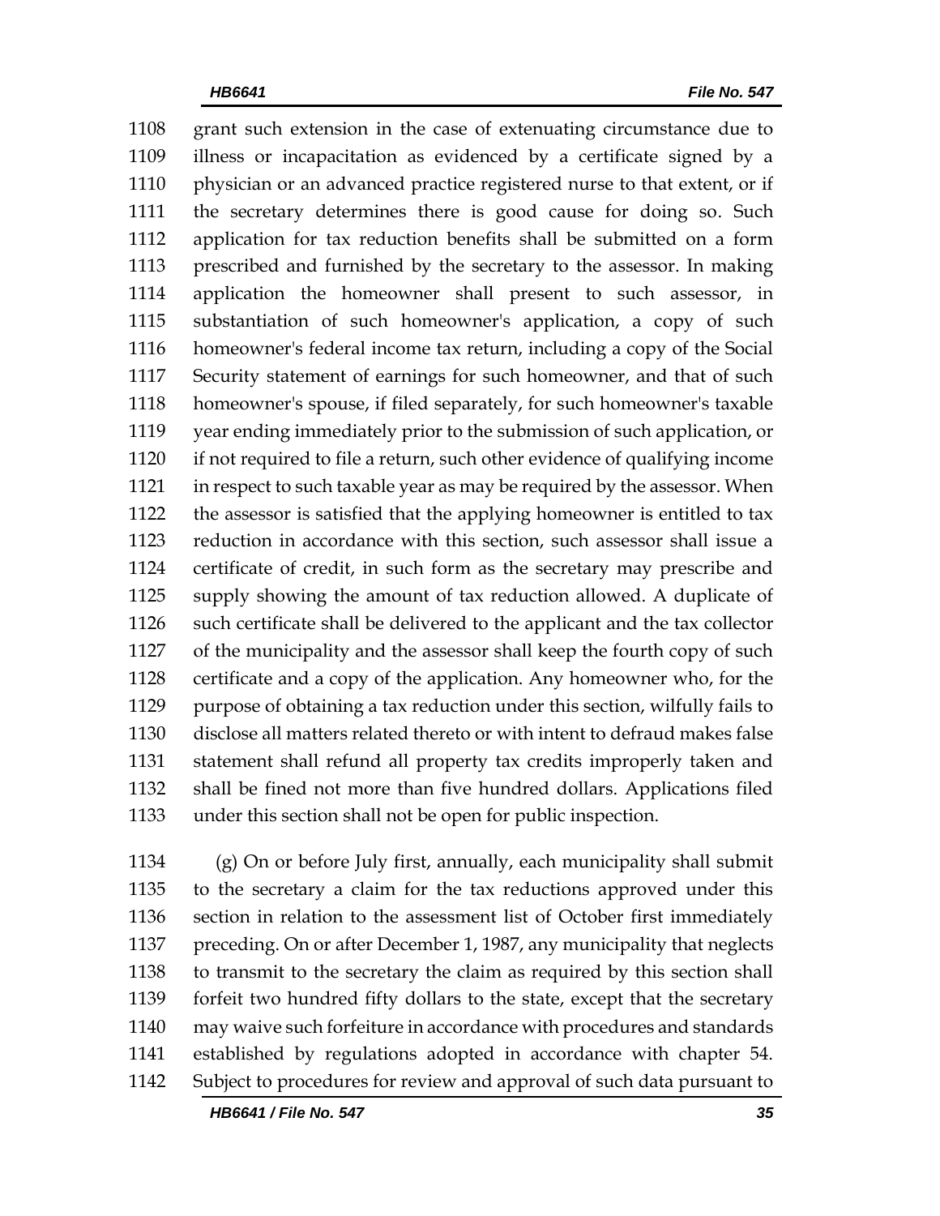grant such extension in the case of extenuating circumstance due to illness or incapacitation as evidenced by a certificate signed by a physician or an advanced practice registered nurse to that extent, or if the secretary determines there is good cause for doing so. Such application for tax reduction benefits shall be submitted on a form prescribed and furnished by the secretary to the assessor. In making application the homeowner shall present to such assessor, in substantiation of such homeowner's application, a copy of such homeowner's federal income tax return, including a copy of the Social Security statement of earnings for such homeowner, and that of such homeowner's spouse, if filed separately, for such homeowner's taxable year ending immediately prior to the submission of such application, or if not required to file a return, such other evidence of qualifying income in respect to such taxable year as may be required by the assessor. When the assessor is satisfied that the applying homeowner is entitled to tax reduction in accordance with this section, such assessor shall issue a certificate of credit, in such form as the secretary may prescribe and supply showing the amount of tax reduction allowed. A duplicate of such certificate shall be delivered to the applicant and the tax collector of the municipality and the assessor shall keep the fourth copy of such certificate and a copy of the application. Any homeowner who, for the purpose of obtaining a tax reduction under this section, wilfully fails to disclose all matters related thereto or with intent to defraud makes false statement shall refund all property tax credits improperly taken and shall be fined not more than five hundred dollars. Applications filed under this section shall not be open for public inspection.

(g) On or before July first, annually, each municipality shall submit to the secretary a claim for the tax reductions approved under this section in relation to the assessment list of October first immediately preceding. On or after December 1, 1987, any municipality that neglects to transmit to the secretary the claim as required by this section shall forfeit two hundred fifty dollars to the state, except that the secretary may waive such forfeiture in accordance with procedures and standards established by regulations adopted in accordance with chapter 54. Subject to procedures for review and approval of such data pursuant to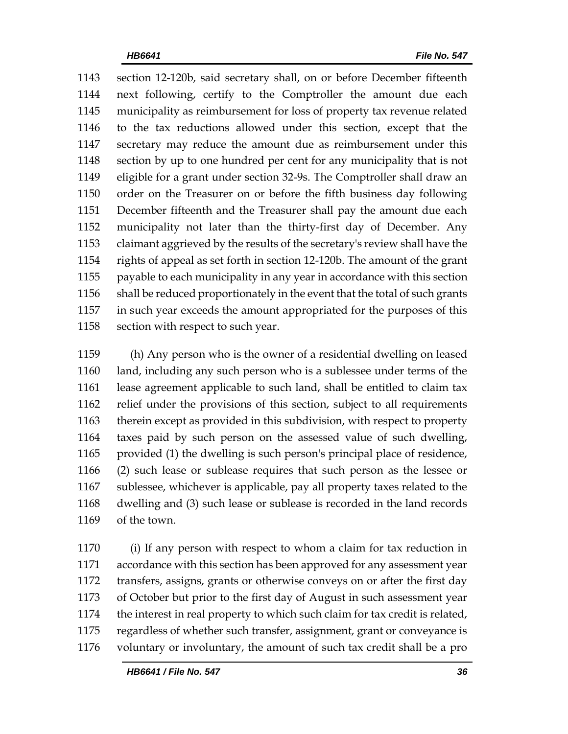section 12-120b, said secretary shall, on or before December fifteenth next following, certify to the Comptroller the amount due each municipality as reimbursement for loss of property tax revenue related to the tax reductions allowed under this section, except that the secretary may reduce the amount due as reimbursement under this section by up to one hundred per cent for any municipality that is not eligible for a grant under section 32-9s. The Comptroller shall draw an order on the Treasurer on or before the fifth business day following December fifteenth and the Treasurer shall pay the amount due each municipality not later than the thirty-first day of December. Any claimant aggrieved by the results of the secretary's review shall have the rights of appeal as set forth in section 12-120b. The amount of the grant payable to each municipality in any year in accordance with this section shall be reduced proportionately in the event that the total of such grants in such year exceeds the amount appropriated for the purposes of this section with respect to such year.

(h) Any person who is the owner of a residential dwelling on leased land, including any such person who is a sublessee under terms of the lease agreement applicable to such land, shall be entitled to claim tax relief under the provisions of this section, subject to all requirements therein except as provided in this subdivision, with respect to property taxes paid by such person on the assessed value of such dwelling, provided (1) the dwelling is such person's principal place of residence, (2) such lease or sublease requires that such person as the lessee or sublessee, whichever is applicable, pay all property taxes related to the dwelling and (3) such lease or sublease is recorded in the land records of the town.

(i) If any person with respect to whom a claim for tax reduction in accordance with this section has been approved for any assessment year transfers, assigns, grants or otherwise conveys on or after the first day of October but prior to the first day of August in such assessment year the interest in real property to which such claim for tax credit is related, regardless of whether such transfer, assignment, grant or conveyance is voluntary or involuntary, the amount of such tax credit shall be a pro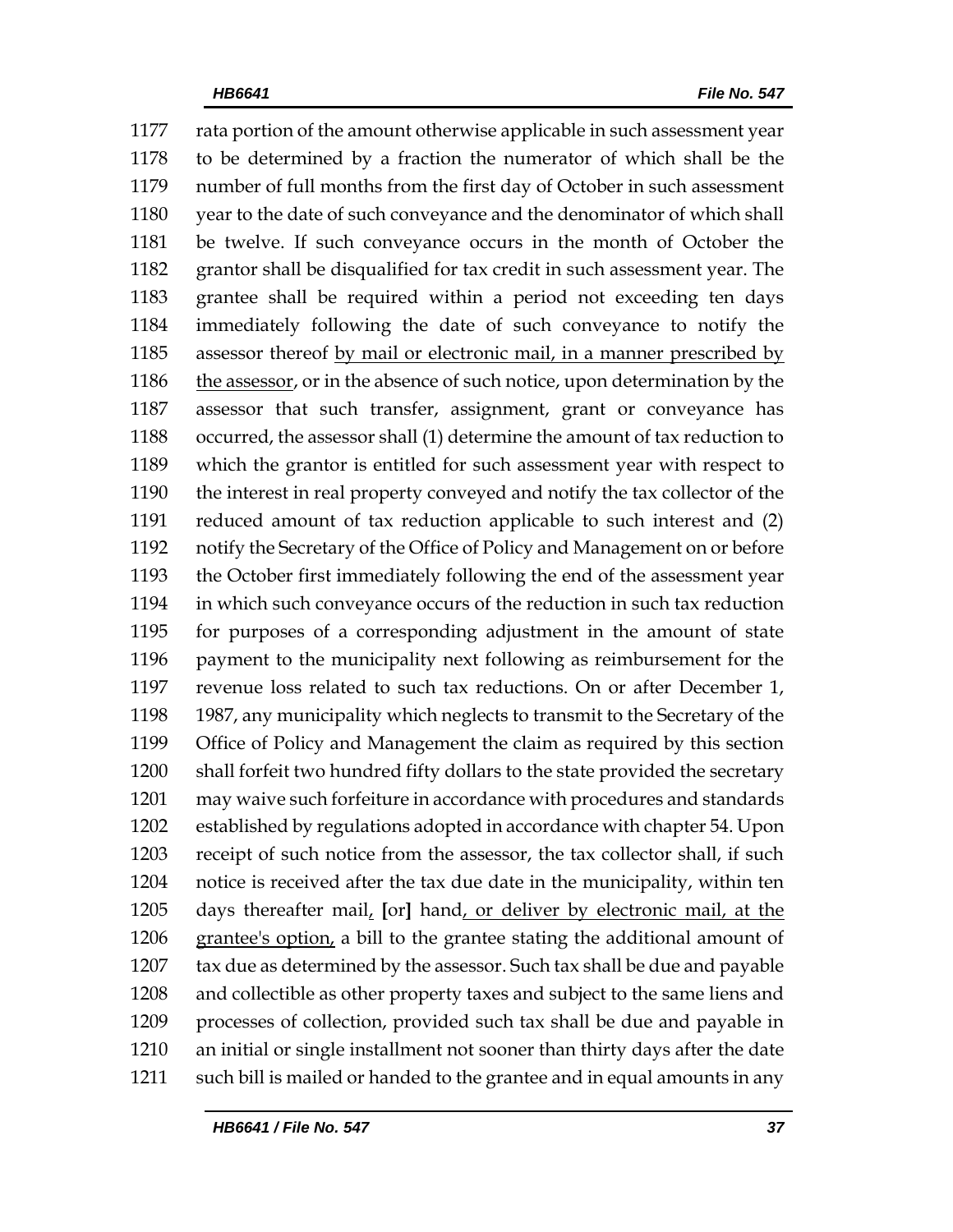1177 rata portion of the amount otherwise applicable in such assessment year
1178 to be determined by a fraction the numerator of which shall be the
1179 number of full months from the first day of October in such assessment
1180 year to the date of such conveyance and the denominator of which shall
1181 be twelve. If such conveyance occurs in the month of October the
1182 grantor shall be disqualified for tax credit in such assessment year. The
1183 grantee shall be required within a period not exceeding ten days
1184 immediately following the date of such conveyance to notify the
1185 assessor thereof <u>by mail or electronic mail, in a manner prescribed by</u>
1186 <u>the assessor</u>, or in the absence of such notice, upon determination by the
1187 assessor that such transfer, assignment, grant or conveyance has
1188 occurred, the assessor shall (1) determine the amount of tax reduction to
1189 which the grantor is entitled for such assessment year with respect to
1190 the interest in real property conveyed and notify the tax collector of the
1191 reduced amount of tax reduction applicable to such interest and (2)
1192 notify the Secretary of the Office of Policy and Management on or before
1193 the October first immediately following the end of the assessment year
1194 in which such conveyance occurs of the reduction in such tax reduction
1195 for purposes of a corresponding adjustment in the amount of state
1196 payment to the municipality next following as reimbursement for the
1197 revenue loss related to such tax reductions. On or after December 1,
1198 1987, any municipality which neglects to transmit to the Secretary of the
1199 Office of Policy and Management the claim as required by this section
1200 shall forfeit two hundred fifty dollars to the state provided the secretary
1201 may waive such forfeiture in accordance with procedures and standards
1202 established by regulations adopted in accordance with chapter 54. Upon
1203 receipt of such notice from the assessor, the tax collector shall, if such
1204 notice is received after the tax due date in the municipality, within ten
1205 days thereafter mail<u>,</u> **[**or**]** hand<u>, or deliver by electronic mail, at the</u>
1206 <u>grantee's option,</u> a bill to the grantee stating the additional amount of
1207 tax due as determined by the assessor. Such tax shall be due and payable
1208 and collectible as other property taxes and subject to the same liens and
1209 processes of collection, provided such tax shall be due and payable in
1210 an initial or single installment not sooner than thirty days after the date
1211 such bill is mailed or handed to the grantee and in equal amounts in any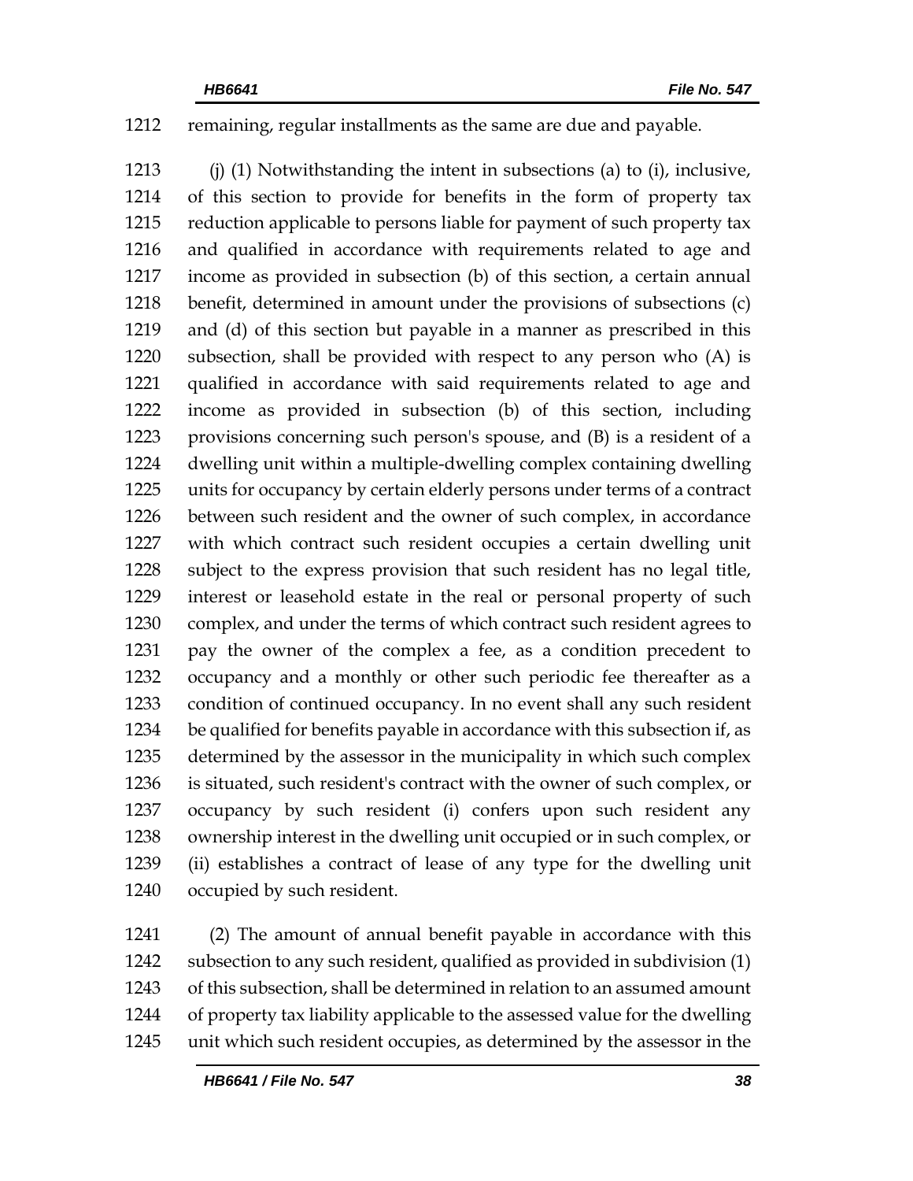remaining, regular installments as the same are due and payable.

(j) (1) Notwithstanding the intent in subsections (a) to (i), inclusive, of this section to provide for benefits in the form of property tax reduction applicable to persons liable for payment of such property tax and qualified in accordance with requirements related to age and income as provided in subsection (b) of this section, a certain annual benefit, determined in amount under the provisions of subsections (c) and (d) of this section but payable in a manner as prescribed in this subsection, shall be provided with respect to any person who (A) is qualified in accordance with said requirements related to age and income as provided in subsection (b) of this section, including provisions concerning such person's spouse, and (B) is a resident of a dwelling unit within a multiple-dwelling complex containing dwelling units for occupancy by certain elderly persons under terms of a contract between such resident and the owner of such complex, in accordance with which contract such resident occupies a certain dwelling unit subject to the express provision that such resident has no legal title, interest or leasehold estate in the real or personal property of such complex, and under the terms of which contract such resident agrees to pay the owner of the complex a fee, as a condition precedent to occupancy and a monthly or other such periodic fee thereafter as a condition of continued occupancy. In no event shall any such resident be qualified for benefits payable in accordance with this subsection if, as determined by the assessor in the municipality in which such complex is situated, such resident's contract with the owner of such complex, or occupancy by such resident (i) confers upon such resident any ownership interest in the dwelling unit occupied or in such complex, or (ii) establishes a contract of lease of any type for the dwelling unit occupied by such resident.

(2) The amount of annual benefit payable in accordance with this subsection to any such resident, qualified as provided in subdivision (1) of this subsection, shall be determined in relation to an assumed amount of property tax liability applicable to the assessed value for the dwelling unit which such resident occupies, as determined by the assessor in the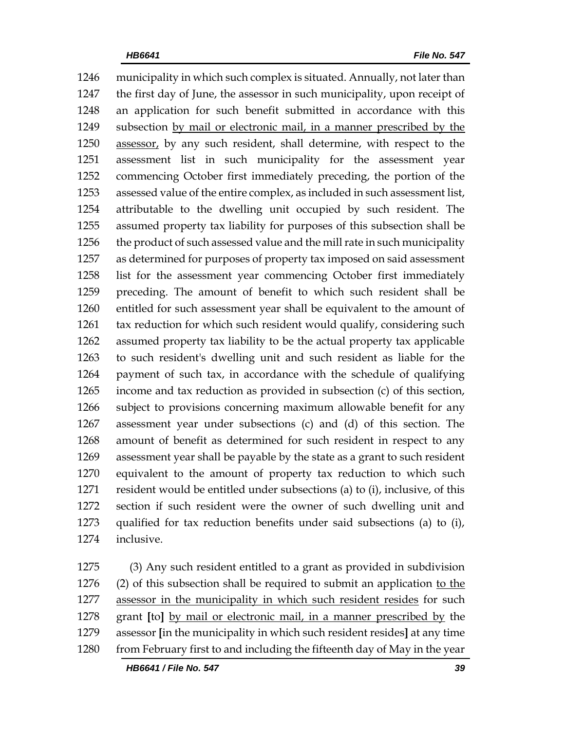1246 municipality in which such complex is situated. Annually, not later than
1247 the first day of June, the assessor in such municipality, upon receipt of
1248 an application for such benefit submitted in accordance with this
1249 subsection <u>by mail or electronic mail, in a manner prescribed by the</u>
1250 <u>assessor,</u> by any such resident, shall determine, with respect to the
1251 assessment list in such municipality for the assessment year
1252 commencing October first immediately preceding, the portion of the
1253 assessed value of the entire complex, as included in such assessment list,
1254 attributable to the dwelling unit occupied by such resident. The
1255 assumed property tax liability for purposes of this subsection shall be
1256 the product of such assessed value and the mill rate in such municipality
1257 as determined for purposes of property tax imposed on said assessment
1258 list for the assessment year commencing October first immediately
1259 preceding. The amount of benefit to which such resident shall be
1260 entitled for such assessment year shall be equivalent to the amount of
1261 tax reduction for which such resident would qualify, considering such
1262 assumed property tax liability to be the actual property tax applicable
1263 to such resident's dwelling unit and such resident as liable for the
1264 payment of such tax, in accordance with the schedule of qualifying
1265 income and tax reduction as provided in subsection (c) of this section,
1266 subject to provisions concerning maximum allowable benefit for any
1267 assessment year under subsections (c) and (d) of this section. The
1268 amount of benefit as determined for such resident in respect to any
1269 assessment year shall be payable by the state as a grant to such resident
1270 equivalent to the amount of property tax reduction to which such
1271 resident would be entitled under subsections (a) to (i), inclusive, of this
1272 section if such resident were the owner of such dwelling unit and
1273 qualified for tax reduction benefits under said subsections (a) to (i),
1274 inclusive.

1275 (3) Any such resident entitled to a grant as provided in subdivision
1276 (2) of this subsection shall be required to submit an application <u>to the</u>
1277 <u>assessor in the municipality in which such resident resides</u> for such
1278 grant **[**to**]** <u>by mail or electronic mail, in a manner prescribed by</u> the
1279 assessor **[**in the municipality in which such resident resides**]** at any time
1280 from February first to and including the fifteenth day of May in the year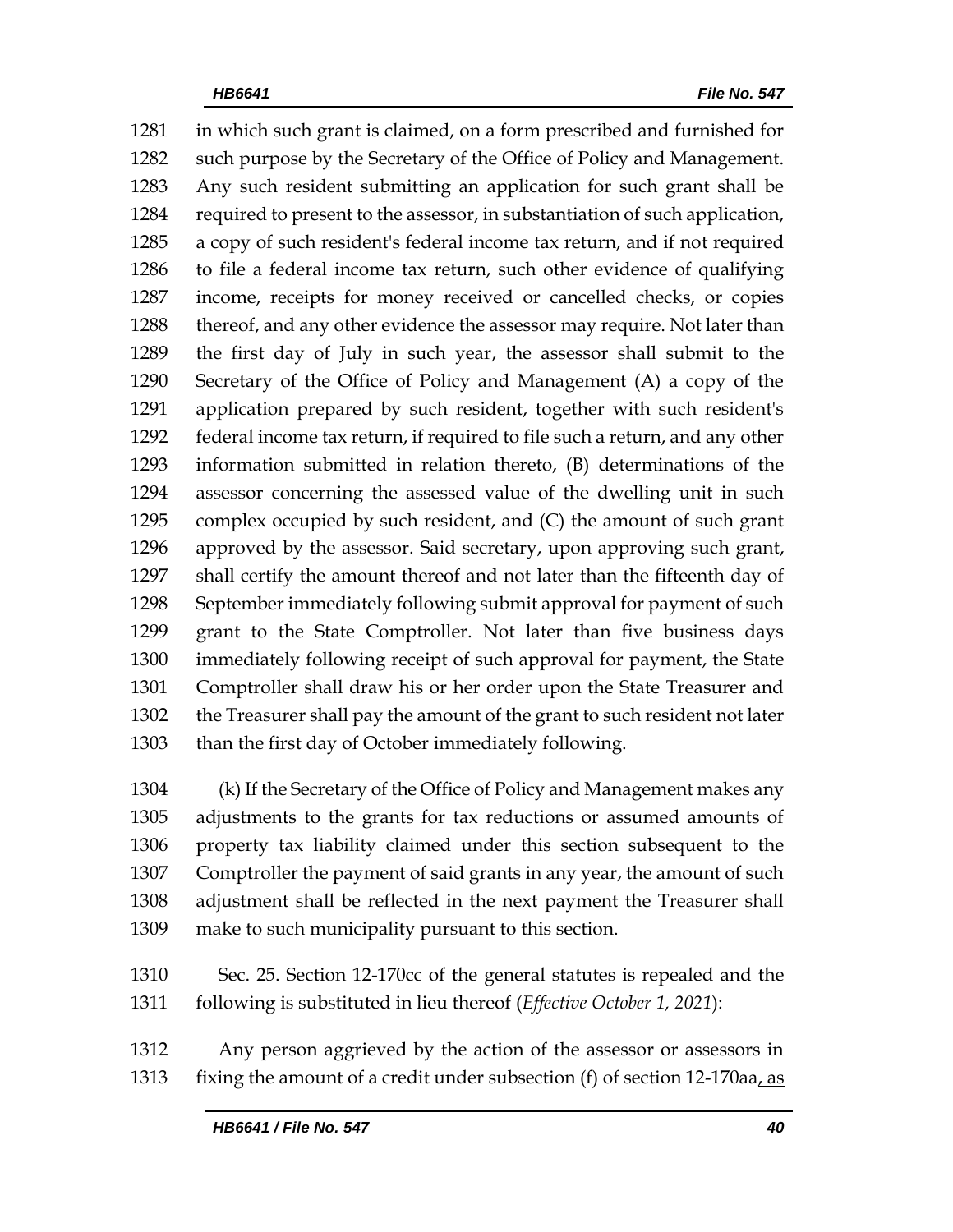in which such grant is claimed, on a form prescribed and furnished for such purpose by the Secretary of the Office of Policy and Management. Any such resident submitting an application for such grant shall be required to present to the assessor, in substantiation of such application, a copy of such resident's federal income tax return, and if not required to file a federal income tax return, such other evidence of qualifying income, receipts for money received or cancelled checks, or copies thereof, and any other evidence the assessor may require. Not later than the first day of July in such year, the assessor shall submit to the Secretary of the Office of Policy and Management (A) a copy of the application prepared by such resident, together with such resident's federal income tax return, if required to file such a return, and any other information submitted in relation thereto, (B) determinations of the assessor concerning the assessed value of the dwelling unit in such complex occupied by such resident, and (C) the amount of such grant approved by the assessor. Said secretary, upon approving such grant, shall certify the amount thereof and not later than the fifteenth day of September immediately following submit approval for payment of such grant to the State Comptroller. Not later than five business days immediately following receipt of such approval for payment, the State Comptroller shall draw his or her order upon the State Treasurer and the Treasurer shall pay the amount of the grant to such resident not later than the first day of October immediately following.

(k) If the Secretary of the Office of Policy and Management makes any adjustments to the grants for tax reductions or assumed amounts of property tax liability claimed under this section subsequent to the Comptroller the payment of said grants in any year, the amount of such adjustment shall be reflected in the next payment the Treasurer shall make to such municipality pursuant to this section.

Sec. 25. Section 12-170cc of the general statutes is repealed and the following is substituted in lieu thereof (*Effective October 1, 2021*):

Any person aggrieved by the action of the assessor or assessors in fixing the amount of a credit under subsection (f) of section 12-170aa, as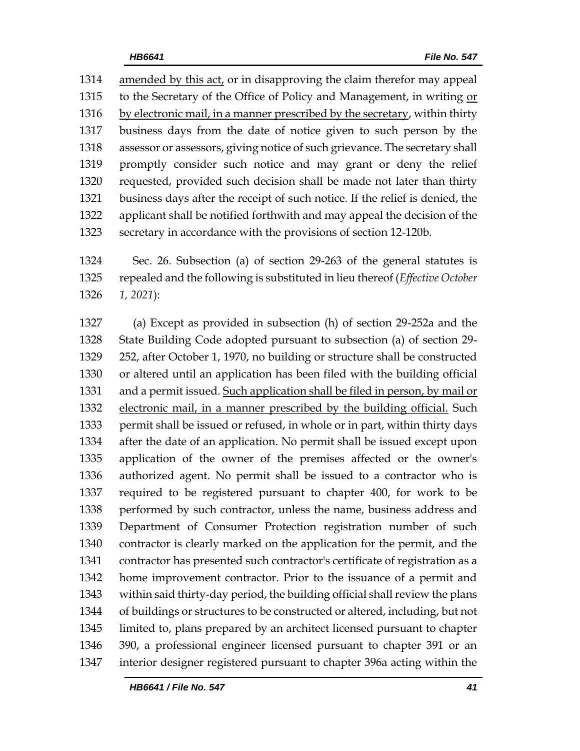amended by this act, or in disapproving the claim therefor may appeal to the Secretary of the Office of Policy and Management, in writing or by electronic mail, in a manner prescribed by the secretary, within thirty business days from the date of notice given to such person by the assessor or assessors, giving notice of such grievance. The secretary shall promptly consider such notice and may grant or deny the relief requested, provided such decision shall be made not later than thirty business days after the receipt of such notice. If the relief is denied, the applicant shall be notified forthwith and may appeal the decision of the secretary in accordance with the provisions of section 12-120b.

Sec. 26. Subsection (a) of section 29-263 of the general statutes is repealed and the following is substituted in lieu thereof (*Effective October 1, 2021*):

(a) Except as provided in subsection (h) of section 29-252a and the State Building Code adopted pursuant to subsection (a) of section 29-252, after October 1, 1970, no building or structure shall be constructed or altered until an application has been filed with the building official and a permit issued. Such application shall be filed in person, by mail or electronic mail, in a manner prescribed by the building official. Such permit shall be issued or refused, in whole or in part, within thirty days after the date of an application. No permit shall be issued except upon application of the owner of the premises affected or the owner's authorized agent. No permit shall be issued to a contractor who is required to be registered pursuant to chapter 400, for work to be performed by such contractor, unless the name, business address and Department of Consumer Protection registration number of such contractor is clearly marked on the application for the permit, and the contractor has presented such contractor's certificate of registration as a home improvement contractor. Prior to the issuance of a permit and within said thirty-day period, the building official shall review the plans of buildings or structures to be constructed or altered, including, but not limited to, plans prepared by an architect licensed pursuant to chapter 390, a professional engineer licensed pursuant to chapter 391 or an interior designer registered pursuant to chapter 396a acting within the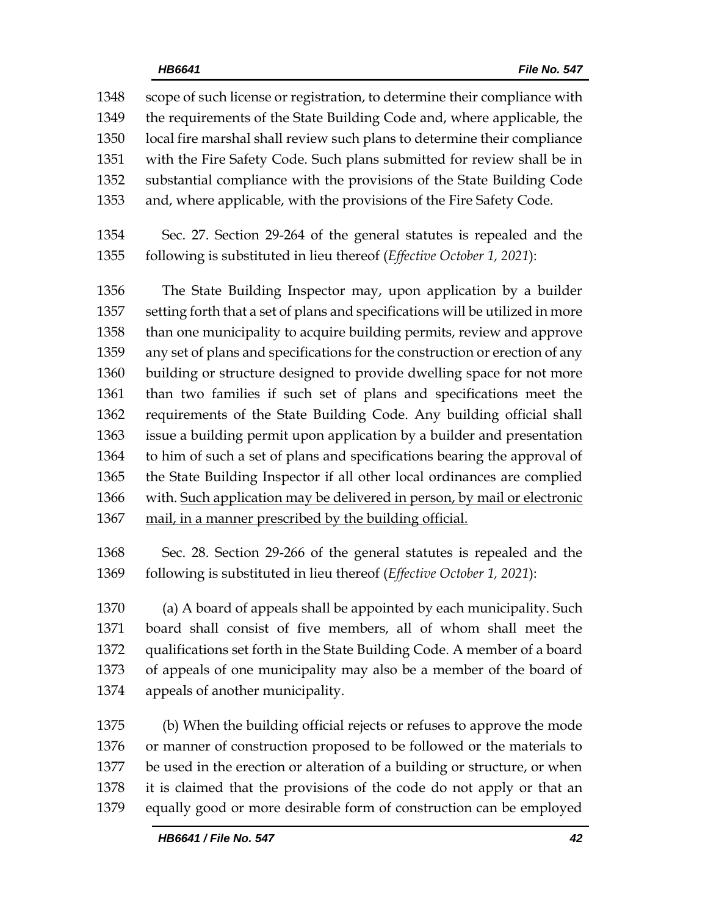scope of such license or registration, to determine their compliance with the requirements of the State Building Code and, where applicable, the local fire marshal shall review such plans to determine their compliance with the Fire Safety Code. Such plans submitted for review shall be in substantial compliance with the provisions of the State Building Code and, where applicable, with the provisions of the Fire Safety Code.

Sec. 27. Section 29-264 of the general statutes is repealed and the following is substituted in lieu thereof (*Effective October 1, 2021*):

The State Building Inspector may, upon application by a builder setting forth that a set of plans and specifications will be utilized in more than one municipality to acquire building permits, review and approve any set of plans and specifications for the construction or erection of any building or structure designed to provide dwelling space for not more than two families if such set of plans and specifications meet the requirements of the State Building Code. Any building official shall issue a building permit upon application by a builder and presentation to him of such a set of plans and specifications bearing the approval of the State Building Inspector if all other local ordinances are complied with. <u>Such application may be delivered in person, by mail or electronic mail, in a manner prescribed by the building official.</u>

Sec. 28. Section 29-266 of the general statutes is repealed and the following is substituted in lieu thereof (*Effective October 1, 2021*):

(a) A board of appeals shall be appointed by each municipality. Such board shall consist of five members, all of whom shall meet the qualifications set forth in the State Building Code. A member of a board of appeals of one municipality may also be a member of the board of appeals of another municipality.

(b) When the building official rejects or refuses to approve the mode or manner of construction proposed to be followed or the materials to be used in the erection or alteration of a building or structure, or when it is claimed that the provisions of the code do not apply or that an equally good or more desirable form of construction can be employed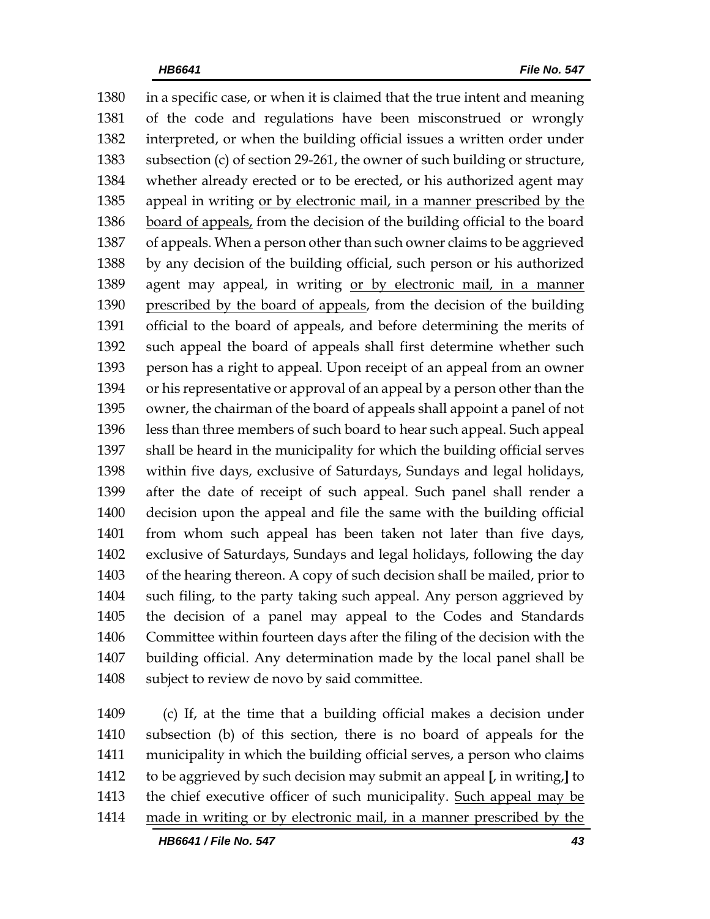in a specific case, or when it is claimed that the true intent and meaning of the code and regulations have been misconstrued or wrongly interpreted, or when the building official issues a written order under subsection (c) of section 29-261, the owner of such building or structure, whether already erected or to be erected, or his authorized agent may appeal in writing <u>or by electronic mail, in a manner prescribed by the board of appeals,</u> from the decision of the building official to the board of appeals. When a person other than such owner claims to be aggrieved by any decision of the building official, such person or his authorized agent may appeal, in writing <u>or by electronic mail, in a manner prescribed by the board of appeals</u>, from the decision of the building official to the board of appeals, and before determining the merits of such appeal the board of appeals shall first determine whether such person has a right to appeal. Upon receipt of an appeal from an owner or his representative or approval of an appeal by a person other than the owner, the chairman of the board of appeals shall appoint a panel of not less than three members of such board to hear such appeal. Such appeal shall be heard in the municipality for which the building official serves within five days, exclusive of Saturdays, Sundays and legal holidays, after the date of receipt of such appeal. Such panel shall render a decision upon the appeal and file the same with the building official from whom such appeal has been taken not later than five days, exclusive of Saturdays, Sundays and legal holidays, following the day of the hearing thereon. A copy of such decision shall be mailed, prior to such filing, to the party taking such appeal. Any person aggrieved by the decision of a panel may appeal to the Codes and Standards Committee within fourteen days after the filing of the decision with the building official. Any determination made by the local panel shall be subject to review de novo by said committee.

(c) If, at the time that a building official makes a decision under subsection (b) of this section, there is no board of appeals for the municipality in which the building official serves, a person who claims to be aggrieved by such decision may submit an appeal **[**, in writing,**]** to the chief executive officer of such municipality. <u>Such appeal may be made in writing or by electronic mail, in a manner prescribed by the</u>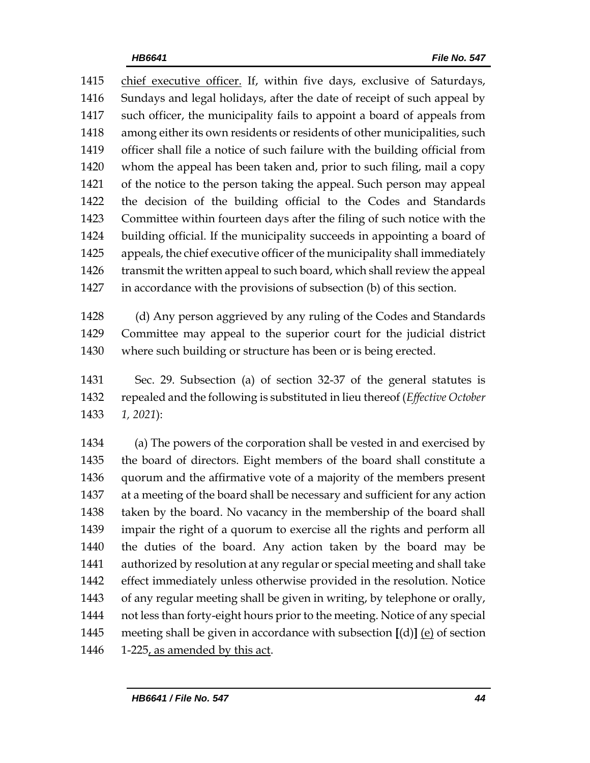chief executive officer. If, within five days, exclusive of Saturdays, Sundays and legal holidays, after the date of receipt of such appeal by such officer, the municipality fails to appoint a board of appeals from among either its own residents or residents of other municipalities, such officer shall file a notice of such failure with the building official from whom the appeal has been taken and, prior to such filing, mail a copy of the notice to the person taking the appeal. Such person may appeal the decision of the building official to the Codes and Standards Committee within fourteen days after the filing of such notice with the building official. If the municipality succeeds in appointing a board of appeals, the chief executive officer of the municipality shall immediately transmit the written appeal to such board, which shall review the appeal in accordance with the provisions of subsection (b) of this section.

(d) Any person aggrieved by any ruling of the Codes and Standards Committee may appeal to the superior court for the judicial district where such building or structure has been or is being erected.

Sec. 29. Subsection (a) of section 32-37 of the general statutes is repealed and the following is substituted in lieu thereof (*Effective October 1, 2021*):

(a) The powers of the corporation shall be vested in and exercised by the board of directors. Eight members of the board shall constitute a quorum and the affirmative vote of a majority of the members present at a meeting of the board shall be necessary and sufficient for any action taken by the board. No vacancy in the membership of the board shall impair the right of a quorum to exercise all the rights and perform all the duties of the board. Any action taken by the board may be authorized by resolution at any regular or special meeting and shall take effect immediately unless otherwise provided in the resolution. Notice of any regular meeting shall be given in writing, by telephone or orally, not less than forty-eight hours prior to the meeting. Notice of any special meeting shall be given in accordance with subsection **[**(d)**]** (e) of section 1-225, as amended by this act.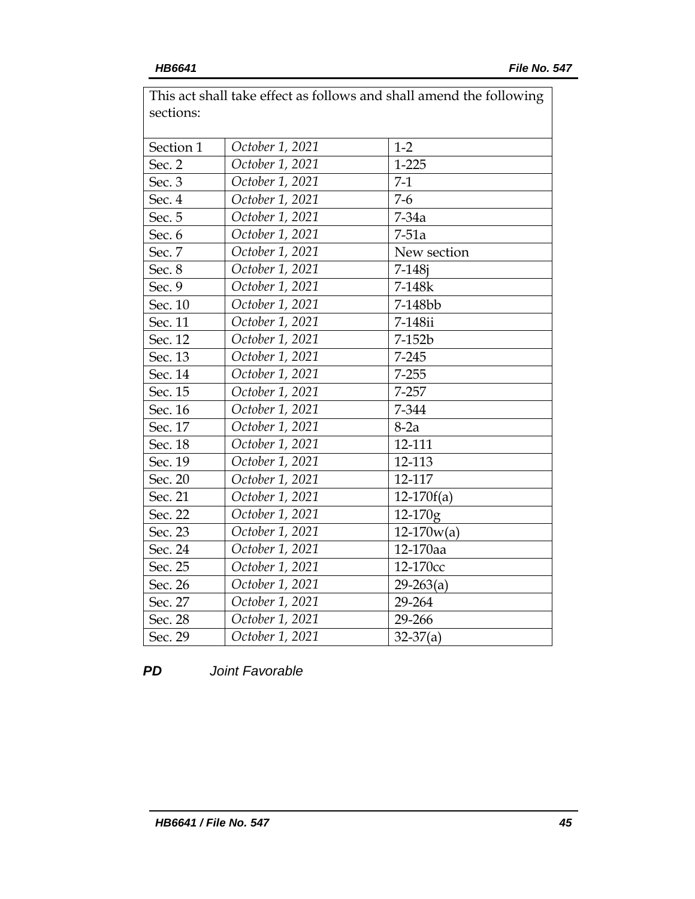| This act shall take effect as follows and shall amend the following sections: | | |
|---|---|---|
| Section 1 | *October 1, 2021* | 1-2 |
| Sec. 2 | *October 1, 2021* | 1-225 |
| Sec. 3 | *October 1, 2021* | 7-1 |
| Sec. 4 | *October 1, 2021* | 7-6 |
| Sec. 5 | *October 1, 2021* | 7-34a |
| Sec. 6 | *October 1, 2021* | 7-51a |
| Sec. 7 | *October 1, 2021* | New section |
| Sec. 8 | *October 1, 2021* | 7-148j |
| Sec. 9 | *October 1, 2021* | 7-148k |
| Sec. 10 | *October 1, 2021* | 7-148bb |
| Sec. 11 | *October 1, 2021* | 7-148ii |
| Sec. 12 | *October 1, 2021* | 7-152b |
| Sec. 13 | *October 1, 2021* | 7-245 |
| Sec. 14 | *October 1, 2021* | 7-255 |
| Sec. 15 | *October 1, 2021* | 7-257 |
| Sec. 16 | *October 1, 2021* | 7-344 |
| Sec. 17 | *October 1, 2021* | 8-2a |
| Sec. 18 | *October 1, 2021* | 12-111 |
| Sec. 19 | *October 1, 2021* | 12-113 |
| Sec. 20 | *October 1, 2021* | 12-117 |
| Sec. 21 | *October 1, 2021* | 12-170f(a) |
| Sec. 22 | *October 1, 2021* | 12-170g |
| Sec. 23 | *October 1, 2021* | 12-170w(a) |
| Sec. 24 | *October 1, 2021* | 12-170aa |
| Sec. 25 | *October 1, 2021* | 12-170cc |
| Sec. 26 | *October 1, 2021* | 29-263(a) |
| Sec. 27 | *October 1, 2021* | 29-264 |
| Sec. 28 | *October 1, 2021* | 29-266 |
| Sec. 29 | *October 1, 2021* | 32-37(a) |

***PD*** *Joint Favorable*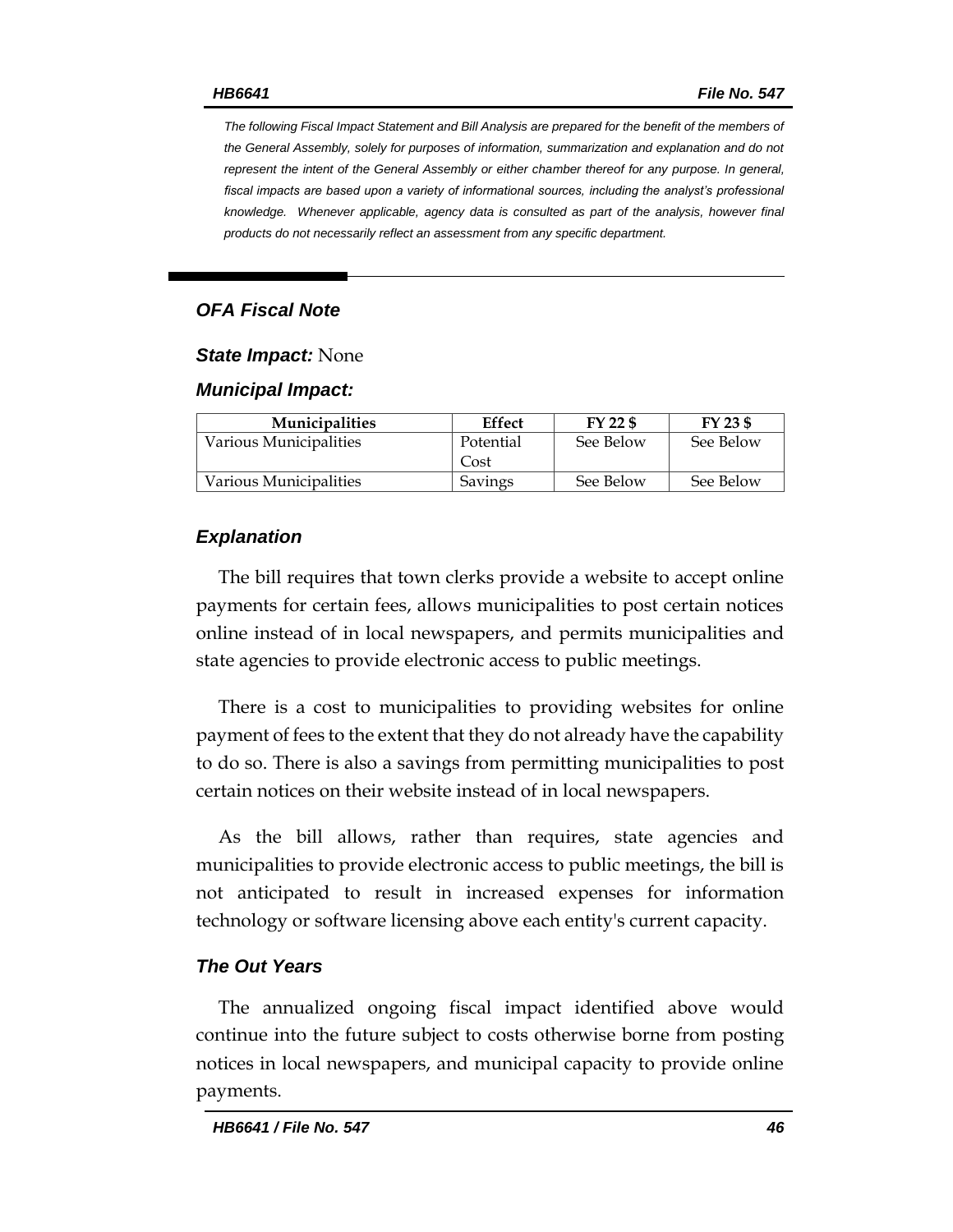The following Fiscal Impact Statement and Bill Analysis are prepared for the benefit of the members of the General Assembly, solely for purposes of information, summarization and explanation and do not represent the intent of the General Assembly or either chamber thereof for any purpose. In general, fiscal impacts are based upon a variety of informational sources, including the analyst's professional knowledge. Whenever applicable, agency data is consulted as part of the analysis, however final products do not necessarily reflect an assessment from any specific department.

## *OFA Fiscal Note*

***State Impact:*** None

***Municipal Impact:***

| Municipalities | Effect | FY 22 $ | FY 23 $ |
|---|---|---|---|
| Various Municipalities | Potential Cost | See Below | See Below |
| Various Municipalities | Savings | See Below | See Below |

### *Explanation*

The bill requires that town clerks provide a website to accept online payments for certain fees, allows municipalities to post certain notices online instead of in local newspapers, and permits municipalities and state agencies to provide electronic access to public meetings.

There is a cost to municipalities to providing websites for online payment of fees to the extent that they do not already have the capability to do so. There is also a savings from permitting municipalities to post certain notices on their website instead of in local newspapers.

As the bill allows, rather than requires, state agencies and municipalities to provide electronic access to public meetings, the bill is not anticipated to result in increased expenses for information technology or software licensing above each entity's current capacity.

### *The Out Years*

The annualized ongoing fiscal impact identified above would continue into the future subject to costs otherwise borne from posting notices in local newspapers, and municipal capacity to provide online payments.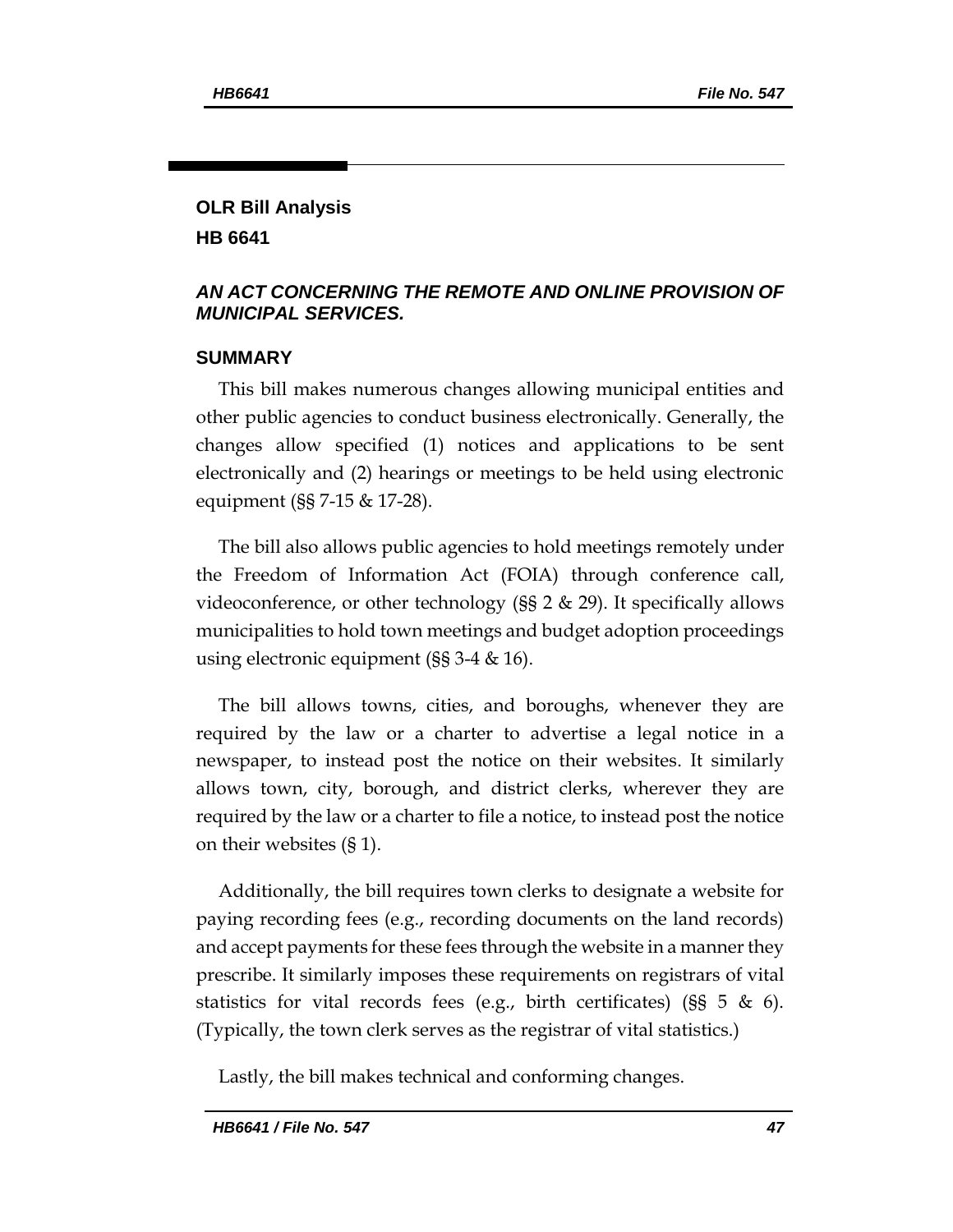**OLR Bill Analysis**

**HB 6641**

***AN ACT CONCERNING THE REMOTE AND ONLINE PROVISION OF MUNICIPAL SERVICES.***

## SUMMARY

This bill makes numerous changes allowing municipal entities and other public agencies to conduct business electronically. Generally, the changes allow specified (1) notices and applications to be sent electronically and (2) hearings or meetings to be held using electronic equipment (§§ 7-15 & 17-28).

The bill also allows public agencies to hold meetings remotely under the Freedom of Information Act (FOIA) through conference call, videoconference, or other technology (§§ 2 & 29). It specifically allows municipalities to hold town meetings and budget adoption proceedings using electronic equipment (§§ 3-4 & 16).

The bill allows towns, cities, and boroughs, whenever they are required by the law or a charter to advertise a legal notice in a newspaper, to instead post the notice on their websites. It similarly allows town, city, borough, and district clerks, wherever they are required by the law or a charter to file a notice, to instead post the notice on their websites (§ 1).

Additionally, the bill requires town clerks to designate a website for paying recording fees (e.g., recording documents on the land records) and accept payments for these fees through the website in a manner they prescribe. It similarly imposes these requirements on registrars of vital statistics for vital records fees (e.g., birth certificates) (§§ 5 & 6). (Typically, the town clerk serves as the registrar of vital statistics.)

Lastly, the bill makes technical and conforming changes.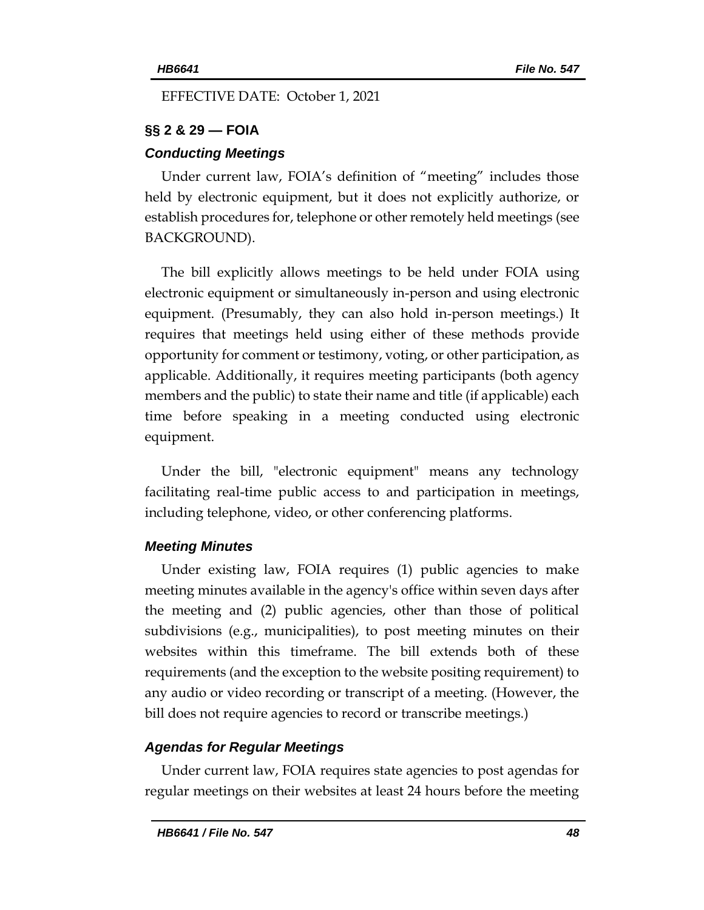EFFECTIVE DATE: October 1, 2021

## §§ 2 & 29 — FOIA

### *Conducting Meetings*

Under current law, FOIA's definition of "meeting" includes those held by electronic equipment, but it does not explicitly authorize, or establish procedures for, telephone or other remotely held meetings (see BACKGROUND).

The bill explicitly allows meetings to be held under FOIA using electronic equipment or simultaneously in-person and using electronic equipment. (Presumably, they can also hold in-person meetings.) It requires that meetings held using either of these methods provide opportunity for comment or testimony, voting, or other participation, as applicable. Additionally, it requires meeting participants (both agency members and the public) to state their name and title (if applicable) each time before speaking in a meeting conducted using electronic equipment.

Under the bill, "electronic equipment" means any technology facilitating real-time public access to and participation in meetings, including telephone, video, or other conferencing platforms.

### *Meeting Minutes*

Under existing law, FOIA requires (1) public agencies to make meeting minutes available in the agency's office within seven days after the meeting and (2) public agencies, other than those of political subdivisions (e.g., municipalities), to post meeting minutes on their websites within this timeframe. The bill extends both of these requirements (and the exception to the website positing requirement) to any audio or video recording or transcript of a meeting. (However, the bill does not require agencies to record or transcribe meetings.)

### *Agendas for Regular Meetings*

Under current law, FOIA requires state agencies to post agendas for regular meetings on their websites at least 24 hours before the meeting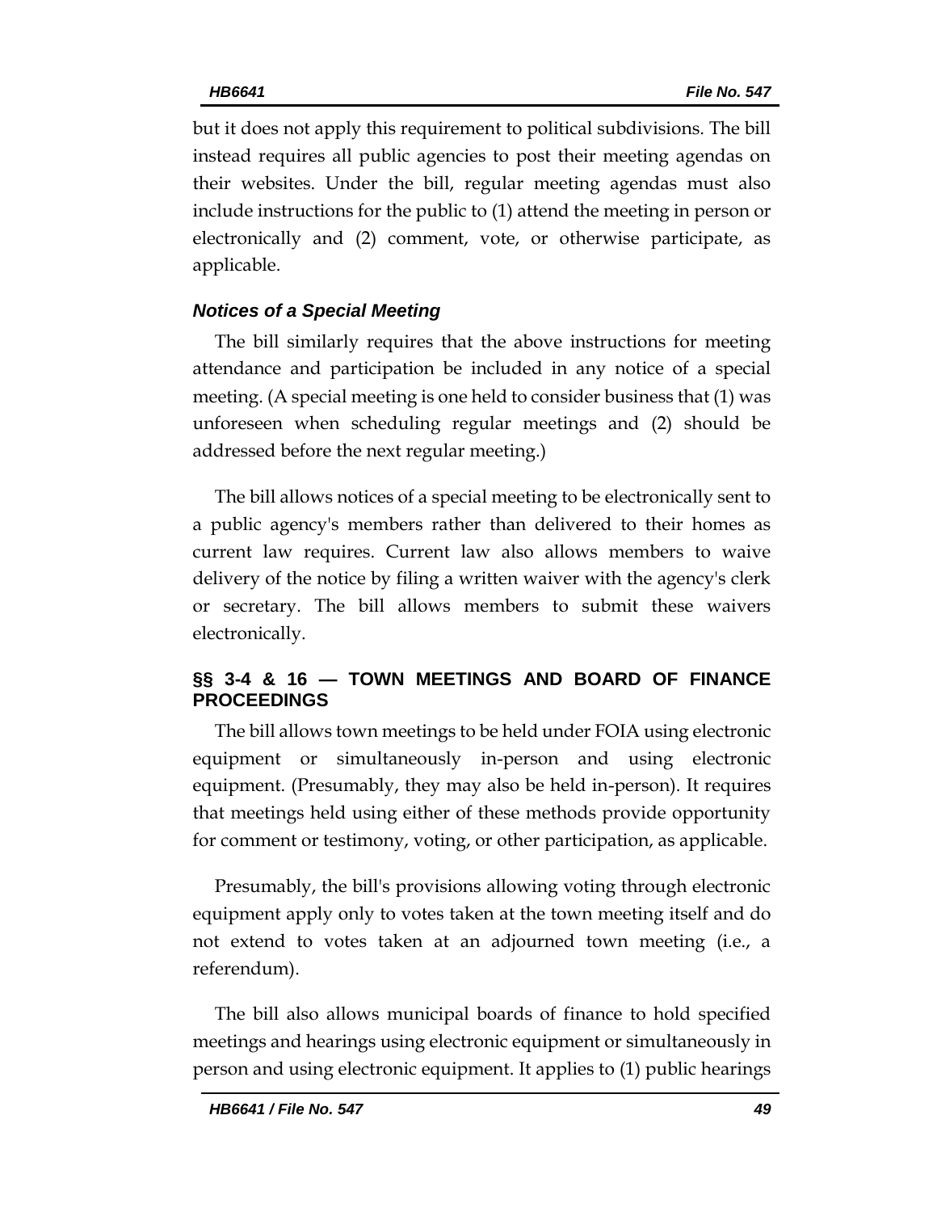but it does not apply this requirement to political subdivisions. The bill instead requires all public agencies to post their meeting agendas on their websites. Under the bill, regular meeting agendas must also include instructions for the public to (1) attend the meeting in person or electronically and (2) comment, vote, or otherwise participate, as applicable.

### *Notices of a Special Meeting*

The bill similarly requires that the above instructions for meeting attendance and participation be included in any notice of a special meeting. (A special meeting is one held to consider business that (1) was unforeseen when scheduling regular meetings and (2) should be addressed before the next regular meeting.)

The bill allows notices of a special meeting to be electronically sent to a public agency's members rather than delivered to their homes as current law requires. Current law also allows members to waive delivery of the notice by filing a written waiver with the agency's clerk or secretary. The bill allows members to submit these waivers electronically.

## §§ 3-4 & 16 — TOWN MEETINGS AND BOARD OF FINANCE PROCEEDINGS

The bill allows town meetings to be held under FOIA using electronic equipment or simultaneously in-person and using electronic equipment. (Presumably, they may also be held in-person). It requires that meetings held using either of these methods provide opportunity for comment or testimony, voting, or other participation, as applicable.

Presumably, the bill's provisions allowing voting through electronic equipment apply only to votes taken at the town meeting itself and do not extend to votes taken at an adjourned town meeting (i.e., a referendum).

The bill also allows municipal boards of finance to hold specified meetings and hearings using electronic equipment or simultaneously in person and using electronic equipment. It applies to (1) public hearings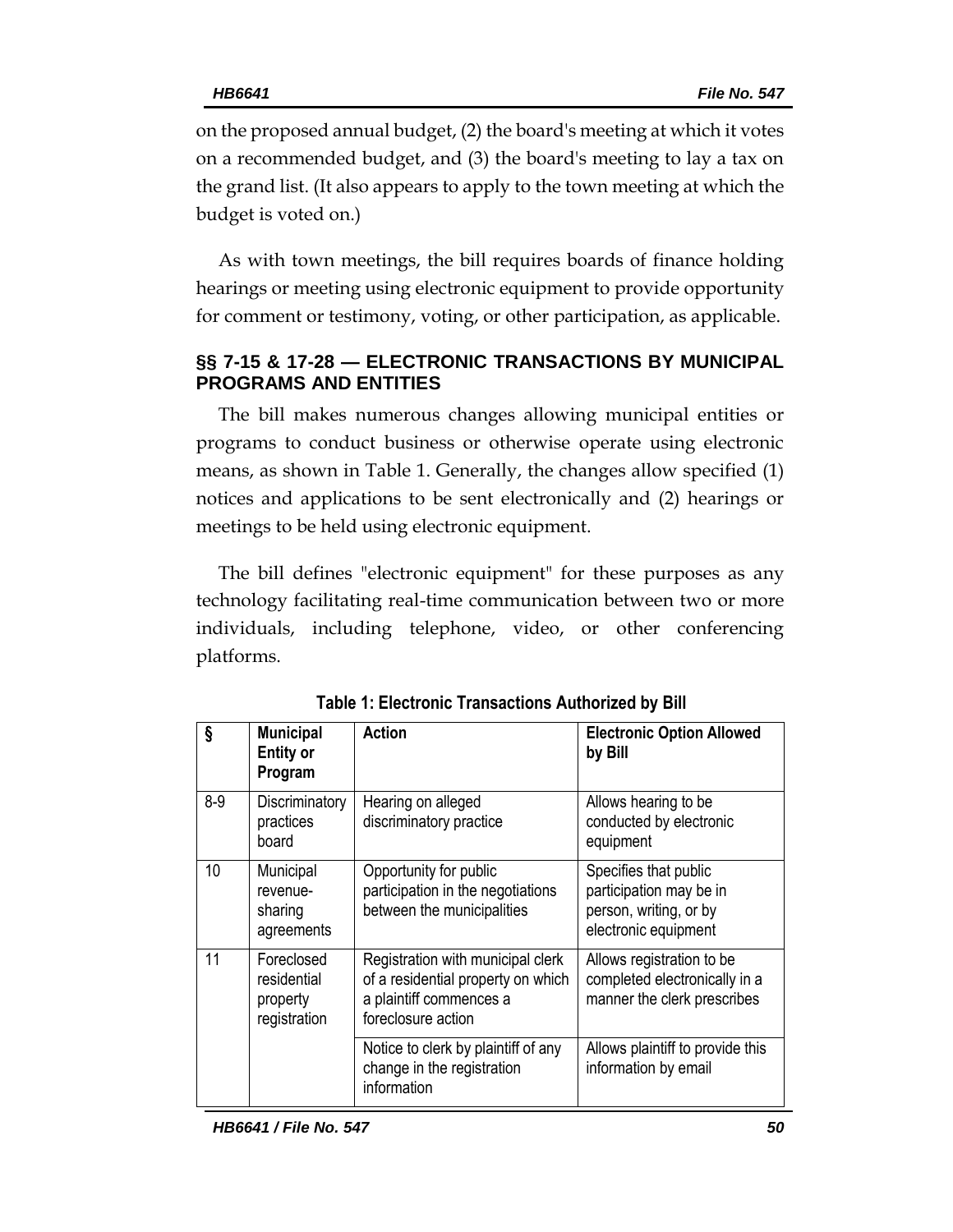on the proposed annual budget, (2) the board's meeting at which it votes on a recommended budget, and (3) the board's meeting to lay a tax on the grand list. (It also appears to apply to the town meeting at which the budget is voted on.)

As with town meetings, the bill requires boards of finance holding hearings or meeting using electronic equipment to provide opportunity for comment or testimony, voting, or other participation, as applicable.

## §§ 7-15 & 17-28 — ELECTRONIC TRANSACTIONS BY MUNICIPAL PROGRAMS AND ENTITIES

The bill makes numerous changes allowing municipal entities or programs to conduct business or otherwise operate using electronic means, as shown in Table 1. Generally, the changes allow specified (1) notices and applications to be sent electronically and (2) hearings or meetings to be held using electronic equipment.

The bill defines "electronic equipment" for these purposes as any technology facilitating real-time communication between two or more individuals, including telephone, video, or other conferencing platforms.

**Table 1: Electronic Transactions Authorized by Bill**

| § | Municipal Entity or Program | Action | Electronic Option Allowed by Bill |
|---|---|---|---|
| 8-9 | Discriminatory practices board | Hearing on alleged discriminatory practice | Allows hearing to be conducted by electronic equipment |
| 10 | Municipal revenue-sharing agreements | Opportunity for public participation in the negotiations between the municipalities | Specifies that public participation may be in person, writing, or by electronic equipment |
| 11 | Foreclosed residential property registration | Registration with municipal clerk of a residential property on which a plaintiff commences a foreclosure action | Allows registration to be completed electronically in a manner the clerk prescribes |
| | | Notice to clerk by plaintiff of any change in the registration information | Allows plaintiff to provide this information by email |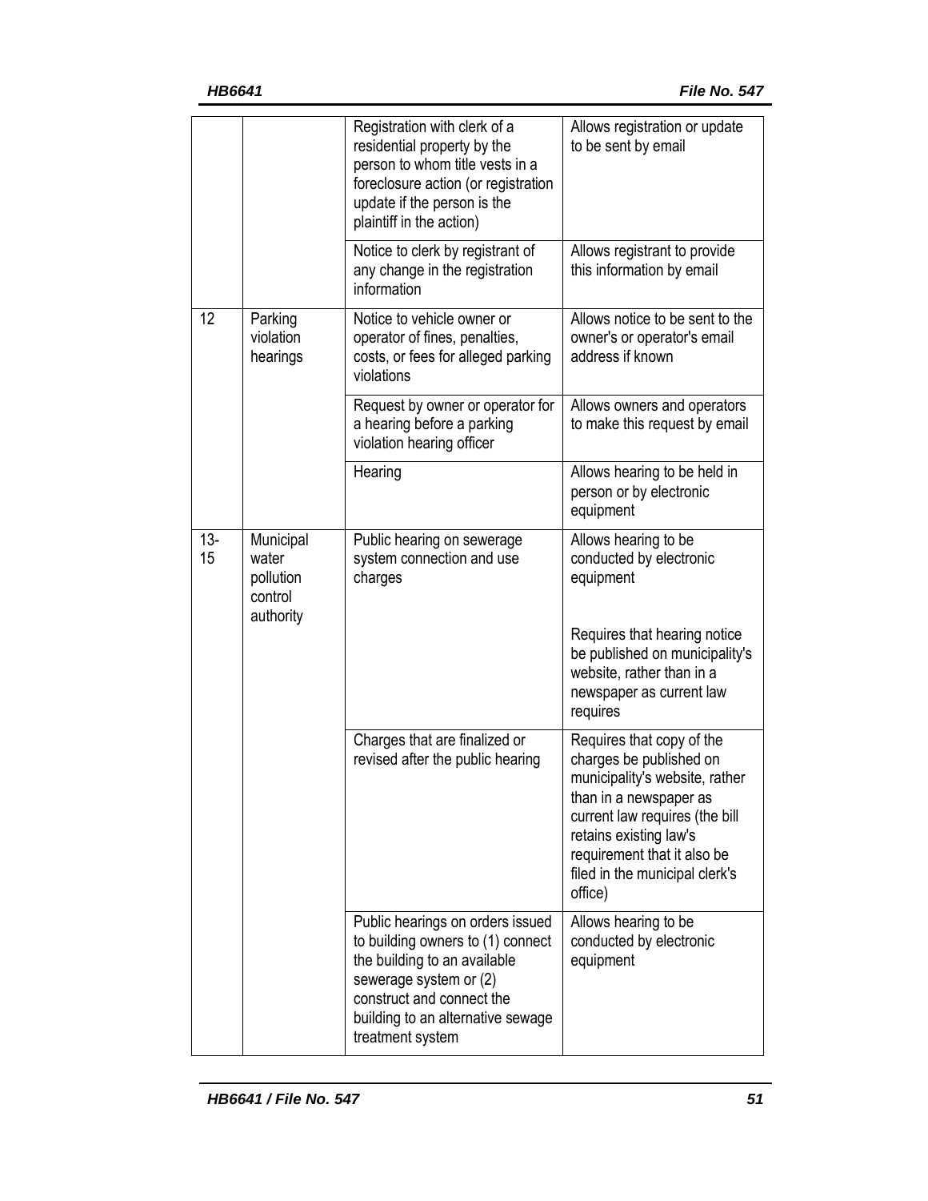| | | | |
|---|---|---|---|
| | | Registration with clerk of a residential property by the person to whom title vests in a foreclosure action (or registration update if the person is the plaintiff in the action) | Allows registration or update to be sent by email |
| | | Notice to clerk by registrant of any change in the registration information | Allows registrant to provide this information by email |
| 12 | Parking violation hearings | Notice to vehicle owner or operator of fines, penalties, costs, or fees for alleged parking violations | Allows notice to be sent to the owner's or operator's email address if known |
| | | Request by owner or operator for a hearing before a parking violation hearing officer | Allows owners and operators to make this request by email |
| | | Hearing | Allows hearing to be held in person or by electronic equipment |
| 13-15 | Municipal water pollution control authority | Public hearing on sewerage system connection and use charges | Allows hearing to be conducted by electronic equipment<br><br>Requires that hearing notice be published on municipality's website, rather than in a newspaper as current law requires |
| | | Charges that are finalized or revised after the public hearing | Requires that copy of the charges be published on municipality's website, rather than in a newspaper as current law requires (the bill retains existing law's requirement that it also be filed in the municipal clerk's office) |
| | | Public hearings on orders issued to building owners to (1) connect the building to an available sewerage system or (2) construct and connect the building to an alternative sewage treatment system | Allows hearing to be conducted by electronic equipment |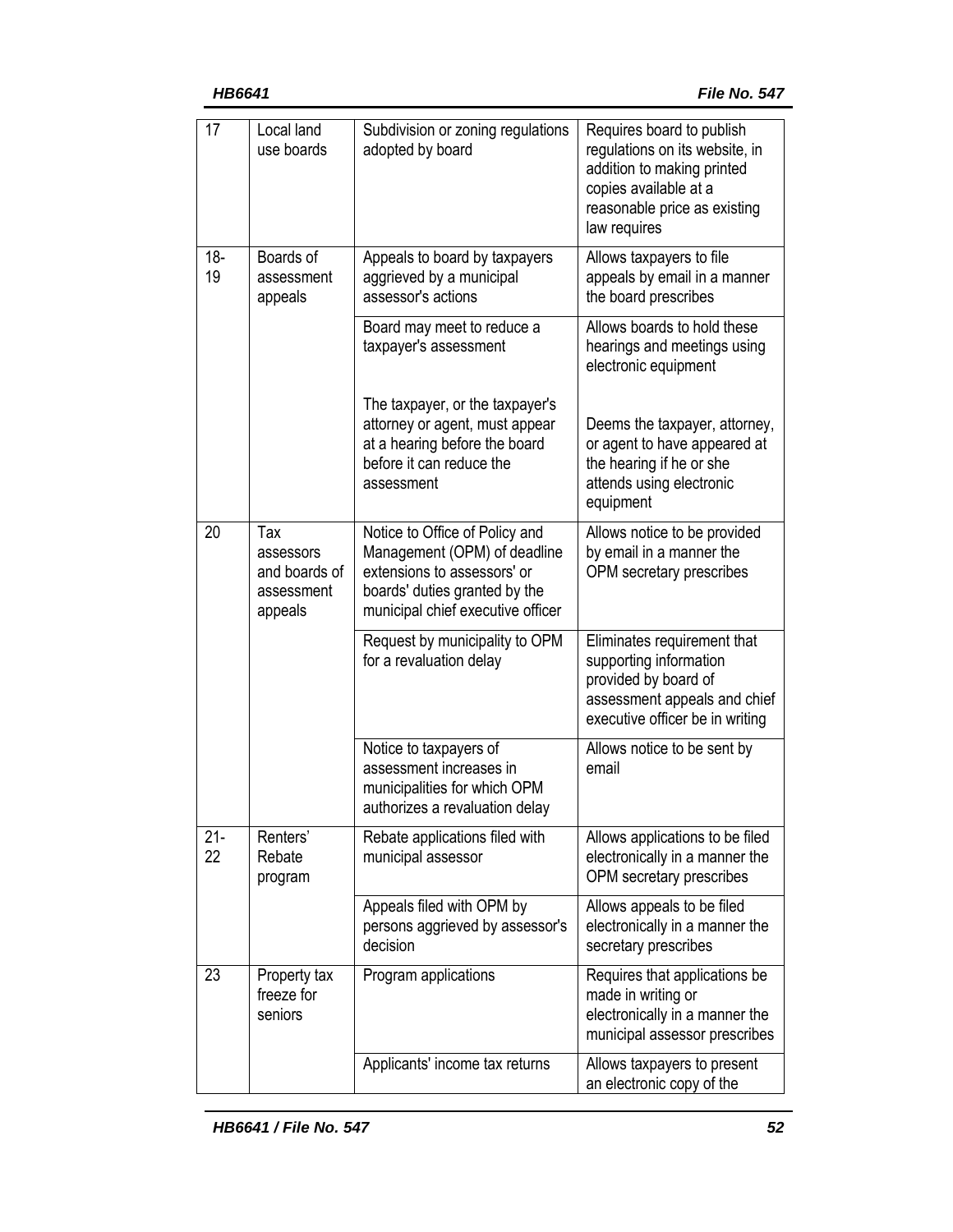| 17 | Local land use boards | Subdivision or zoning regulations adopted by board | Requires board to publish regulations on its website, in addition to making printed copies available at a reasonable price as existing law requires |
|---|---|---|---|
| 18-19 | Boards of assessment appeals | Appeals to board by taxpayers aggrieved by a municipal assessor's actions | Allows taxpayers to file appeals by email in a manner the board prescribes |
| | | Board may meet to reduce a taxpayer's assessment<br><br>The taxpayer, or the taxpayer's attorney or agent, must appear at a hearing before the board before it can reduce the assessment | Allows boards to hold these hearings and meetings using electronic equipment<br><br>Deems the taxpayer, attorney, or agent to have appeared at the hearing if he or she attends using electronic equipment |
| 20 | Tax assessors and boards of assessment appeals | Notice to Office of Policy and Management (OPM) of deadline extensions to assessors' or boards' duties granted by the municipal chief executive officer | Allows notice to be provided by email in a manner the OPM secretary prescribes |
| | | Request by municipality to OPM for a revaluation delay | Eliminates requirement that supporting information provided by board of assessment appeals and chief executive officer be in writing |
| | | Notice to taxpayers of assessment increases in municipalities for which OPM authorizes a revaluation delay | Allows notice to be sent by email |
| 21-22 | Renters' Rebate program | Rebate applications filed with municipal assessor | Allows applications to be filed electronically in a manner the OPM secretary prescribes |
| | | Appeals filed with OPM by persons aggrieved by assessor's decision | Allows appeals to be filed electronically in a manner the secretary prescribes |
| 23 | Property tax freeze for seniors | Program applications | Requires that applications be made in writing or electronically in a manner the municipal assessor prescribes |
| | | Applicants' income tax returns | Allows taxpayers to present an electronic copy of the |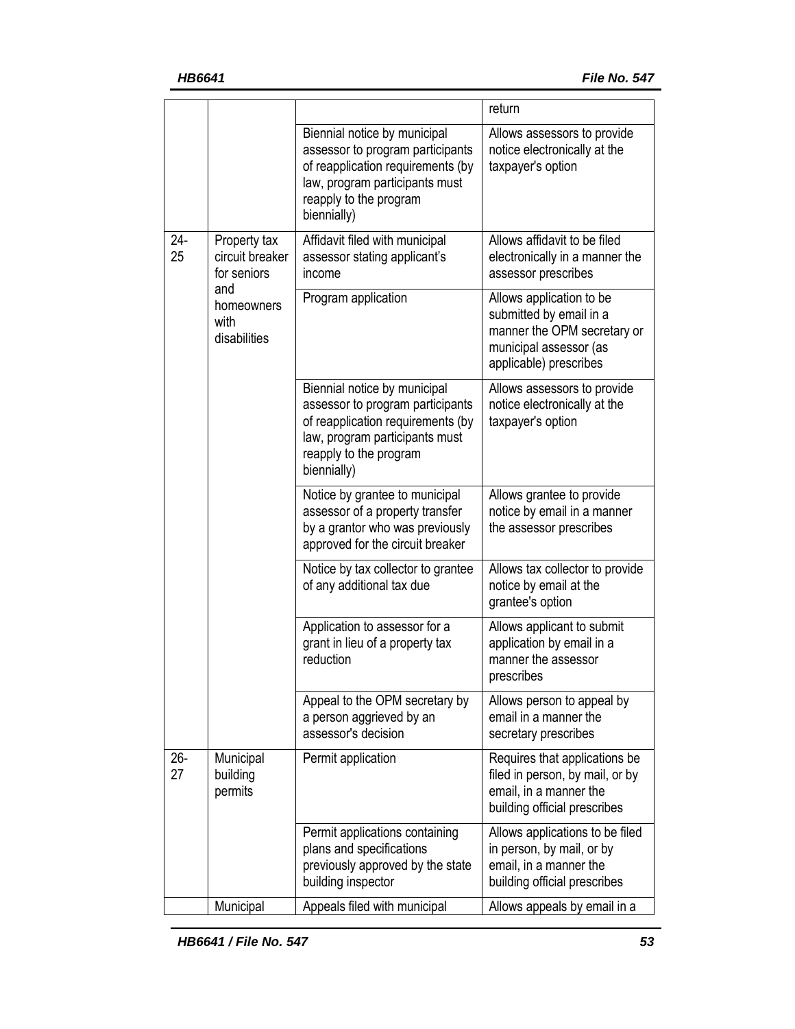| | | | return |
|---|---|---|---|
| | | Biennial notice by municipal assessor to program participants of reapplication requirements (by law, program participants must reapply to the program biennially) | Allows assessors to provide notice electronically at the taxpayer's option |
| 24-25 | Property tax circuit breaker for seniors and homeowners with disabilities | Affidavit filed with municipal assessor stating applicant's income | Allows affidavit to be filed electronically in a manner the assessor prescribes |
| | | Program application | Allows application to be submitted by email in a manner the OPM secretary or municipal assessor (as applicable) prescribes |
| | | Biennial notice by municipal assessor to program participants of reapplication requirements (by law, program participants must reapply to the program biennially) | Allows assessors to provide notice electronically at the taxpayer's option |
| | | Notice by grantee to municipal assessor of a property transfer by a grantor who was previously approved for the circuit breaker | Allows grantee to provide notice by email in a manner the assessor prescribes |
| | | Notice by tax collector to grantee of any additional tax due | Allows tax collector to provide notice by email at the grantee's option |
| | | Application to assessor for a grant in lieu of a property tax reduction | Allows applicant to submit application by email in a manner the assessor prescribes |
| | | Appeal to the OPM secretary by a person aggrieved by an assessor's decision | Allows person to appeal by email in a manner the secretary prescribes |
| 26-27 | Municipal building permits | Permit application | Requires that applications be filed in person, by mail, or by email, in a manner the building official prescribes |
| | | Permit applications containing plans and specifications previously approved by the state building inspector | Allows applications to be filed in person, by mail, or by email, in a manner the building official prescribes |
| | Municipal | Appeals filed with municipal | Allows appeals by email in a |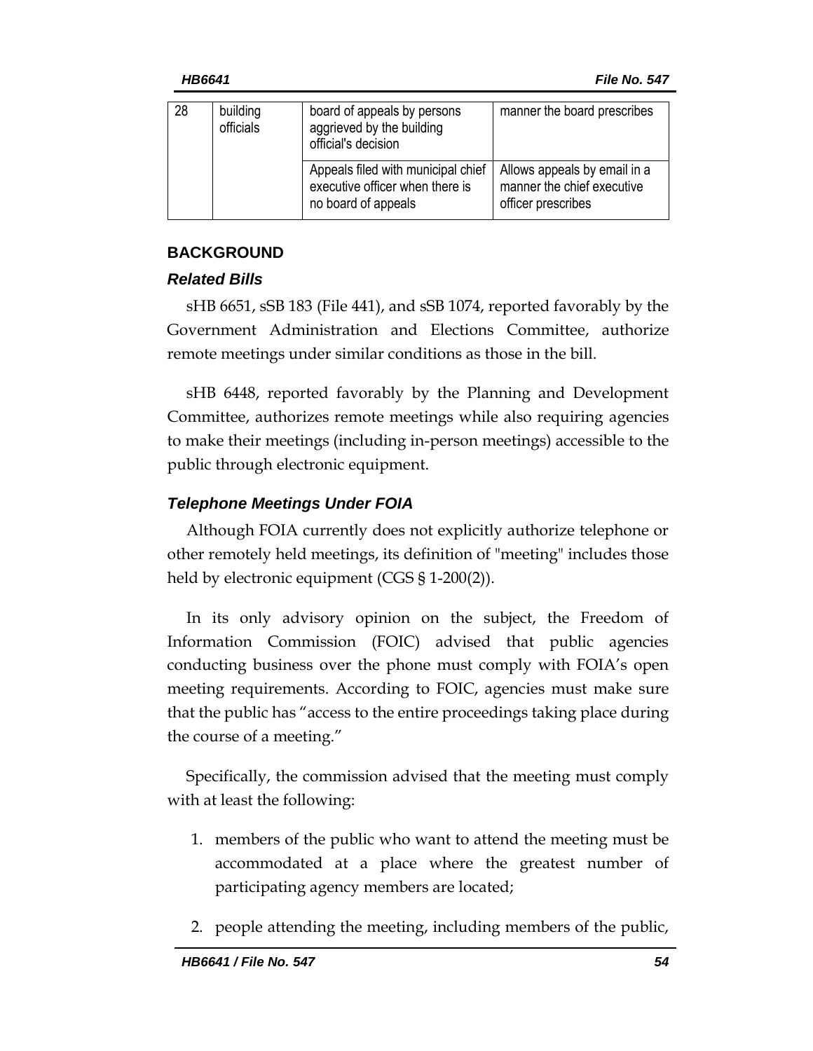| 28 | building officials | board of appeals by persons aggrieved by the building official's decision | manner the board prescribes |
|---|---|---|---|
| | | Appeals filed with municipal chief executive officer when there is no board of appeals | Allows appeals by email in a manner the chief executive officer prescribes |

## BACKGROUND

### *Related Bills*

sHB 6651, sSB 183 (File 441), and sSB 1074, reported favorably by the Government Administration and Elections Committee, authorize remote meetings under similar conditions as those in the bill.

sHB 6448, reported favorably by the Planning and Development Committee, authorizes remote meetings while also requiring agencies to make their meetings (including in-person meetings) accessible to the public through electronic equipment.

### *Telephone Meetings Under FOIA*

Although FOIA currently does not explicitly authorize telephone or other remotely held meetings, its definition of "meeting" includes those held by electronic equipment (CGS § 1-200(2)).

In its only advisory opinion on the subject, the Freedom of Information Commission (FOIC) advised that public agencies conducting business over the phone must comply with FOIA's open meeting requirements. According to FOIC, agencies must make sure that the public has "access to the entire proceedings taking place during the course of a meeting."

Specifically, the commission advised that the meeting must comply with at least the following:

1. members of the public who want to attend the meeting must be accommodated at a place where the greatest number of participating agency members are located;
2. people attending the meeting, including members of the public,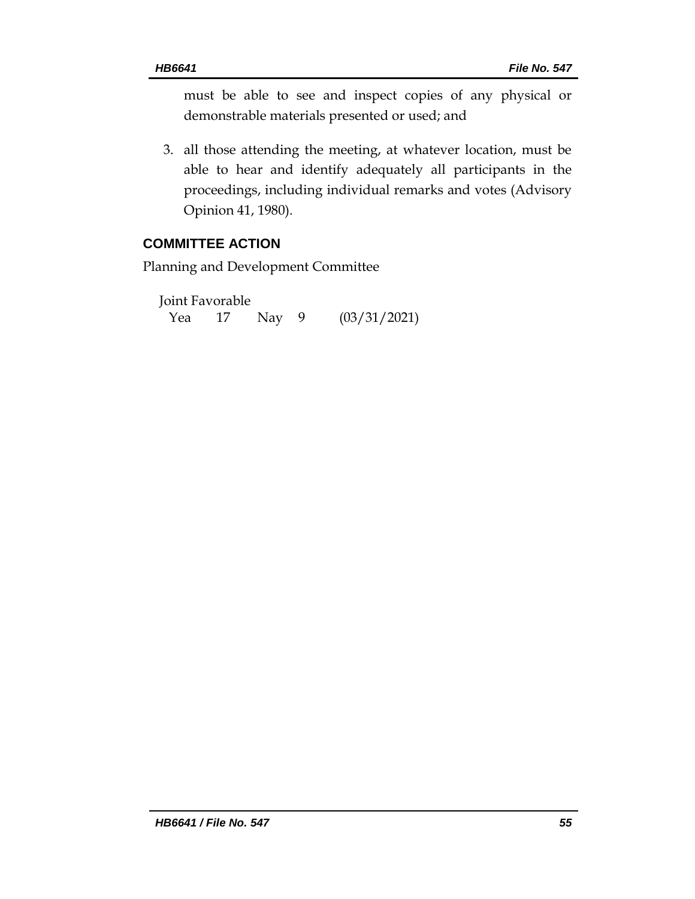must be able to see and inspect copies of any physical or demonstrable materials presented or used; and

3. all those attending the meeting, at whatever location, must be able to hear and identify adequately all participants in the proceedings, including individual remarks and votes (Advisory Opinion 41, 1980).

## COMMITTEE ACTION

Planning and Development Committee

Joint Favorable
Yea 17 Nay 9 (03/31/2021)